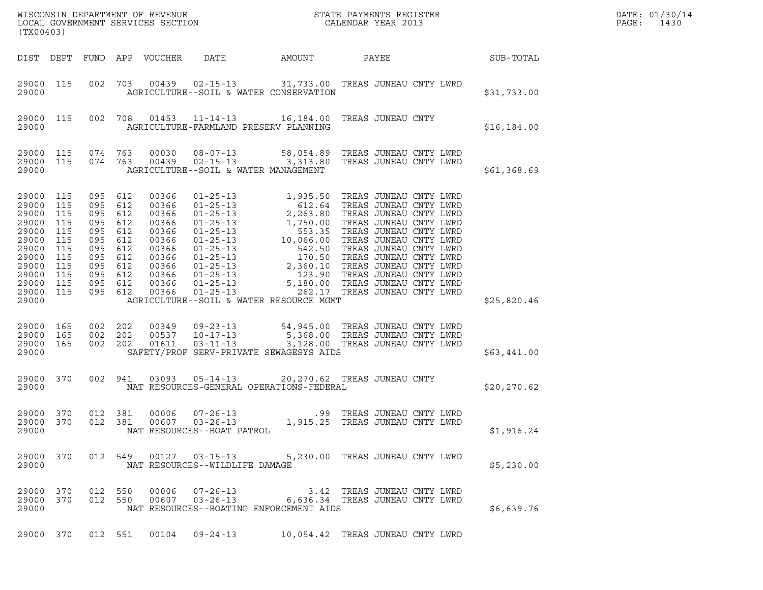WISCONSIN DEPARTMENT OF REVENUE
LOCAL GOVERNMENT SERVICES SECTION
(TX00403)

STATE PAYMENTS REGISTER
CALENDAR YEAR 2013

DATE: 01/30/14

| DIST | DEPT | FUND | APP | VOUCHER | DATE | AMOUNT | PAYEE | SUB-TOTAL |
|---|---|---|---|---|---|---|---|---|
| 29000 | 115 | 002 | 703 | 00439 | 02-15-13 | 31,733.00 | TREAS JUNEAU CNTY LWRD | |
| 29000 | | | | | AGRICULTURE--SOIL & WATER CONSERVATION | | | $31,733.00 |
| 29000 | 115 | 002 | 708 | 01453 | 11-14-13 | 16,184.00 | TREAS JUNEAU CNTY | |
| 29000 | | | | | AGRICULTURE-FARMLAND PRESERV PLANNING | | | $16,184.00 |
| 29000 | 115 | 074 | 763 | 00030 | 08-07-13 | 58,054.89 | TREAS JUNEAU CNTY LWRD | |
| 29000 | 115 | 074 | 763 | 00439 | 02-15-13 | 3,313.80 | TREAS JUNEAU CNTY LWRD | |
| 29000 | | | | | AGRICULTURE--SOIL & WATER MANAGEMENT | | | $61,368.69 |
| 29000 | 115 | 095 | 612 | 00366 | 01-25-13 | 1,935.50 | TREAS JUNEAU CNTY LWRD | |
| 29000 | 115 | 095 | 612 | 00366 | 01-25-13 | 612.64 | TREAS JUNEAU CNTY LWRD | |
| 29000 | 115 | 095 | 612 | 00366 | 01-25-13 | 2,263.80 | TREAS JUNEAU CNTY LWRD | |
| 29000 | 115 | 095 | 612 | 00366 | 01-25-13 | 1,750.00 | TREAS JUNEAU CNTY LWRD | |
| 29000 | 115 | 095 | 612 | 00366 | 01-25-13 | 553.35 | TREAS JUNEAU CNTY LWRD | |
| 29000 | 115 | 095 | 612 | 00366 | 01-25-13 | 10,066.00 | TREAS JUNEAU CNTY LWRD | |
| 29000 | 115 | 095 | 612 | 00366 | 01-25-13 | 542.50 | TREAS JUNEAU CNTY LWRD | |
| 29000 | 115 | 095 | 612 | 00366 | 01-25-13 | 170.50 | TREAS JUNEAU CNTY LWRD | |
| 29000 | 115 | 095 | 612 | 00366 | 01-25-13 | 2,360.10 | TREAS JUNEAU CNTY LWRD | |
| 29000 | 115 | 095 | 612 | 00366 | 01-25-13 | 123.90 | TREAS JUNEAU CNTY LWRD | |
| 29000 | 115 | 095 | 612 | 00366 | 01-25-13 | 5,180.00 | TREAS JUNEAU CNTY LWRD | |
| 29000 | 115 | 095 | 612 | 00366 | 01-25-13 | 262.17 | TREAS JUNEAU CNTY LWRD | |
| 29000 | | | | | AGRICULTURE--SOIL & WATER RESOURCE MGMT | | | $25,820.46 |
| 29000 | 165 | 002 | 202 | 00349 | 09-23-13 | 54,945.00 | TREAS JUNEAU CNTY LWRD | |
| 29000 | 165 | 002 | 202 | 00537 | 10-17-13 | 5,368.00 | TREAS JUNEAU CNTY LWRD | |
| 29000 | 165 | 002 | 202 | 01611 | 03-11-13 | 3,128.00 | TREAS JUNEAU CNTY LWRD | |
| 29000 | | | | | SAFETY/PROF SERV-PRIVATE SEWAGESYS AIDS | | | $63,441.00 |
| 29000 | 370 | 002 | 941 | 03093 | 05-14-13 | 20,270.62 | TREAS JUNEAU CNTY | |
| 29000 | | | | | NAT RESOURCES-GENERAL OPERATIONS-FEDERAL | | | $20,270.62 |
| 29000 | 370 | 012 | 381 | 00006 | 07-26-13 | .99 | TREAS JUNEAU CNTY LWRD | |
| 29000 | 370 | 012 | 381 | 00607 | 03-26-13 | 1,915.25 | TREAS JUNEAU CNTY LWRD | |
| 29000 | | | | | NAT RESOURCES--BOAT PATROL | | | $1,916.24 |
| 29000 | 370 | 012 | 549 | 00127 | 03-15-13 | 5,230.00 | TREAS JUNEAU CNTY LWRD | |
| 29000 | | | | | NAT RESOURCES--WILDLIFE DAMAGE | | | $5,230.00 |
| 29000 | 370 | 012 | 550 | 00006 | 07-26-13 | 3.42 | TREAS JUNEAU CNTY LWRD | |
| 29000 | 370 | 012 | 550 | 00607 | 03-26-13 | 6,636.34 | TREAS JUNEAU CNTY LWRD | |
| 29000 | | | | | NAT RESOURCES--BOATING ENFORCEMENT AIDS | | | $6,639.76 |
| 29000 | 370 | 012 | 551 | 00104 | 09-24-13 | 10,054.42 | TREAS JUNEAU CNTY LWRD | |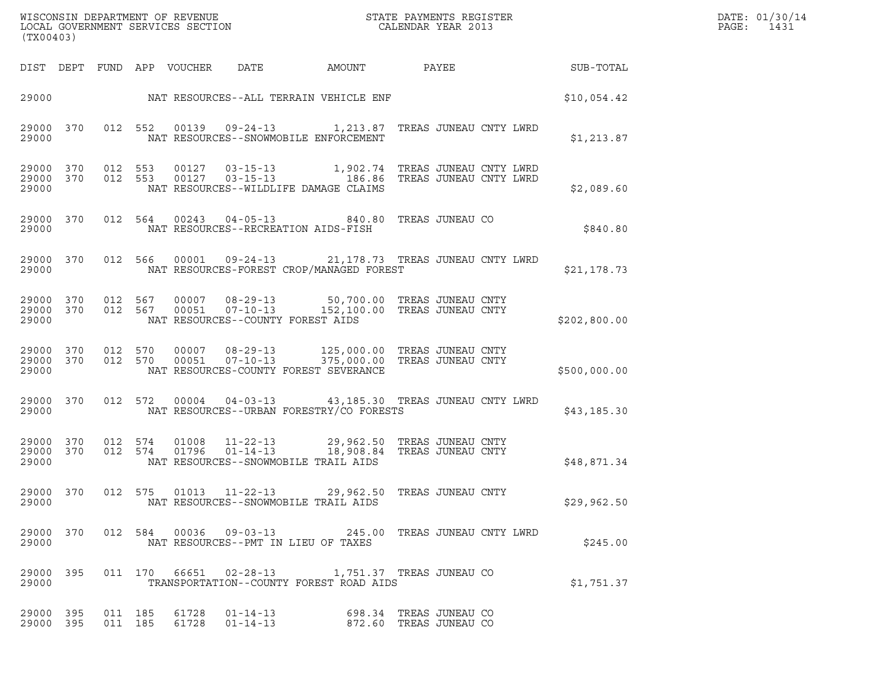WISCONSIN DEPARTMENT OF REVENUE
LOCAL GOVERNMENT SERVICES SECTION
(TX00403)

STATE PAYMENTS REGISTER
CALENDAR YEAR 2013

DATE: 01/30/14
PAGE: 1431

| DIST | DEPT | FUND | APP | VOUCHER | DATE | AMOUNT | PAYEE | SUB-TOTAL |
|---|---|---|---|---|---|---|---|---|
| 29000 | | | | | NAT RESOURCES--ALL TERRAIN VEHICLE ENF | | | $10,054.42 |
| 29000 | 370 | 012 | 552 | 00139 | 09-24-13 | 1,213.87 | TREAS JUNEAU CNTY LWRD | |
| 29000 | | | | | NAT RESOURCES--SNOWMOBILE ENFORCEMENT | | | $1,213.87 |
| 29000 | 370 | 012 | 553 | 00127 | 03-15-13 | 1,902.74 | TREAS JUNEAU CNTY LWRD | |
| 29000 | 370 | 012 | 553 | 00127 | 03-15-13 | 186.86 | TREAS JUNEAU CNTY LWRD | |
| 29000 | | | | | NAT RESOURCES--WILDLIFE DAMAGE CLAIMS | | | $2,089.60 |
| 29000 | 370 | 012 | 564 | 00243 | 04-05-13 | 840.80 | TREAS JUNEAU CO | |
| 29000 | | | | | NAT RESOURCES--RECREATION AIDS-FISH | | | $840.80 |
| 29000 | 370 | 012 | 566 | 00001 | 09-24-13 | 21,178.73 | TREAS JUNEAU CNTY LWRD | |
| 29000 | | | | | NAT RESOURCES-FOREST CROP/MANAGED FOREST | | | $21,178.73 |
| 29000 | 370 | 012 | 567 | 00007 | 08-29-13 | 50,700.00 | TREAS JUNEAU CNTY | |
| 29000 | 370 | 012 | 567 | 00051 | 07-10-13 | 152,100.00 | TREAS JUNEAU CNTY | |
| 29000 | | | | | NAT RESOURCES--COUNTY FOREST AIDS | | | $202,800.00 |
| 29000 | 370 | 012 | 570 | 00007 | 08-29-13 | 125,000.00 | TREAS JUNEAU CNTY | |
| 29000 | 370 | 012 | 570 | 00051 | 07-10-13 | 375,000.00 | TREAS JUNEAU CNTY | |
| 29000 | | | | | NAT RESOURCES-COUNTY FOREST SEVERANCE | | | $500,000.00 |
| 29000 | 370 | 012 | 572 | 00004 | 04-03-13 | 43,185.30 | TREAS JUNEAU CNTY LWRD | |
| 29000 | | | | | NAT RESOURCES--URBAN FORESTRY/CO FORESTS | | | $43,185.30 |
| 29000 | 370 | 012 | 574 | 01008 | 11-22-13 | 29,962.50 | TREAS JUNEAU CNTY | |
| 29000 | 370 | 012 | 574 | 01796 | 01-14-13 | 18,908.84 | TREAS JUNEAU CNTY | |
| 29000 | | | | | NAT RESOURCES--SNOWMOBILE TRAIL AIDS | | | $48,871.34 |
| 29000 | 370 | 012 | 575 | 01013 | 11-22-13 | 29,962.50 | TREAS JUNEAU CNTY | |
| 29000 | | | | | NAT RESOURCES--SNOWMOBILE TRAIL AIDS | | | $29,962.50 |
| 29000 | 370 | 012 | 584 | 00036 | 09-03-13 | 245.00 | TREAS JUNEAU CNTY LWRD | |
| 29000 | | | | | NAT RESOURCES--PMT IN LIEU OF TAXES | | | $245.00 |
| 29000 | 395 | 011 | 170 | 66651 | 02-28-13 | 1,751.37 | TREAS JUNEAU CO | |
| 29000 | | | | | TRANSPORTATION--COUNTY FOREST ROAD AIDS | | | $1,751.37 |
| 29000 | 395 | 011 | 185 | 61728 | 01-14-13 | 698.34 | TREAS JUNEAU CO | |
| 29000 | 395 | 011 | 185 | 61728 | 01-14-13 | 872.60 | TREAS JUNEAU CO | |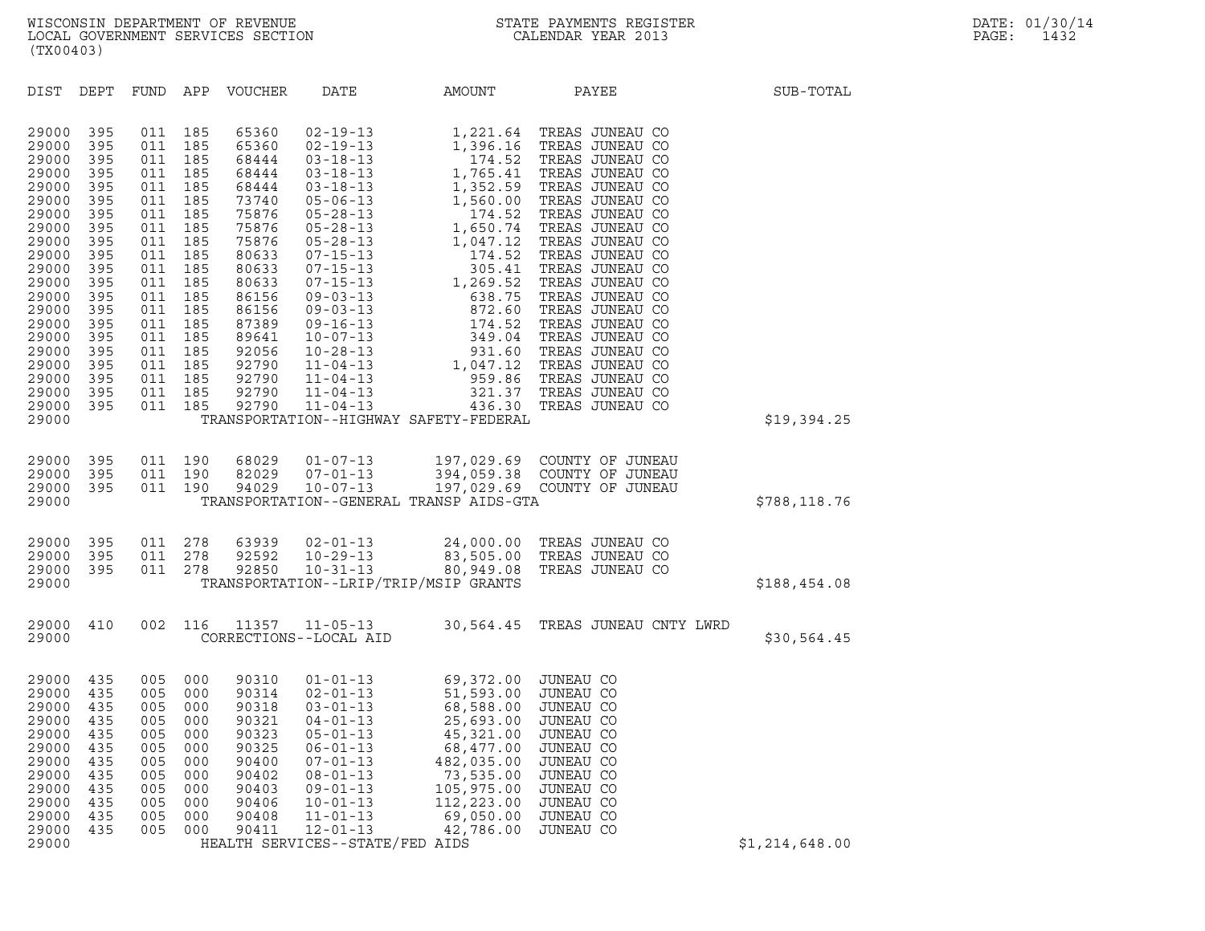WISCONSIN DEPARTMENT OF REVENUE
LOCAL GOVERNMENT SERVICES SECTION
(TX00403)

STATE PAYMENTS REGISTER
CALENDAR YEAR 2013

DATE: 01/30/14

| DIST | DEPT | FUND | APP | VOUCHER | DATE | AMOUNT | PAYEE | SUB-TOTAL |
|---|---|---|---|---|---|---|---|---|
| 29000 | 395 | 011 | 185 | 65360 | 02-19-13 | 1,221.64 | TREAS JUNEAU CO | |
| 29000 | 395 | 011 | 185 | 65360 | 02-19-13 | 1,396.16 | TREAS JUNEAU CO | |
| 29000 | 395 | 011 | 185 | 68444 | 03-18-13 | 174.52 | TREAS JUNEAU CO | |
| 29000 | 395 | 011 | 185 | 68444 | 03-18-13 | 1,765.41 | TREAS JUNEAU CO | |
| 29000 | 395 | 011 | 185 | 68444 | 03-18-13 | 1,352.59 | TREAS JUNEAU CO | |
| 29000 | 395 | 011 | 185 | 73740 | 05-06-13 | 1,560.00 | TREAS JUNEAU CO | |
| 29000 | 395 | 011 | 185 | 75876 | 05-28-13 | 174.52 | TREAS JUNEAU CO | |
| 29000 | 395 | 011 | 185 | 75876 | 05-28-13 | 1,650.74 | TREAS JUNEAU CO | |
| 29000 | 395 | 011 | 185 | 75876 | 05-28-13 | 1,047.12 | TREAS JUNEAU CO | |
| 29000 | 395 | 011 | 185 | 80633 | 07-15-13 | 174.52 | TREAS JUNEAU CO | |
| 29000 | 395 | 011 | 185 | 80633 | 07-15-13 | 305.41 | TREAS JUNEAU CO | |
| 29000 | 395 | 011 | 185 | 80633 | 07-15-13 | 1,269.52 | TREAS JUNEAU CO | |
| 29000 | 395 | 011 | 185 | 86156 | 09-03-13 | 638.75 | TREAS JUNEAU CO | |
| 29000 | 395 | 011 | 185 | 86156 | 09-03-13 | 872.60 | TREAS JUNEAU CO | |
| 29000 | 395 | 011 | 185 | 87389 | 09-16-13 | 174.52 | TREAS JUNEAU CO | |
| 29000 | 395 | 011 | 185 | 89641 | 10-07-13 | 349.04 | TREAS JUNEAU CO | |
| 29000 | 395 | 011 | 185 | 92056 | 10-28-13 | 931.60 | TREAS JUNEAU CO | |
| 29000 | 395 | 011 | 185 | 92790 | 11-04-13 | 1,047.12 | TREAS JUNEAU CO | |
| 29000 | 395 | 011 | 185 | 92790 | 11-04-13 | 959.86 | TREAS JUNEAU CO | |
| 29000 | 395 | 011 | 185 | 92790 | 11-04-13 | 321.37 | TREAS JUNEAU CO | |
| 29000 | 395 | 011 | 185 | 92790 | 11-04-13 | 436.30 | TREAS JUNEAU CO | |
| 29000 | | | | TRANSPORTATION--HIGHWAY SAFETY-FEDERAL | | | | $19,394.25 |
| 29000 | 395 | 011 | 190 | 68029 | 01-07-13 | 197,029.69 | COUNTY OF JUNEAU | |
| 29000 | 395 | 011 | 190 | 82029 | 07-01-13 | 394,059.38 | COUNTY OF JUNEAU | |
| 29000 | 395 | 011 | 190 | 94029 | 10-07-13 | 197,029.69 | COUNTY OF JUNEAU | |
| 29000 | | | | TRANSPORTATION--GENERAL TRANSP AIDS-GTA | | | | $788,118.76 |
| 29000 | 395 | 011 | 278 | 63939 | 02-01-13 | 24,000.00 | TREAS JUNEAU CO | |
| 29000 | 395 | 011 | 278 | 92592 | 10-29-13 | 83,505.00 | TREAS JUNEAU CO | |
| 29000 | 395 | 011 | 278 | 92850 | 10-31-13 | 80,949.08 | TREAS JUNEAU CO | |
| 29000 | | | | TRANSPORTATION--LRIP/TRIP/MSIP GRANTS | | | | $188,454.08 |
| 29000 | 410 | 002 | 116 | 11357 | 11-05-13 | 30,564.45 | TREAS JUNEAU CNTY LWRD | |
| 29000 | | | | CORRECTIONS--LOCAL AID | | | | $30,564.45 |
| 29000 | 435 | 005 | 000 | 90310 | 01-01-13 | 69,372.00 | JUNEAU CO | |
| 29000 | 435 | 005 | 000 | 90314 | 02-01-13 | 51,593.00 | JUNEAU CO | |
| 29000 | 435 | 005 | 000 | 90318 | 03-01-13 | 68,588.00 | JUNEAU CO | |
| 29000 | 435 | 005 | 000 | 90321 | 04-01-13 | 25,693.00 | JUNEAU CO | |
| 29000 | 435 | 005 | 000 | 90323 | 05-01-13 | 45,321.00 | JUNEAU CO | |
| 29000 | 435 | 005 | 000 | 90325 | 06-01-13 | 68,477.00 | JUNEAU CO | |
| 29000 | 435 | 005 | 000 | 90400 | 07-01-13 | 482,035.00 | JUNEAU CO | |
| 29000 | 435 | 005 | 000 | 90402 | 08-01-13 | 73,535.00 | JUNEAU CO | |
| 29000 | 435 | 005 | 000 | 90403 | 09-01-13 | 105,975.00 | JUNEAU CO | |
| 29000 | 435 | 005 | 000 | 90406 | 10-01-13 | 112,223.00 | JUNEAU CO | |
| 29000 | 435 | 005 | 000 | 90408 | 11-01-13 | 69,050.00 | JUNEAU CO | |
| 29000 | 435 | 005 | 000 | 90411 | 12-01-13 | 42,786.00 | JUNEAU CO | |
| 29000 | | | | HEALTH SERVICES--STATE/FED AIDS | | | | $1,214,648.00 |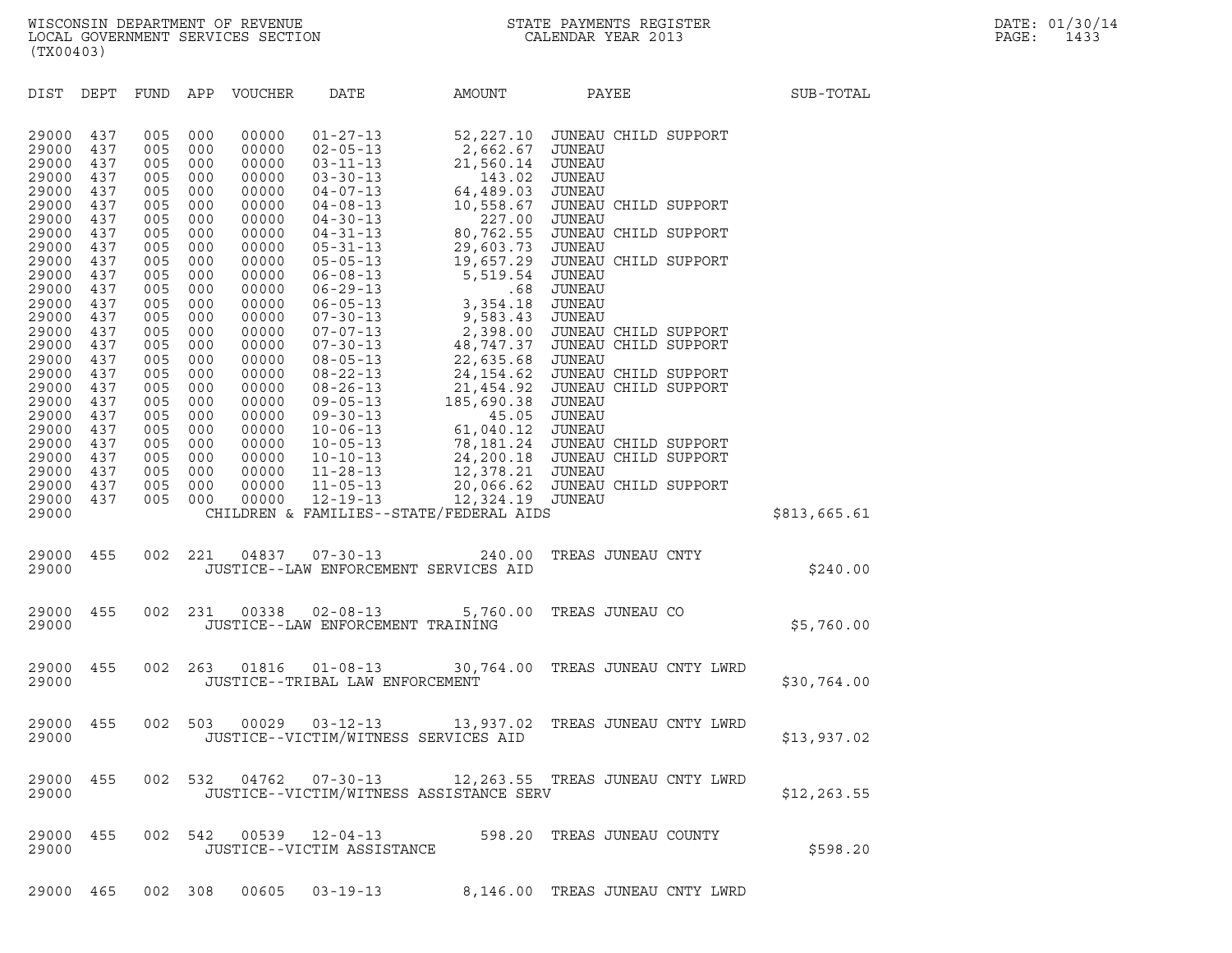WISCONSIN DEPARTMENT OF REVENUE
LOCAL GOVERNMENT SERVICES SECTION
(TX00403)

STATE PAYMENTS REGISTER
CALENDAR YEAR 2013

DATE: 01/30/14
PAGE: 1433

| DIST | DEPT | FUND | APP | VOUCHER | DATE | AMOUNT | PAYEE | SUB-TOTAL |
|---|---|---|---|---|---|---|---|---|
| 29000 | 437 | 005 | 000 | 00000 | 01-27-13 | 52,227.10 | JUNEAU CHILD SUPPORT | |
| 29000 | 437 | 005 | 000 | 00000 | 02-05-13 | 2,662.67 | JUNEAU | |
| 29000 | 437 | 005 | 000 | 00000 | 03-11-13 | 21,560.14 | JUNEAU | |
| 29000 | 437 | 005 | 000 | 00000 | 03-30-13 | 143.02 | JUNEAU | |
| 29000 | 437 | 005 | 000 | 00000 | 04-07-13 | 64,489.03 | JUNEAU | |
| 29000 | 437 | 005 | 000 | 00000 | 04-08-13 | 10,558.67 | JUNEAU CHILD SUPPORT | |
| 29000 | 437 | 005 | 000 | 00000 | 04-30-13 | 227.00 | JUNEAU | |
| 29000 | 437 | 005 | 000 | 00000 | 04-31-13 | 80,762.55 | JUNEAU CHILD SUPPORT | |
| 29000 | 437 | 005 | 000 | 00000 | 05-31-13 | 29,603.73 | JUNEAU | |
| 29000 | 437 | 005 | 000 | 00000 | 05-05-13 | 19,657.29 | JUNEAU CHILD SUPPORT | |
| 29000 | 437 | 005 | 000 | 00000 | 06-08-13 | 5,519.54 | JUNEAU | |
| 29000 | 437 | 005 | 000 | 00000 | 06-29-13 | .68 | JUNEAU | |
| 29000 | 437 | 005 | 000 | 00000 | 06-05-13 | 3,354.18 | JUNEAU | |
| 29000 | 437 | 005 | 000 | 00000 | 07-30-13 | 9,583.43 | JUNEAU | |
| 29000 | 437 | 005 | 000 | 00000 | 07-07-13 | 2,398.00 | JUNEAU CHILD SUPPORT | |
| 29000 | 437 | 005 | 000 | 00000 | 07-30-13 | 48,747.37 | JUNEAU CHILD SUPPORT | |
| 29000 | 437 | 005 | 000 | 00000 | 08-05-13 | 22,635.68 | JUNEAU | |
| 29000 | 437 | 005 | 000 | 00000 | 08-22-13 | 24,154.62 | JUNEAU CHILD SUPPORT | |
| 29000 | 437 | 005 | 000 | 00000 | 08-26-13 | 21,454.92 | JUNEAU CHILD SUPPORT | |
| 29000 | 437 | 005 | 000 | 00000 | 09-05-13 | 185,690.38 | JUNEAU | |
| 29000 | 437 | 005 | 000 | 00000 | 09-30-13 | 45.05 | JUNEAU | |
| 29000 | 437 | 005 | 000 | 00000 | 10-06-13 | 61,040.12 | JUNEAU | |
| 29000 | 437 | 005 | 000 | 00000 | 10-05-13 | 78,181.24 | JUNEAU CHILD SUPPORT | |
| 29000 | 437 | 005 | 000 | 00000 | 10-10-13 | 24,200.18 | JUNEAU CHILD SUPPORT | |
| 29000 | 437 | 005 | 000 | 00000 | 11-28-13 | 12,378.21 | JUNEAU | |
| 29000 | 437 | 005 | 000 | 00000 | 11-05-13 | 20,066.62 | JUNEAU CHILD SUPPORT | |
| 29000 | 437 | 005 | 000 | 00000 | 12-19-13 | 12,324.19 | JUNEAU | |
| 29000 | | | | | CHILDREN & FAMILIES--STATE/FEDERAL AIDS | | | $813,665.61 |
| 29000 | 455 | 002 | 221 | 04837 | 07-30-13 | 240.00 | TREAS JUNEAU CNTY | |
| 29000 | | | | | JUSTICE--LAW ENFORCEMENT SERVICES AID | | | $240.00 |
| 29000 | 455 | 002 | 231 | 00338 | 02-08-13 | 5,760.00 | TREAS JUNEAU CO | |
| 29000 | | | | | JUSTICE--LAW ENFORCEMENT TRAINING | | | $5,760.00 |
| 29000 | 455 | 002 | 263 | 01816 | 01-08-13 | 30,764.00 | TREAS JUNEAU CNTY LWRD | |
| 29000 | | | | | JUSTICE--TRIBAL LAW ENFORCEMENT | | | $30,764.00 |
| 29000 | 455 | 002 | 503 | 00029 | 03-12-13 | 13,937.02 | TREAS JUNEAU CNTY LWRD | |
| 29000 | | | | | JUSTICE--VICTIM/WITNESS SERVICES AID | | | $13,937.02 |
| 29000 | 455 | 002 | 532 | 04762 | 07-30-13 | 12,263.55 | TREAS JUNEAU CNTY LWRD | |
| 29000 | | | | | JUSTICE--VICTIM/WITNESS ASSISTANCE SERV | | | $12,263.55 |
| 29000 | 455 | 002 | 542 | 00539 | 12-04-13 | 598.20 | TREAS JUNEAU COUNTY | |
| 29000 | | | | | JUSTICE--VICTIM ASSISTANCE | | | $598.20 |
| 29000 | 465 | 002 | 308 | 00605 | 03-19-13 | 8,146.00 | TREAS JUNEAU CNTY LWRD | |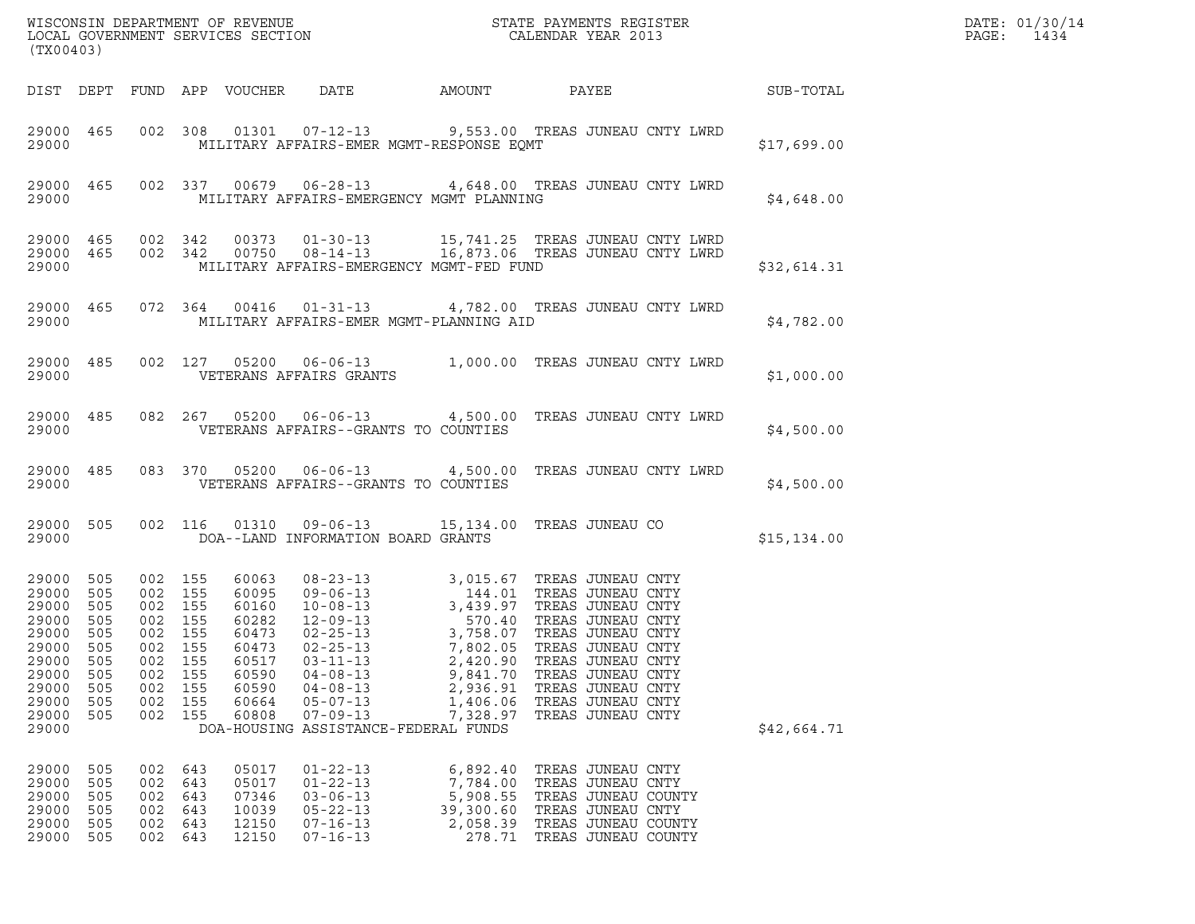| DIST | DEPT | FUND | APP | VOUCHER | DATE | AMOUNT | PAYEE | SUB-TOTAL |
|---|---|---|---|---|---|---|---|---|
| 29000 | 465 | 002 | 308 | 01301 | 07-12-13 | 9,553.00 | TREAS JUNEAU CNTY LWRD | |
| 29000 | | | | | MILITARY AFFAIRS-EMER MGMT-RESPONSE EQMT | | | $17,699.00 |
| 29000 | 465 | 002 | 337 | 00679 | 06-28-13 | 4,648.00 | TREAS JUNEAU CNTY LWRD | |
| 29000 | | | | | MILITARY AFFAIRS-EMERGENCY MGMT PLANNING | | | $4,648.00 |
| 29000 | 465 | 002 | 342 | 00373 | 01-30-13 | 15,741.25 | TREAS JUNEAU CNTY LWRD | |
| 29000 | 465 | 002 | 342 | 00750 | 08-14-13 | 16,873.06 | TREAS JUNEAU CNTY LWRD | |
| 29000 | | | | | MILITARY AFFAIRS-EMERGENCY MGMT-FED FUND | | | $32,614.31 |
| 29000 | 465 | 072 | 364 | 00416 | 01-31-13 | 4,782.00 | TREAS JUNEAU CNTY LWRD | |
| 29000 | | | | | MILITARY AFFAIRS-EMER MGMT-PLANNING AID | | | $4,782.00 |
| 29000 | 485 | 002 | 127 | 05200 | 06-06-13 | 1,000.00 | TREAS JUNEAU CNTY LWRD | |
| 29000 | | | | | VETERANS AFFAIRS GRANTS | | | $1,000.00 |
| 29000 | 485 | 082 | 267 | 05200 | 06-06-13 | 4,500.00 | TREAS JUNEAU CNTY LWRD | |
| 29000 | | | | | VETERANS AFFAIRS--GRANTS TO COUNTIES | | | $4,500.00 |
| 29000 | 485 | 083 | 370 | 05200 | 06-06-13 | 4,500.00 | TREAS JUNEAU CNTY LWRD | |
| 29000 | | | | | VETERANS AFFAIRS--GRANTS TO COUNTIES | | | $4,500.00 |
| 29000 | 505 | 002 | 116 | 01310 | 09-06-13 | 15,134.00 | TREAS JUNEAU CO | |
| 29000 | | | | | DOA--LAND INFORMATION BOARD GRANTS | | | $15,134.00 |
| 29000 | 505 | 002 | 155 | 60063 | 08-23-13 | 3,015.67 | TREAS JUNEAU CNTY | |
| 29000 | 505 | 002 | 155 | 60095 | 09-06-13 | 144.01 | TREAS JUNEAU CNTY | |
| 29000 | 505 | 002 | 155 | 60160 | 10-08-13 | 3,439.97 | TREAS JUNEAU CNTY | |
| 29000 | 505 | 002 | 155 | 60282 | 12-09-13 | 570.40 | TREAS JUNEAU CNTY | |
| 29000 | 505 | 002 | 155 | 60473 | 02-25-13 | 3,758.07 | TREAS JUNEAU CNTY | |
| 29000 | 505 | 002 | 155 | 60473 | 02-25-13 | 7,802.05 | TREAS JUNEAU CNTY | |
| 29000 | 505 | 002 | 155 | 60517 | 03-11-13 | 2,420.90 | TREAS JUNEAU CNTY | |
| 29000 | 505 | 002 | 155 | 60590 | 04-08-13 | 9,841.70 | TREAS JUNEAU CNTY | |
| 29000 | 505 | 002 | 155 | 60590 | 04-08-13 | 2,936.91 | TREAS JUNEAU CNTY | |
| 29000 | 505 | 002 | 155 | 60664 | 05-07-13 | 1,406.06 | TREAS JUNEAU CNTY | |
| 29000 | 505 | 002 | 155 | 60808 | 07-09-13 | 7,328.97 | TREAS JUNEAU CNTY | |
| 29000 | | | | | DOA-HOUSING ASSISTANCE-FEDERAL FUNDS | | | $42,664.71 |
| 29000 | 505 | 002 | 643 | 05017 | 01-22-13 | 6,892.40 | TREAS JUNEAU CNTY | |
| 29000 | 505 | 002 | 643 | 05017 | 01-22-13 | 7,784.00 | TREAS JUNEAU CNTY | |
| 29000 | 505 | 002 | 643 | 07346 | 03-06-13 | 5,908.55 | TREAS JUNEAU COUNTY | |
| 29000 | 505 | 002 | 643 | 10039 | 05-22-13 | 39,300.60 | TREAS JUNEAU CNTY | |
| 29000 | 505 | 002 | 643 | 12150 | 07-16-13 | 2,058.39 | TREAS JUNEAU COUNTY | |
| 29000 | 505 | 002 | 643 | 12150 | 07-16-13 | 278.71 | TREAS JUNEAU COUNTY | |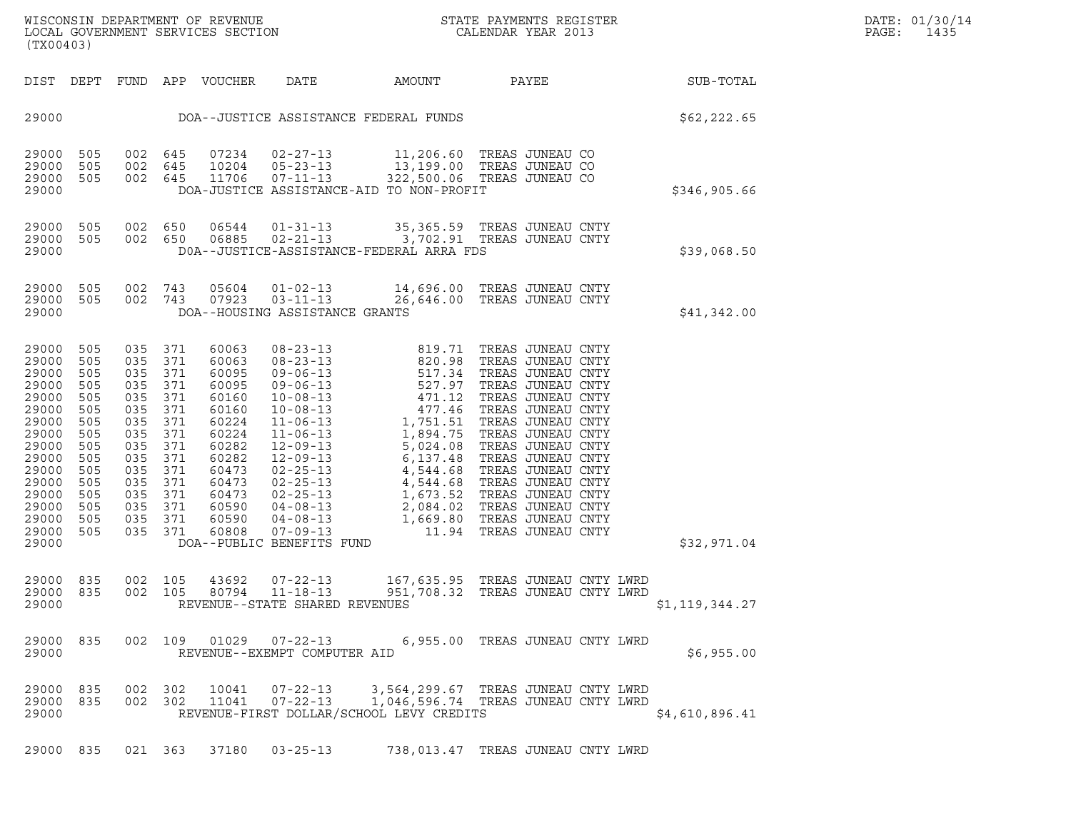WISCONSIN DEPARTMENT OF REVENUE
LOCAL GOVERNMENT SERVICES SECTION
(TX00403)

STATE PAYMENTS REGISTER
CALENDAR YEAR 2013

DATE: 01/30/14

| DIST | DEPT | FUND | APP | VOUCHER | DATE | AMOUNT | PAYEE | SUB-TOTAL |
|---|---|---|---|---|---|---|---|---|
| 29000 | | | | | DOA--JUSTICE ASSISTANCE FEDERAL FUNDS | | | $62,222.65 |
| 29000 | 505 | 002 | 645 | 07234 | 02-27-13 | 11,206.60 | TREAS JUNEAU CO | |
| 29000 | 505 | 002 | 645 | 10204 | 05-23-13 | 13,199.00 | TREAS JUNEAU CO | |
| 29000 | 505 | 002 | 645 | 11706 | 07-11-13 | 322,500.06 | TREAS JUNEAU CO | |
| 29000 | | | | | DOA-JUSTICE ASSISTANCE-AID TO NON-PROFIT | | | $346,905.66 |
| 29000 | 505 | 002 | 650 | 06544 | 01-31-13 | 35,365.59 | TREAS JUNEAU CNTY | |
| 29000 | 505 | 002 | 650 | 06885 | 02-21-13 | 3,702.91 | TREAS JUNEAU CNTY | |
| 29000 | | | | | DOA--JUSTICE-ASSISTANCE-FEDERAL ARRA FDS | | | $39,068.50 |
| 29000 | 505 | 002 | 743 | 05604 | 01-02-13 | 14,696.00 | TREAS JUNEAU CNTY | |
| 29000 | 505 | 002 | 743 | 07923 | 03-11-13 | 26,646.00 | TREAS JUNEAU CNTY | |
| 29000 | | | | | DOA--HOUSING ASSISTANCE GRANTS | | | $41,342.00 |
| 29000 | 505 | 035 | 371 | 60063 | 08-23-13 | 819.71 | TREAS JUNEAU CNTY | |
| 29000 | 505 | 035 | 371 | 60063 | 08-23-13 | 820.98 | TREAS JUNEAU CNTY | |
| 29000 | 505 | 035 | 371 | 60095 | 09-06-13 | 517.34 | TREAS JUNEAU CNTY | |
| 29000 | 505 | 035 | 371 | 60095 | 09-06-13 | 527.97 | TREAS JUNEAU CNTY | |
| 29000 | 505 | 035 | 371 | 60160 | 10-08-13 | 471.12 | TREAS JUNEAU CNTY | |
| 29000 | 505 | 035 | 371 | 60160 | 10-08-13 | 477.46 | TREAS JUNEAU CNTY | |
| 29000 | 505 | 035 | 371 | 60224 | 11-06-13 | 1,751.51 | TREAS JUNEAU CNTY | |
| 29000 | 505 | 035 | 371 | 60224 | 11-06-13 | 1,894.75 | TREAS JUNEAU CNTY | |
| 29000 | 505 | 035 | 371 | 60282 | 12-09-13 | 5,024.08 | TREAS JUNEAU CNTY | |
| 29000 | 505 | 035 | 371 | 60282 | 12-09-13 | 6,137.48 | TREAS JUNEAU CNTY | |
| 29000 | 505 | 035 | 371 | 60473 | 02-25-13 | 4,544.68 | TREAS JUNEAU CNTY | |
| 29000 | 505 | 035 | 371 | 60473 | 02-25-13 | 4,544.68 | TREAS JUNEAU CNTY | |
| 29000 | 505 | 035 | 371 | 60473 | 02-25-13 | 1,673.52 | TREAS JUNEAU CNTY | |
| 29000 | 505 | 035 | 371 | 60590 | 04-08-13 | 2,084.02 | TREAS JUNEAU CNTY | |
| 29000 | 505 | 035 | 371 | 60590 | 04-08-13 | 1,669.80 | TREAS JUNEAU CNTY | |
| 29000 | 505 | 035 | 371 | 60808 | 07-09-13 | 11.94 | TREAS JUNEAU CNTY | |
| 29000 | | | | | DOA--PUBLIC BENEFITS FUND | | | $32,971.04 |
| 29000 | 835 | 002 | 105 | 43692 | 07-22-13 | 167,635.95 | TREAS JUNEAU CNTY LWRD | |
| 29000 | 835 | 002 | 105 | 80794 | 11-18-13 | 951,708.32 | TREAS JUNEAU CNTY LWRD | |
| 29000 | | | | | REVENUE--STATE SHARED REVENUES | | | $1,119,344.27 |
| 29000 | 835 | 002 | 109 | 01029 | 07-22-13 | 6,955.00 | TREAS JUNEAU CNTY LWRD | |
| 29000 | | | | | REVENUE--EXEMPT COMPUTER AID | | | $6,955.00 |
| 29000 | 835 | 002 | 302 | 10041 | 07-22-13 | 3,564,299.67 | TREAS JUNEAU CNTY LWRD | |
| 29000 | 835 | 002 | 302 | 11041 | 07-22-13 | 1,046,596.74 | TREAS JUNEAU CNTY LWRD | |
| 29000 | | | | | REVENUE-FIRST DOLLAR/SCHOOL LEVY CREDITS | | | $4,610,896.41 |
| 29000 | 835 | 021 | 363 | 37180 | 03-25-13 | 738,013.47 | TREAS JUNEAU CNTY LWRD | |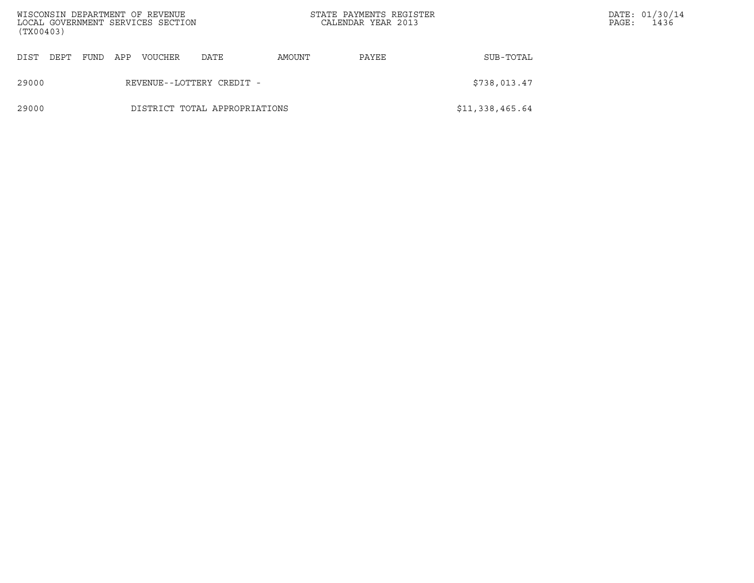| DIST | DEPT | FUND | APP | VOUCHER | DATE | AMOUNT | PAYEE | SUB-TOTAL |
|---|---|---|---|---|---|---|---|---|
| 29000 | | | | REVENUE--LOTTERY CREDIT - | | | | $738,013.47 |
| 29000 | | | | DISTRICT TOTAL APPROPRIATIONS | | | | $11,338,465.64 |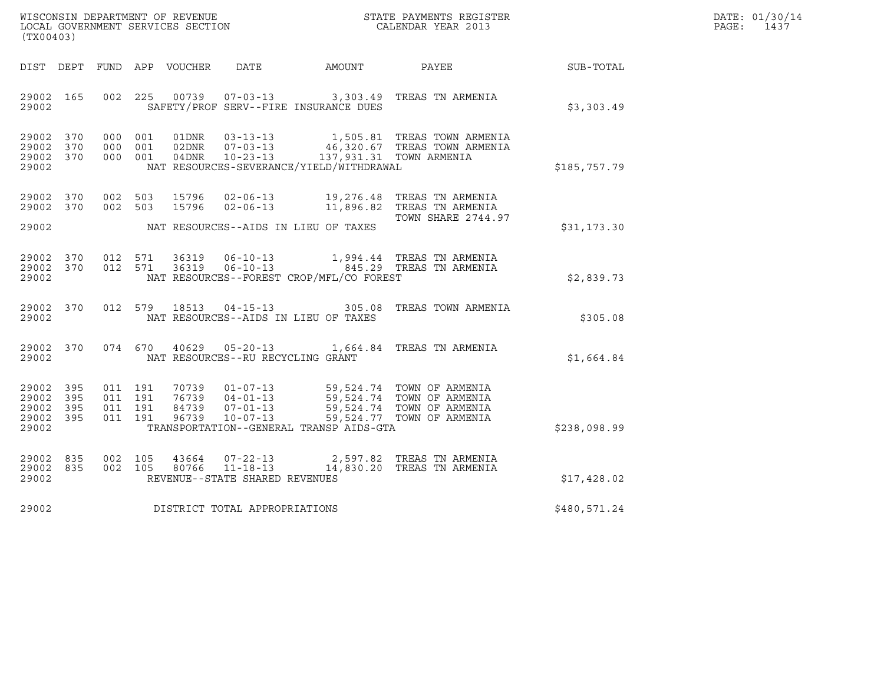WISCONSIN DEPARTMENT OF REVENUE
LOCAL GOVERNMENT SERVICES SECTION
(TX00403)

STATE PAYMENTS REGISTER
CALENDAR YEAR 2013

DATE: 01/30/14
PAGE: 1437

| DIST | DEPT | FUND | APP | VOUCHER | DATE | AMOUNT | PAYEE | SUB-TOTAL |
|---|---|---|---|---|---|---|---|---|
| 29002 | 165 | 002 | 225 | 00739 | 07-03-13 | 3,303.49 | TREAS TN ARMENIA | |
| 29002 | | | | | SAFETY/PROF SERV--FIRE INSURANCE DUES | | | $3,303.49 |
| 29002 | 370 | 000 | 001 | 01DNR | 03-13-13 | 1,505.81 | TREAS TOWN ARMENIA | |
| 29002 | 370 | 000 | 001 | 02DNR | 07-03-13 | 46,320.67 | TREAS TOWN ARMENIA | |
| 29002 | 370 | 000 | 001 | 04DNR | 10-23-13 | 137,931.31 | TOWN ARMENIA | |
| 29002 | | | | | NAT RESOURCES-SEVERANCE/YIELD/WITHDRAWAL | | | $185,757.79 |
| 29002 | 370 | 002 | 503 | 15796 | 02-06-13 | 19,276.48 | TREAS TN ARMENIA | |
| 29002 | 370 | 002 | 503 | 15796 | 02-06-13 | 11,896.82 | TREAS TN ARMENIA TOWN SHARE 2744.97 | |
| 29002 | | | | | NAT RESOURCES--AIDS IN LIEU OF TAXES | | | $31,173.30 |
| 29002 | 370 | 012 | 571 | 36319 | 06-10-13 | 1,994.44 | TREAS TN ARMENIA | |
| 29002 | 370 | 012 | 571 | 36319 | 06-10-13 | 845.29 | TREAS TN ARMENIA | |
| 29002 | | | | | NAT RESOURCES--FOREST CROP/MFL/CO FOREST | | | $2,839.73 |
| 29002 | 370 | 012 | 579 | 18513 | 04-15-13 | 305.08 | TREAS TOWN ARMENIA | |
| 29002 | | | | | NAT RESOURCES--AIDS IN LIEU OF TAXES | | | $305.08 |
| 29002 | 370 | 074 | 670 | 40629 | 05-20-13 | 1,664.84 | TREAS TN ARMENIA | |
| 29002 | | | | | NAT RESOURCES--RU RECYCLING GRANT | | | $1,664.84 |
| 29002 | 395 | 011 | 191 | 70739 | 01-07-13 | 59,524.74 | TOWN OF ARMENIA | |
| 29002 | 395 | 011 | 191 | 76739 | 04-01-13 | 59,524.74 | TOWN OF ARMENIA | |
| 29002 | 395 | 011 | 191 | 84739 | 07-01-13 | 59,524.74 | TOWN OF ARMENIA | |
| 29002 | 395 | 011 | 191 | 96739 | 10-07-13 | 59,524.77 | TOWN OF ARMENIA | |
| 29002 | | | | | TRANSPORTATION--GENERAL TRANSP AIDS-GTA | | | $238,098.99 |
| 29002 | 835 | 002 | 105 | 43664 | 07-22-13 | 2,597.82 | TREAS TN ARMENIA | |
| 29002 | 835 | 002 | 105 | 80766 | 11-18-13 | 14,830.20 | TREAS TN ARMENIA | |
| 29002 | | | | | REVENUE--STATE SHARED REVENUES | | | $17,428.02 |
| 29002 | | | | | DISTRICT TOTAL APPROPRIATIONS | | | $480,571.24 |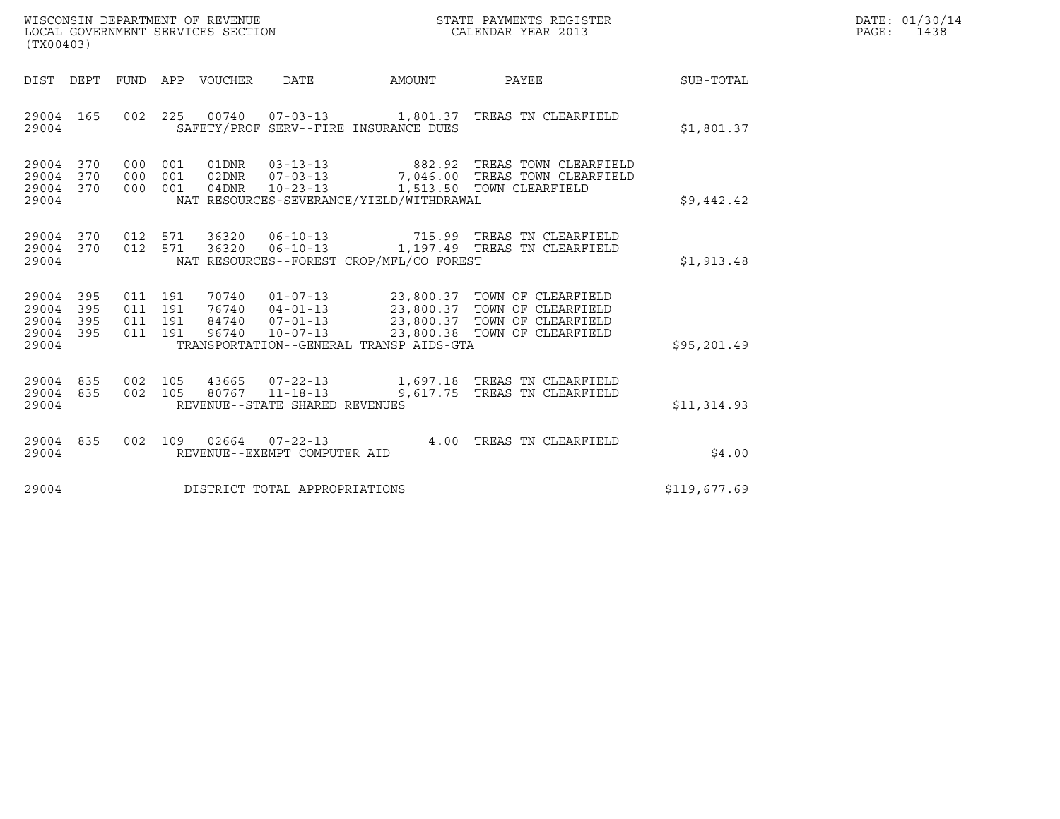WISCONSIN DEPARTMENT OF REVENUE
LOCAL GOVERNMENT SERVICES SECTION
(TX00403)

STATE PAYMENTS REGISTER
CALENDAR YEAR 2013

DATE: 01/30/14
PAGE: 1438

| DIST | DEPT | FUND | APP | VOUCHER | DATE | AMOUNT | PAYEE | SUB-TOTAL |
|---|---|---|---|---|---|---|---|---|
| 29004 | 165 | 002 | 225 | 00740 | 07-03-13 | 1,801.37 | TREAS TN CLEARFIELD | |
| 29004 | | | | SAFETY/PROF SERV--FIRE INSURANCE DUES | | | | $1,801.37 |
| 29004 | 370 | 000 | 001 | 01DNR | 03-13-13 | 882.92 | TREAS TOWN CLEARFIELD | |
| 29004 | 370 | 000 | 001 | 02DNR | 07-03-13 | 7,046.00 | TREAS TOWN CLEARFIELD | |
| 29004 | 370 | 000 | 001 | 04DNR | 10-23-13 | 1,513.50 | TOWN CLEARFIELD | |
| 29004 | | | | NAT RESOURCES-SEVERANCE/YIELD/WITHDRAWAL | | | | $9,442.42 |
| 29004 | 370 | 012 | 571 | 36320 | 06-10-13 | 715.99 | TREAS TN CLEARFIELD | |
| 29004 | 370 | 012 | 571 | 36320 | 06-10-13 | 1,197.49 | TREAS TN CLEARFIELD | |
| 29004 | | | | NAT RESOURCES--FOREST CROP/MFL/CO FOREST | | | | $1,913.48 |
| 29004 | 395 | 011 | 191 | 70740 | 01-07-13 | 23,800.37 | TOWN OF CLEARFIELD | |
| 29004 | 395 | 011 | 191 | 76740 | 04-01-13 | 23,800.37 | TOWN OF CLEARFIELD | |
| 29004 | 395 | 011 | 191 | 84740 | 07-01-13 | 23,800.37 | TOWN OF CLEARFIELD | |
| 29004 | 395 | 011 | 191 | 96740 | 10-07-13 | 23,800.38 | TOWN OF CLEARFIELD | |
| 29004 | | | | TRANSPORTATION--GENERAL TRANSP AIDS-GTA | | | | $95,201.49 |
| 29004 | 835 | 002 | 105 | 43665 | 07-22-13 | 1,697.18 | TREAS TN CLEARFIELD | |
| 29004 | 835 | 002 | 105 | 80767 | 11-18-13 | 9,617.75 | TREAS TN CLEARFIELD | |
| 29004 | | | | REVENUE--STATE SHARED REVENUES | | | | $11,314.93 |
| 29004 | 835 | 002 | 109 | 02664 | 07-22-13 | 4.00 | TREAS TN CLEARFIELD | |
| 29004 | | | | REVENUE--EXEMPT COMPUTER AID | | | | $4.00 |
| 29004 | | | | DISTRICT TOTAL APPROPRIATIONS | | | | $119,677.69 |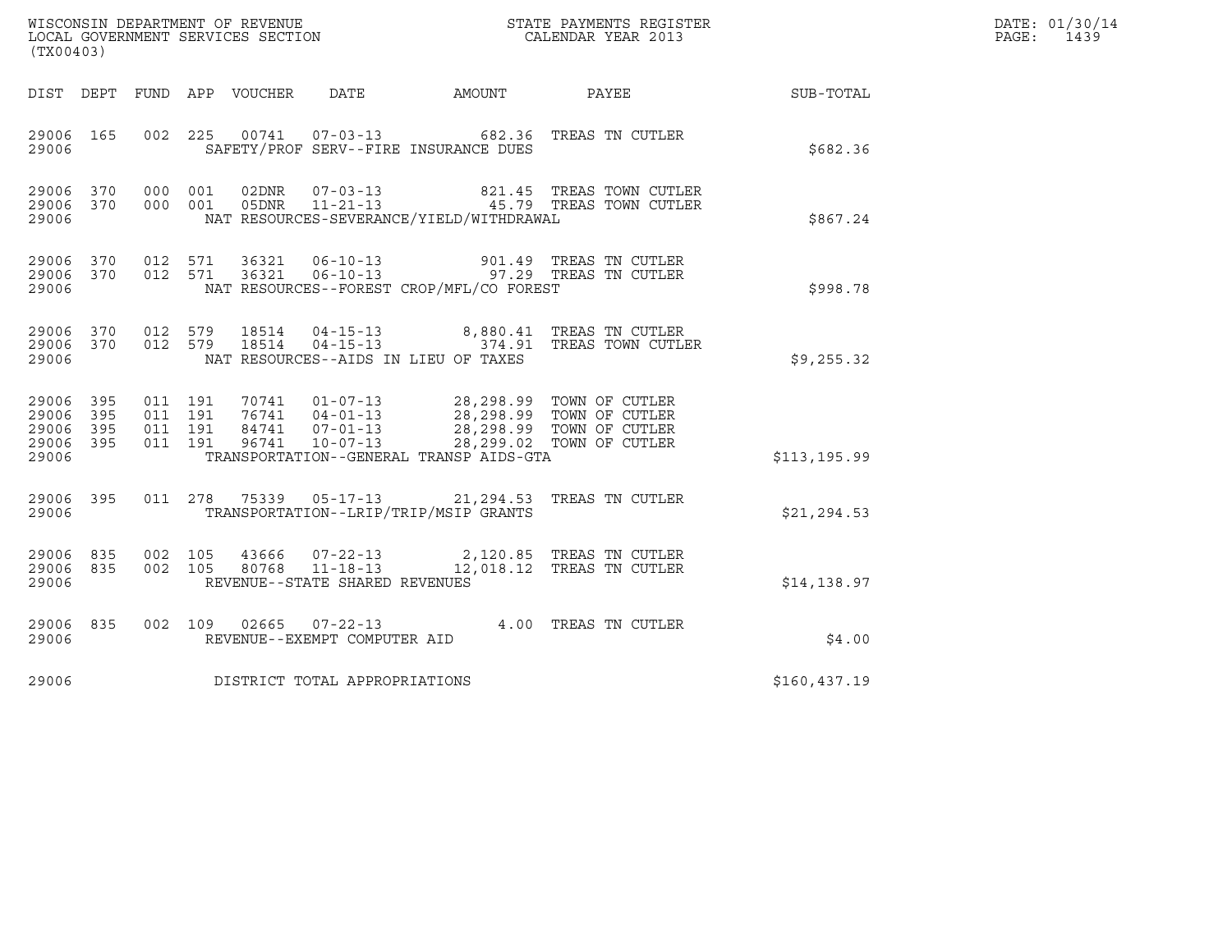WISCONSIN DEPARTMENT OF REVENUE
LOCAL GOVERNMENT SERVICES SECTION
(TX00403)

STATE PAYMENTS REGISTER
CALENDAR YEAR 2013

DATE: 01/30/14
PAGE: 1439

| DIST | DEPT | FUND | APP | VOUCHER | DATE | AMOUNT | PAYEE | SUB-TOTAL |
|---|---|---|---|---|---|---|---|---|
| 29006 | 165 | 002 | 225 | 00741 | 07-03-13 | 682.36 | TREAS TN CUTLER | |
| 29006 | | | | SAFETY/PROF SERV--FIRE INSURANCE DUES | | | | $682.36 |
| 29006 | 370 | 000 | 001 | 02DNR | 07-03-13 | 821.45 | TREAS TOWN CUTLER | |
| 29006 | 370 | 000 | 001 | 05DNR | 11-21-13 | 45.79 | TREAS TOWN CUTLER | |
| 29006 | | | | NAT RESOURCES-SEVERANCE/YIELD/WITHDRAWAL | | | | $867.24 |
| 29006 | 370 | 012 | 571 | 36321 | 06-10-13 | 901.49 | TREAS TN CUTLER | |
| 29006 | 370 | 012 | 571 | 36321 | 06-10-13 | 97.29 | TREAS TN CUTLER | |
| 29006 | | | | NAT RESOURCES--FOREST CROP/MFL/CO FOREST | | | | $998.78 |
| 29006 | 370 | 012 | 579 | 18514 | 04-15-13 | 8,880.41 | TREAS TN CUTLER | |
| 29006 | 370 | 012 | 579 | 18514 | 04-15-13 | 374.91 | TREAS TOWN CUTLER | |
| 29006 | | | | NAT RESOURCES--AIDS IN LIEU OF TAXES | | | | $9,255.32 |
| 29006 | 395 | 011 | 191 | 70741 | 01-07-13 | 28,298.99 | TOWN OF CUTLER | |
| 29006 | 395 | 011 | 191 | 76741 | 04-01-13 | 28,298.99 | TOWN OF CUTLER | |
| 29006 | 395 | 011 | 191 | 84741 | 07-01-13 | 28,298.99 | TOWN OF CUTLER | |
| 29006 | 395 | 011 | 191 | 96741 | 10-07-13 | 28,299.02 | TOWN OF CUTLER | |
| 29006 | | | | TRANSPORTATION--GENERAL TRANSP AIDS-GTA | | | | $113,195.99 |
| 29006 | 395 | 011 | 278 | 75339 | 05-17-13 | 21,294.53 | TREAS TN CUTLER | |
| 29006 | | | | TRANSPORTATION--LRIP/TRIP/MSIP GRANTS | | | | $21,294.53 |
| 29006 | 835 | 002 | 105 | 43666 | 07-22-13 | 2,120.85 | TREAS TN CUTLER | |
| 29006 | 835 | 002 | 105 | 80768 | 11-18-13 | 12,018.12 | TREAS TN CUTLER | |
| 29006 | | | | REVENUE--STATE SHARED REVENUES | | | | $14,138.97 |
| 29006 | 835 | 002 | 109 | 02665 | 07-22-13 | 4.00 | TREAS TN CUTLER | |
| 29006 | | | | REVENUE--EXEMPT COMPUTER AID | | | | $4.00 |
| 29006 | | | | DISTRICT TOTAL APPROPRIATIONS | | | | $160,437.19 |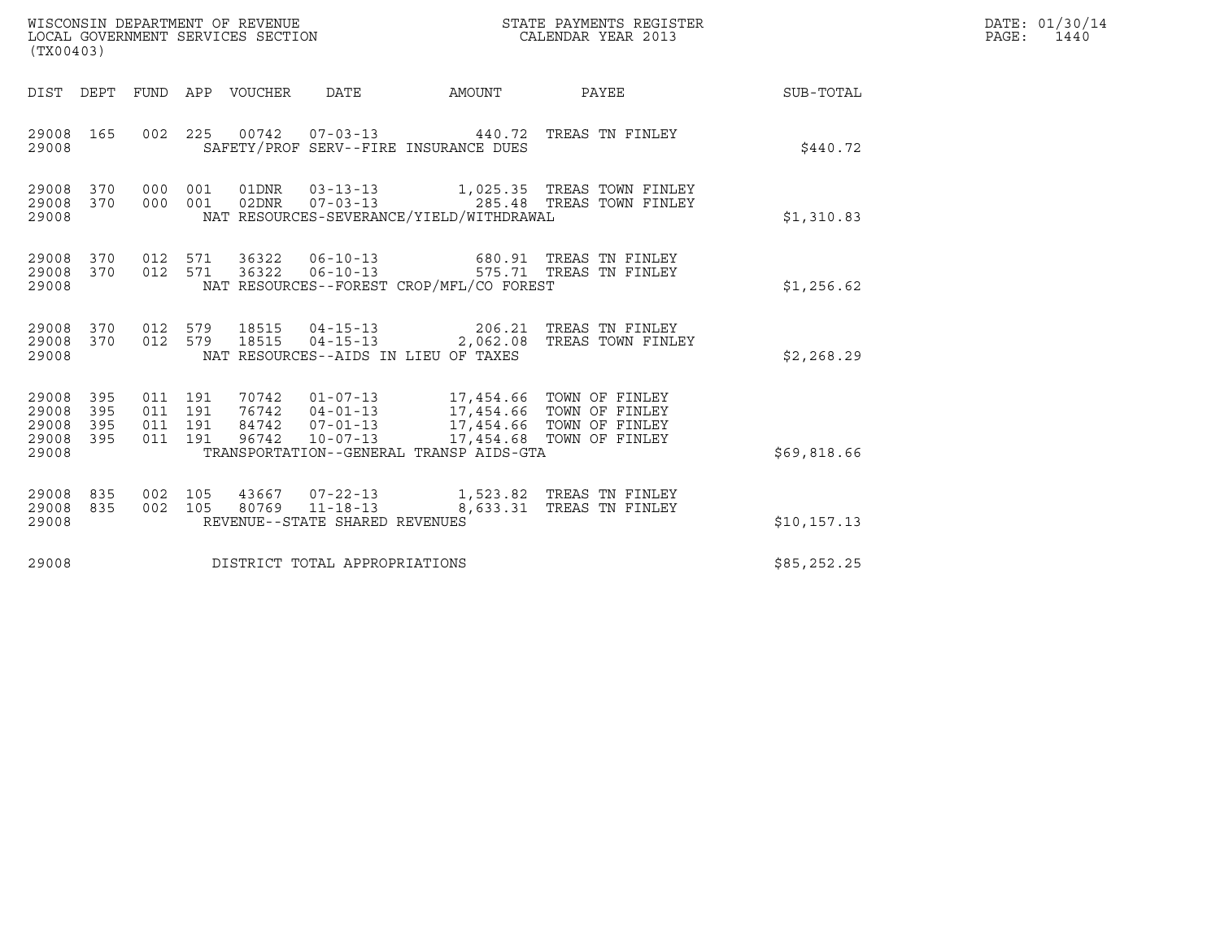WISCONSIN DEPARTMENT OF REVENUE
LOCAL GOVERNMENT SERVICES SECTION
(TX00403)

STATE PAYMENTS REGISTER
CALENDAR YEAR 2013

DATE: 01/30/14
PAGE: 1440

| DIST | DEPT | FUND | APP | VOUCHER | DATE | AMOUNT | PAYEE | SUB-TOTAL |
|---|---|---|---|---|---|---|---|---|
| 29008 | 165 | 002 | 225 | 00742 | 07-03-13 | 440.72 | TREAS TN FINLEY | |
| 29008 | | | | SAFETY/PROF SERV--FIRE INSURANCE DUES | | | | $440.72 |
| 29008 | 370 | 000 | 001 | 01DNR | 03-13-13 | 1,025.35 | TREAS TOWN FINLEY | |
| 29008 | 370 | 000 | 001 | 02DNR | 07-03-13 | 285.48 | TREAS TOWN FINLEY | |
| 29008 | | | | NAT RESOURCES-SEVERANCE/YIELD/WITHDRAWAL | | | | $1,310.83 |
| 29008 | 370 | 012 | 571 | 36322 | 06-10-13 | 680.91 | TREAS TN FINLEY | |
| 29008 | 370 | 012 | 571 | 36322 | 06-10-13 | 575.71 | TREAS TN FINLEY | |
| 29008 | | | | NAT RESOURCES--FOREST CROP/MFL/CO FOREST | | | | $1,256.62 |
| 29008 | 370 | 012 | 579 | 18515 | 04-15-13 | 206.21 | TREAS TN FINLEY | |
| 29008 | 370 | 012 | 579 | 18515 | 04-15-13 | 2,062.08 | TREAS TOWN FINLEY | |
| 29008 | | | | NAT RESOURCES--AIDS IN LIEU OF TAXES | | | | $2,268.29 |
| 29008 | 395 | 011 | 191 | 70742 | 01-07-13 | 17,454.66 | TOWN OF FINLEY | |
| 29008 | 395 | 011 | 191 | 76742 | 04-01-13 | 17,454.66 | TOWN OF FINLEY | |
| 29008 | 395 | 011 | 191 | 84742 | 07-01-13 | 17,454.66 | TOWN OF FINLEY | |
| 29008 | 395 | 011 | 191 | 96742 | 10-07-13 | 17,454.68 | TOWN OF FINLEY | |
| 29008 | | | | TRANSPORTATION--GENERAL TRANSP AIDS-GTA | | | | $69,818.66 |
| 29008 | 835 | 002 | 105 | 43667 | 07-22-13 | 1,523.82 | TREAS TN FINLEY | |
| 29008 | 835 | 002 | 105 | 80769 | 11-18-13 | 8,633.31 | TREAS TN FINLEY | |
| 29008 | | | | REVENUE--STATE SHARED REVENUES | | | | $10,157.13 |
| 29008 | | | | DISTRICT TOTAL APPROPRIATIONS | | | | $85,252.25 |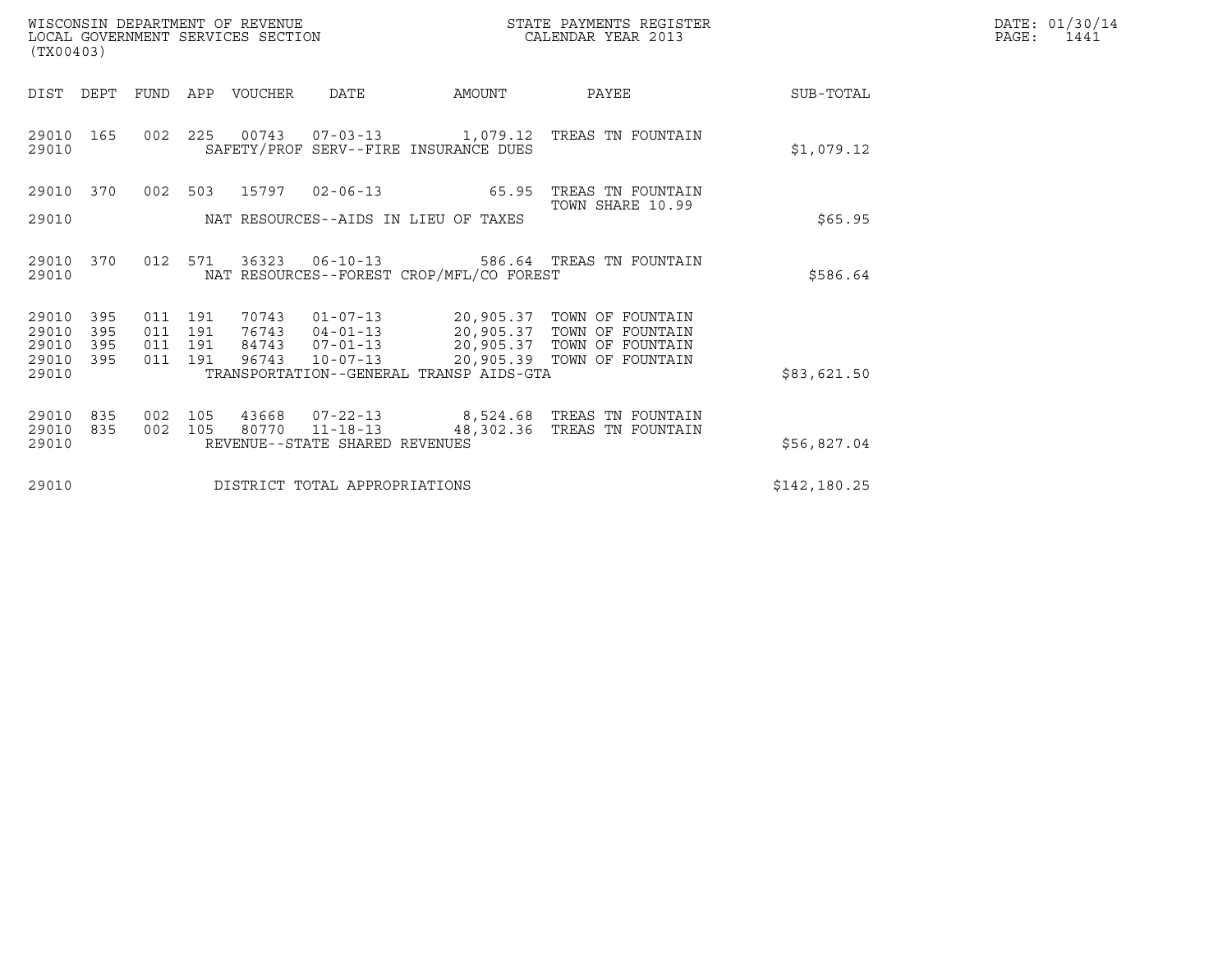WISCONSIN DEPARTMENT OF REVENUE
LOCAL GOVERNMENT SERVICES SECTION
(TX00403)

STATE PAYMENTS REGISTER
CALENDAR YEAR 2013

DATE: 01/30/14

| DIST | DEPT | FUND | APP | VOUCHER | DATE | AMOUNT | PAYEE | SUB-TOTAL |
|---|---|---|---|---|---|---|---|---|
| 29010 | 165 | 002 | 225 | 00743 | 07-03-13 | 1,079.12 | TREAS TN FOUNTAIN | |
| 29010 | | | | | SAFETY/PROF SERV--FIRE INSURANCE DUES | | | $1,079.12 |
| 29010 | 370 | 002 | 503 | 15797 | 02-06-13 | 65.95 | TREAS TN FOUNTAIN TOWN SHARE 10.99 | |
| 29010 | | | | | NAT RESOURCES--AIDS IN LIEU OF TAXES | | | $65.95 |
| 29010 | 370 | 012 | 571 | 36323 | 06-10-13 | 586.64 | TREAS TN FOUNTAIN | |
| 29010 | | | | | NAT RESOURCES--FOREST CROP/MFL/CO FOREST | | | $586.64 |
| 29010 | 395 | 011 | 191 | 70743 | 01-07-13 | 20,905.37 | TOWN OF FOUNTAIN | |
| 29010 | 395 | 011 | 191 | 76743 | 04-01-13 | 20,905.37 | TOWN OF FOUNTAIN | |
| 29010 | 395 | 011 | 191 | 84743 | 07-01-13 | 20,905.37 | TOWN OF FOUNTAIN | |
| 29010 | 395 | 011 | 191 | 96743 | 10-07-13 | 20,905.39 | TOWN OF FOUNTAIN | |
| 29010 | | | | | TRANSPORTATION--GENERAL TRANSP AIDS-GTA | | | $83,621.50 |
| 29010 | 835 | 002 | 105 | 43668 | 07-22-13 | 8,524.68 | TREAS TN FOUNTAIN | |
| 29010 | 835 | 002 | 105 | 80770 | 11-18-13 | 48,302.36 | TREAS TN FOUNTAIN | |
| 29010 | | | | | REVENUE--STATE SHARED REVENUES | | | $56,827.04 |
| 29010 | | | | | DISTRICT TOTAL APPROPRIATIONS | | | $142,180.25 |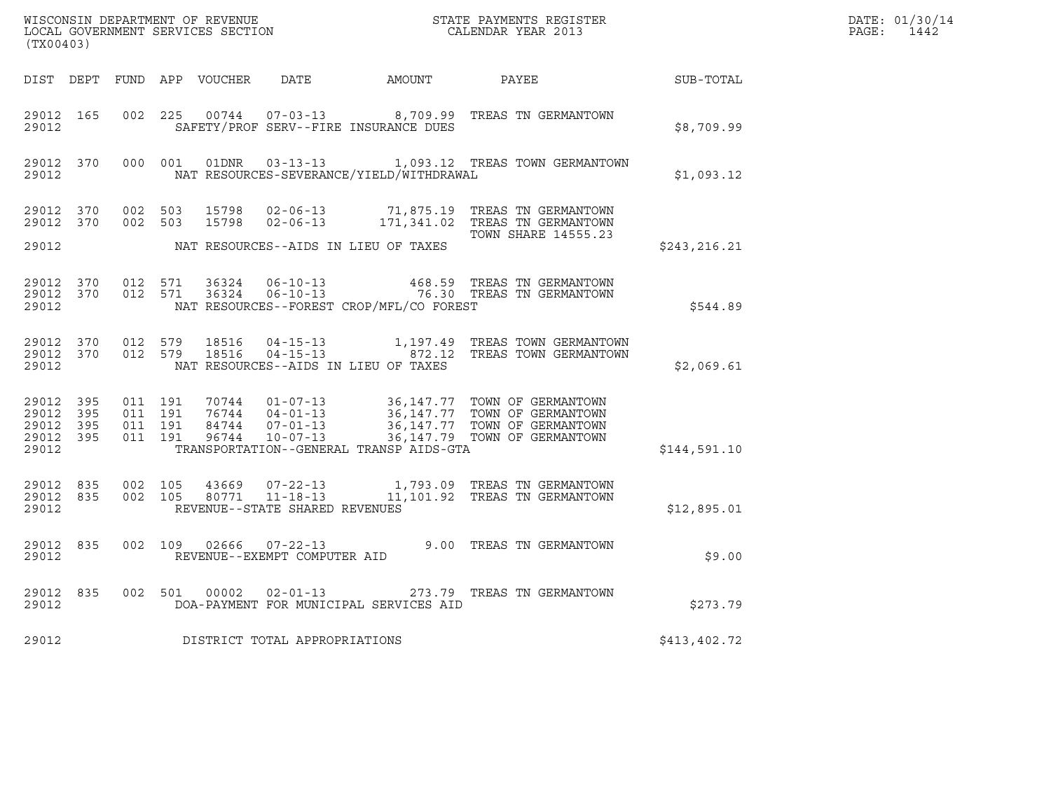WISCONSIN DEPARTMENT OF REVENUE
LOCAL GOVERNMENT SERVICES SECTION
(TX00403)

STATE PAYMENTS REGISTER
CALENDAR YEAR 2013

DATE: 01/30/14
PAGE: 1442

| DIST | DEPT | FUND | APP | VOUCHER | DATE | AMOUNT | PAYEE | SUB-TOTAL |
|---|---|---|---|---|---|---|---|---|
| 29012 | 165 | 002 | 225 | 00744 | 07-03-13 | 8,709.99 | TREAS TN GERMANTOWN | |
| 29012 | | | | | SAFETY/PROF SERV--FIRE INSURANCE DUES | | | $8,709.99 |
| 29012 | 370 | 000 | 001 | 01DNR | 03-13-13 | 1,093.12 | TREAS TOWN GERMANTOWN | |
| 29012 | | | | | NAT RESOURCES-SEVERANCE/YIELD/WITHDRAWAL | | | $1,093.12 |
| 29012 | 370 | 002 | 503 | 15798 | 02-06-13 | 71,875.19 | TREAS TN GERMANTOWN | |
| 29012 | 370 | 002 | 503 | 15798 | 02-06-13 | 171,341.02 | TREAS TN GERMANTOWN TOWN SHARE 14555.23 | |
| 29012 | | | | | NAT RESOURCES--AIDS IN LIEU OF TAXES | | | $243,216.21 |
| 29012 | 370 | 012 | 571 | 36324 | 06-10-13 | 468.59 | TREAS TN GERMANTOWN | |
| 29012 | 370 | 012 | 571 | 36324 | 06-10-13 | 76.30 | TREAS TN GERMANTOWN | |
| 29012 | | | | | NAT RESOURCES--FOREST CROP/MFL/CO FOREST | | | $544.89 |
| 29012 | 370 | 012 | 579 | 18516 | 04-15-13 | 1,197.49 | TREAS TOWN GERMANTOWN | |
| 29012 | 370 | 012 | 579 | 18516 | 04-15-13 | 872.12 | TREAS TOWN GERMANTOWN | |
| 29012 | | | | | NAT RESOURCES--AIDS IN LIEU OF TAXES | | | $2,069.61 |
| 29012 | 395 | 011 | 191 | 70744 | 01-07-13 | 36,147.77 | TOWN OF GERMANTOWN | |
| 29012 | 395 | 011 | 191 | 76744 | 04-01-13 | 36,147.77 | TOWN OF GERMANTOWN | |
| 29012 | 395 | 011 | 191 | 84744 | 07-01-13 | 36,147.77 | TOWN OF GERMANTOWN | |
| 29012 | 395 | 011 | 191 | 96744 | 10-07-13 | 36,147.79 | TOWN OF GERMANTOWN | |
| 29012 | | | | | TRANSPORTATION--GENERAL TRANSP AIDS-GTA | | | $144,591.10 |
| 29012 | 835 | 002 | 105 | 43669 | 07-22-13 | 1,793.09 | TREAS TN GERMANTOWN | |
| 29012 | 835 | 002 | 105 | 80771 | 11-18-13 | 11,101.92 | TREAS TN GERMANTOWN | |
| 29012 | | | | | REVENUE--STATE SHARED REVENUES | | | $12,895.01 |
| 29012 | 835 | 002 | 109 | 02666 | 07-22-13 | 9.00 | TREAS TN GERMANTOWN | |
| 29012 | | | | | REVENUE--EXEMPT COMPUTER AID | | | $9.00 |
| 29012 | 835 | 002 | 501 | 00002 | 02-01-13 | 273.79 | TREAS TN GERMANTOWN | |
| 29012 | | | | | DOA-PAYMENT FOR MUNICIPAL SERVICES AID | | | $273.79 |
| 29012 | | | | | DISTRICT TOTAL APPROPRIATIONS | | | $413,402.72 |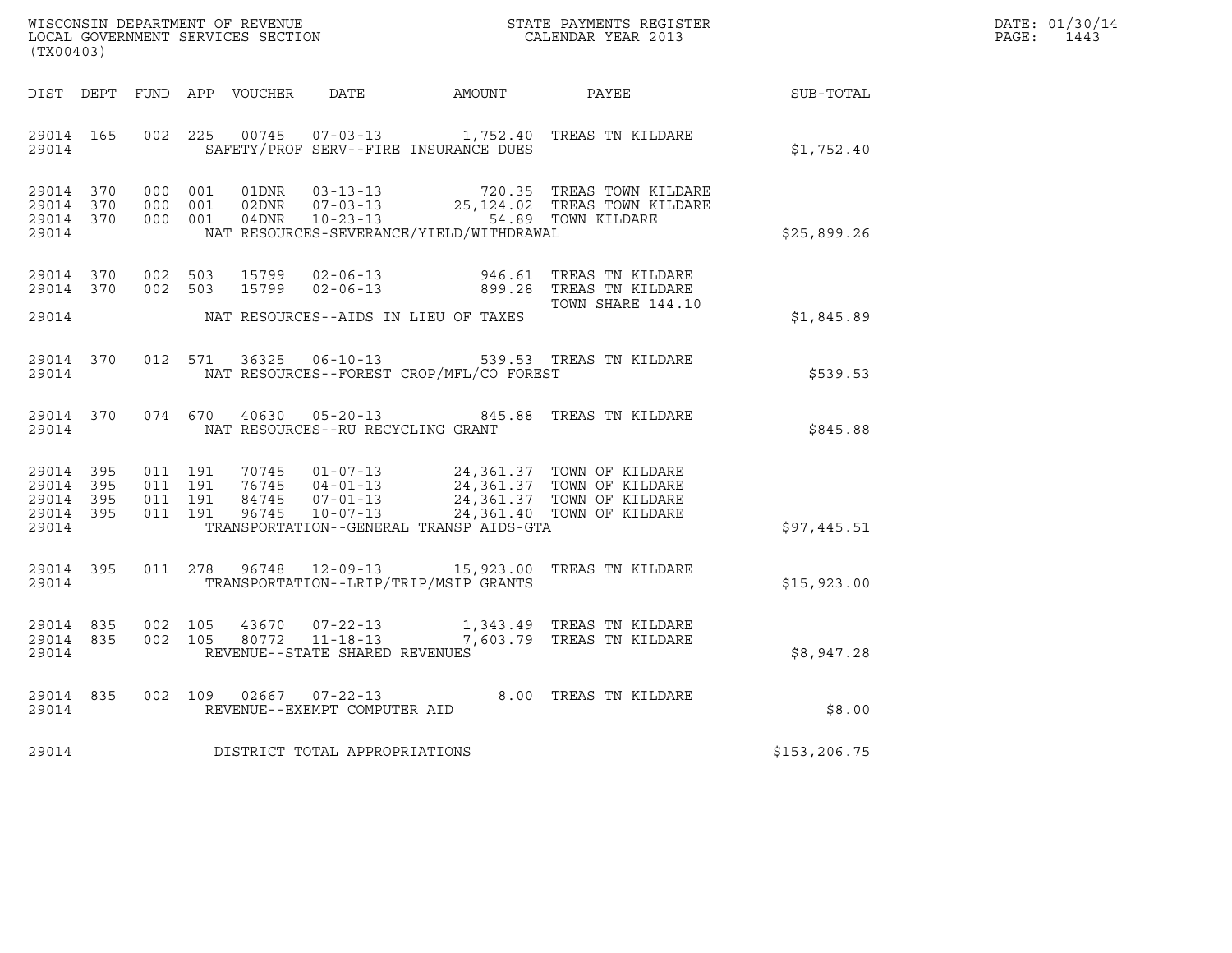WISCONSIN DEPARTMENT OF REVENUE
LOCAL GOVERNMENT SERVICES SECTION
(TX00403)

STATE PAYMENTS REGISTER
CALENDAR YEAR 2013

DATE: 01/30/14
PAGE: 1443

| DIST | DEPT | FUND | APP | VOUCHER | DATE | AMOUNT | PAYEE | SUB-TOTAL |
|---|---|---|---|---|---|---|---|---|
| 29014 | 165 | 002 | 225 | 00745 | 07-03-13 | 1,752.40 | TREAS TN KILDARE | |
| 29014 | | | | | SAFETY/PROF SERV--FIRE INSURANCE DUES | | | $1,752.40 |
| 29014 | 370 | 000 | 001 | 01DNR | 03-13-13 | 720.35 | TREAS TOWN KILDARE | |
| 29014 | 370 | 000 | 001 | 02DNR | 07-03-13 | 25,124.02 | TREAS TOWN KILDARE | |
| 29014 | 370 | 000 | 001 | 04DNR | 10-23-13 | 54.89 | TOWN KILDARE | |
| 29014 | | | | | NAT RESOURCES-SEVERANCE/YIELD/WITHDRAWAL | | | $25,899.26 |
| 29014 | 370 | 002 | 503 | 15799 | 02-06-13 | 946.61 | TREAS TN KILDARE | |
| 29014 | 370 | 002 | 503 | 15799 | 02-06-13 | 899.28 | TREAS TN KILDARE TOWN SHARE 144.10 | |
| 29014 | | | | | NAT RESOURCES--AIDS IN LIEU OF TAXES | | | $1,845.89 |
| 29014 | 370 | 012 | 571 | 36325 | 06-10-13 | 539.53 | TREAS TN KILDARE | |
| 29014 | | | | | NAT RESOURCES--FOREST CROP/MFL/CO FOREST | | | $539.53 |
| 29014 | 370 | 074 | 670 | 40630 | 05-20-13 | 845.88 | TREAS TN KILDARE | |
| 29014 | | | | | NAT RESOURCES--RU RECYCLING GRANT | | | $845.88 |
| 29014 | 395 | 011 | 191 | 70745 | 01-07-13 | 24,361.37 | TOWN OF KILDARE | |
| 29014 | 395 | 011 | 191 | 76745 | 04-01-13 | 24,361.37 | TOWN OF KILDARE | |
| 29014 | 395 | 011 | 191 | 84745 | 07-01-13 | 24,361.37 | TOWN OF KILDARE | |
| 29014 | 395 | 011 | 191 | 96745 | 10-07-13 | 24,361.40 | TOWN OF KILDARE | |
| 29014 | | | | | TRANSPORTATION--GENERAL TRANSP AIDS-GTA | | | $97,445.51 |
| 29014 | 395 | 011 | 278 | 96748 | 12-09-13 | 15,923.00 | TREAS TN KILDARE | |
| 29014 | | | | | TRANSPORTATION--LRIP/TRIP/MSIP GRANTS | | | $15,923.00 |
| 29014 | 835 | 002 | 105 | 43670 | 07-22-13 | 1,343.49 | TREAS TN KILDARE | |
| 29014 | 835 | 002 | 105 | 80772 | 11-18-13 | 7,603.79 | TREAS TN KILDARE | |
| 29014 | | | | | REVENUE--STATE SHARED REVENUES | | | $8,947.28 |
| 29014 | 835 | 002 | 109 | 02667 | 07-22-13 | 8.00 | TREAS TN KILDARE | |
| 29014 | | | | | REVENUE--EXEMPT COMPUTER AID | | | $8.00 |
| 29014 | | | | | DISTRICT TOTAL APPROPRIATIONS | | | $153,206.75 |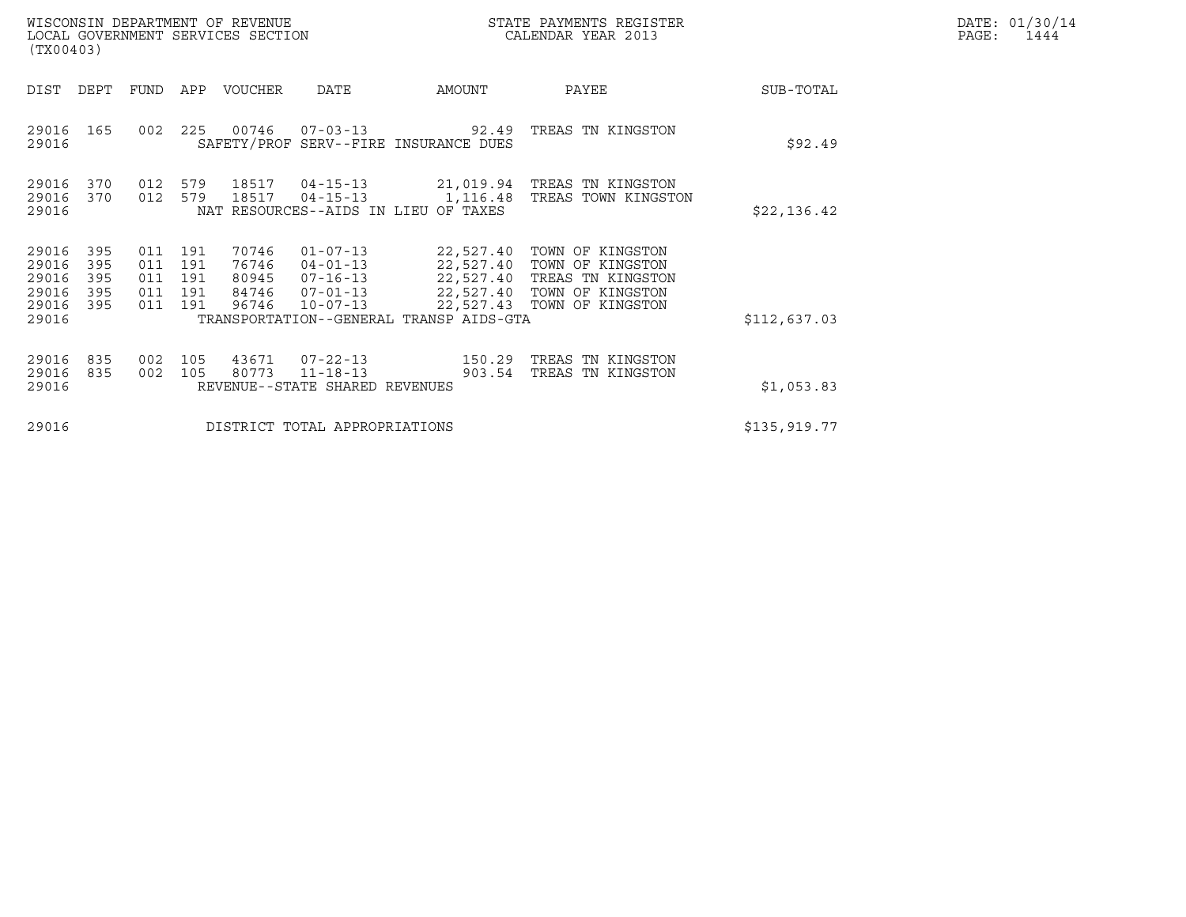WISCONSIN DEPARTMENT OF REVENUE
LOCAL GOVERNMENT SERVICES SECTION
(TX00403)

STATE PAYMENTS REGISTER
CALENDAR YEAR 2013

DATE: 01/30/14
PAGE: 1444

| DIST | DEPT | FUND | APP | VOUCHER | DATE | AMOUNT | PAYEE | SUB-TOTAL |
|---|---|---|---|---|---|---|---|---|
| 29016 | 165 | 002 | 225 | 00746 | 07-03-13 | 92.49 | TREAS TN KINGSTON | |
| 29016 | | | | SAFETY/PROF SERV--FIRE INSURANCE DUES | | | | $92.49 |
| 29016 | 370 | 012 | 579 | 18517 | 04-15-13 | 21,019.94 | TREAS TN KINGSTON | |
| 29016 | 370 | 012 | 579 | 18517 | 04-15-13 | 1,116.48 | TREAS TOWN KINGSTON | |
| 29016 | | | | NAT RESOURCES--AIDS IN LIEU OF TAXES | | | | $22,136.42 |
| 29016 | 395 | 011 | 191 | 70746 | 01-07-13 | 22,527.40 | TOWN OF KINGSTON | |
| 29016 | 395 | 011 | 191 | 76746 | 04-01-13 | 22,527.40 | TOWN OF KINGSTON | |
| 29016 | 395 | 011 | 191 | 80945 | 07-16-13 | 22,527.40 | TREAS TN KINGSTON | |
| 29016 | 395 | 011 | 191 | 84746 | 07-01-13 | 22,527.40 | TOWN OF KINGSTON | |
| 29016 | 395 | 011 | 191 | 96746 | 10-07-13 | 22,527.43 | TOWN OF KINGSTON | |
| 29016 | | | | TRANSPORTATION--GENERAL TRANSP AIDS-GTA | | | | $112,637.03 |
| 29016 | 835 | 002 | 105 | 43671 | 07-22-13 | 150.29 | TREAS TN KINGSTON | |
| 29016 | 835 | 002 | 105 | 80773 | 11-18-13 | 903.54 | TREAS TN KINGSTON | |
| 29016 | | | | REVENUE--STATE SHARED REVENUES | | | | $1,053.83 |
| 29016 | | | | DISTRICT TOTAL APPROPRIATIONS | | | | $135,919.77 |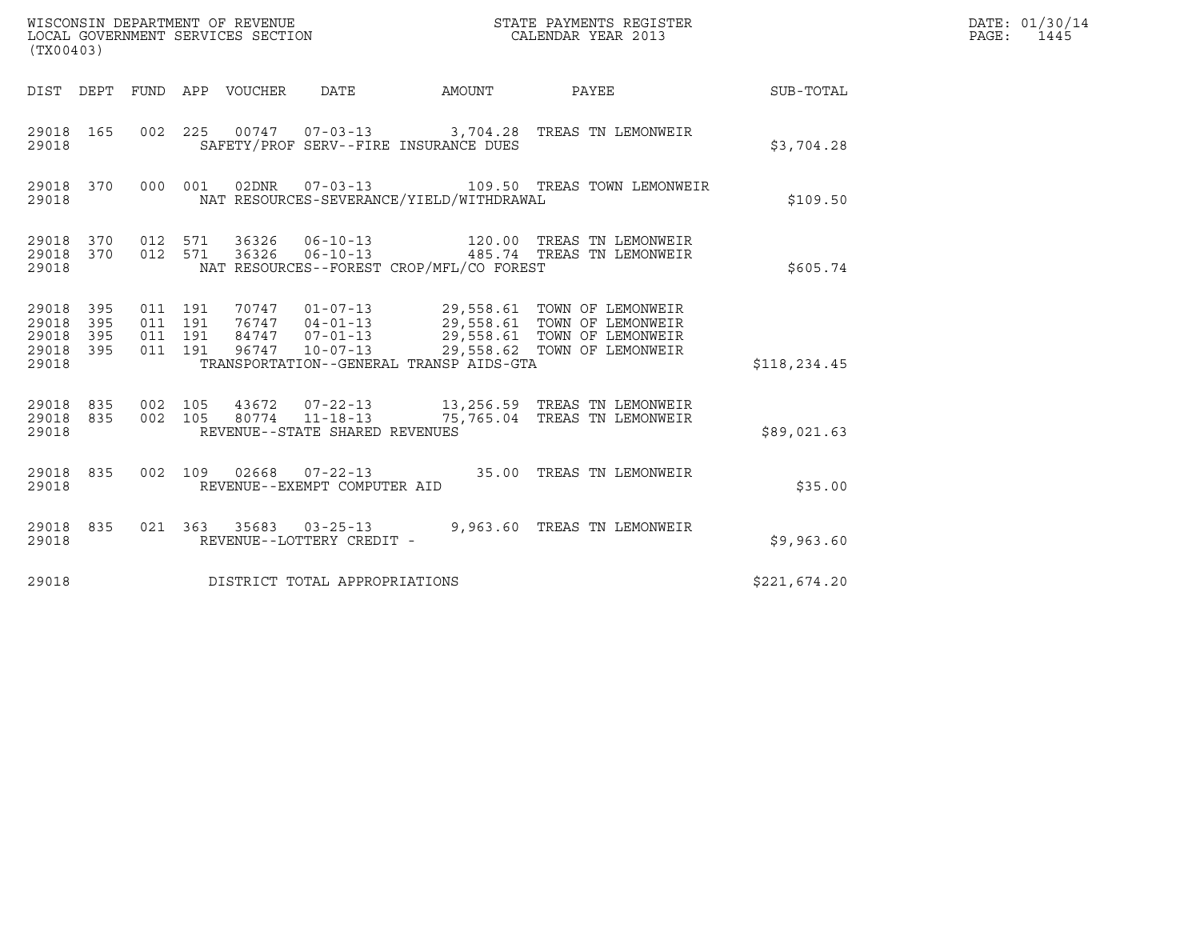WISCONSIN DEPARTMENT OF REVENUE
LOCAL GOVERNMENT SERVICES SECTION
(TX00403)

STATE PAYMENTS REGISTER
CALENDAR YEAR 2013

DATE: 01/30/14
PAGE: 1445

| DIST | DEPT | FUND | APP | VOUCHER | DATE | AMOUNT | PAYEE | SUB-TOTAL |
|---|---|---|---|---|---|---|---|---|
| 29018 | 165 | 002 | 225 | 00747 | 07-03-13 | 3,704.28 | TREAS TN LEMONWEIR | |
| 29018 | | | | SAFETY/PROF SERV--FIRE INSURANCE DUES | | | | $3,704.28 |
| 29018 | 370 | 000 | 001 | 02DNR | 07-03-13 | 109.50 | TREAS TOWN LEMONWEIR | |
| 29018 | | | | NAT RESOURCES-SEVERANCE/YIELD/WITHDRAWAL | | | | $109.50 |
| 29018 | 370 | 012 | 571 | 36326 | 06-10-13 | 120.00 | TREAS TN LEMONWEIR | |
| 29018 | 370 | 012 | 571 | 36326 | 06-10-13 | 485.74 | TREAS TN LEMONWEIR | |
| 29018 | | | | NAT RESOURCES--FOREST CROP/MFL/CO FOREST | | | | $605.74 |
| 29018 | 395 | 011 | 191 | 70747 | 01-07-13 | 29,558.61 | TOWN OF LEMONWEIR | |
| 29018 | 395 | 011 | 191 | 76747 | 04-01-13 | 29,558.61 | TOWN OF LEMONWEIR | |
| 29018 | 395 | 011 | 191 | 84747 | 07-01-13 | 29,558.61 | TOWN OF LEMONWEIR | |
| 29018 | 395 | 011 | 191 | 96747 | 10-07-13 | 29,558.62 | TOWN OF LEMONWEIR | |
| 29018 | | | | TRANSPORTATION--GENERAL TRANSP AIDS-GTA | | | | $118,234.45 |
| 29018 | 835 | 002 | 105 | 43672 | 07-22-13 | 13,256.59 | TREAS TN LEMONWEIR | |
| 29018 | 835 | 002 | 105 | 80774 | 11-18-13 | 75,765.04 | TREAS TN LEMONWEIR | |
| 29018 | | | | REVENUE--STATE SHARED REVENUES | | | | $89,021.63 |
| 29018 | 835 | 002 | 109 | 02668 | 07-22-13 | 35.00 | TREAS TN LEMONWEIR | |
| 29018 | | | | REVENUE--EXEMPT COMPUTER AID | | | | $35.00 |
| 29018 | 835 | 021 | 363 | 35683 | 03-25-13 | 9,963.60 | TREAS TN LEMONWEIR | |
| 29018 | | | | REVENUE--LOTTERY CREDIT - | | | | $9,963.60 |
| 29018 | | | | DISTRICT TOTAL APPROPRIATIONS | | | | $221,674.20 |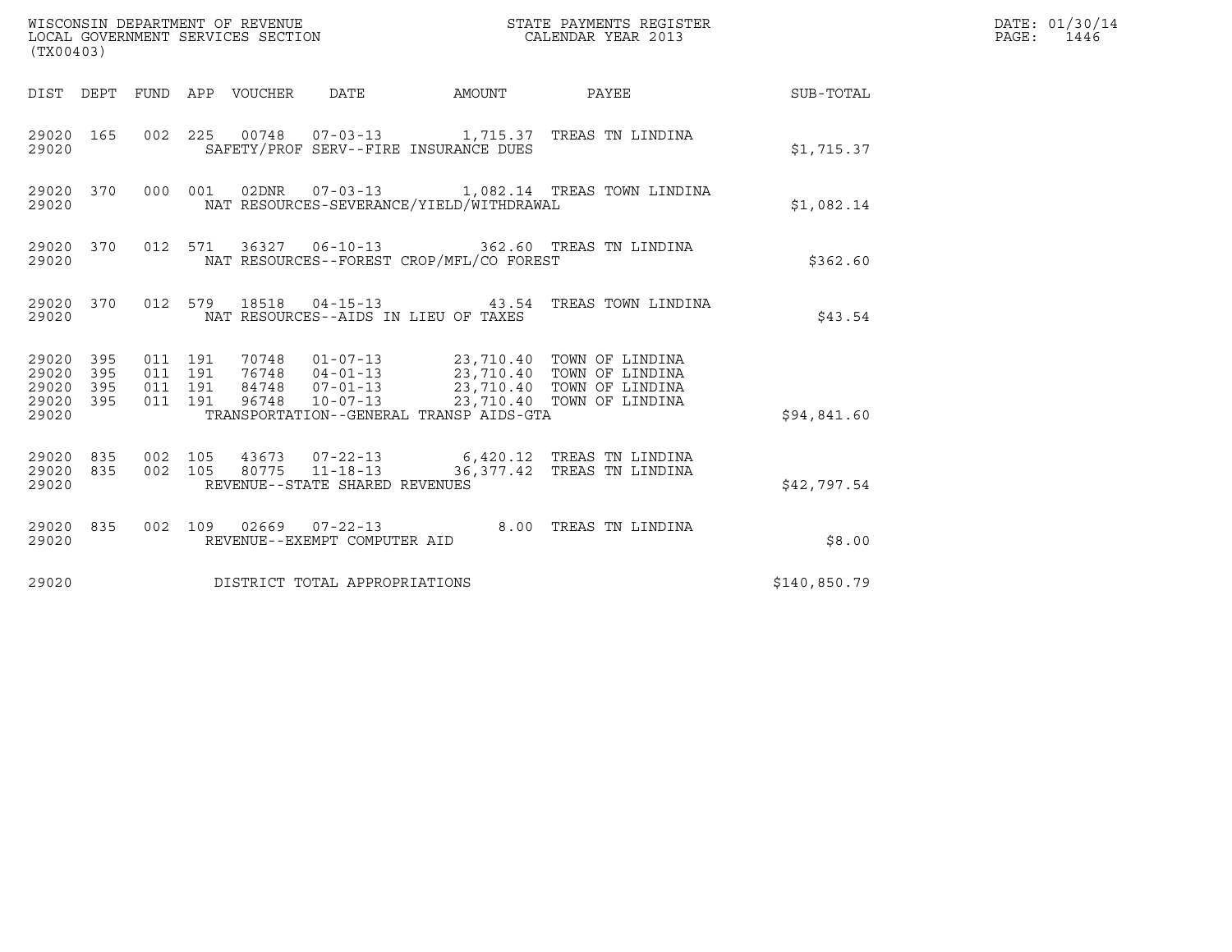WISCONSIN DEPARTMENT OF REVENUE
LOCAL GOVERNMENT SERVICES SECTION
(TX00403)

STATE PAYMENTS REGISTER
CALENDAR YEAR 2013

DATE: 01/30/14

| DIST | DEPT | FUND | APP | VOUCHER | DATE | AMOUNT | PAYEE | SUB-TOTAL |
|---|---|---|---|---|---|---|---|---|
| 29020 | 165 | 002 | 225 | 00748 | 07-03-13 | 1,715.37 | TREAS TN LINDINA | |
| 29020 | | | | SAFETY/PROF SERV--FIRE INSURANCE DUES | | | | $1,715.37 |
| 29020 | 370 | 000 | 001 | 02DNR | 07-03-13 | 1,082.14 | TREAS TOWN LINDINA | |
| 29020 | | | | NAT RESOURCES-SEVERANCE/YIELD/WITHDRAWAL | | | | $1,082.14 |
| 29020 | 370 | 012 | 571 | 36327 | 06-10-13 | 362.60 | TREAS TN LINDINA | |
| 29020 | | | | NAT RESOURCES--FOREST CROP/MFL/CO FOREST | | | | $362.60 |
| 29020 | 370 | 012 | 579 | 18518 | 04-15-13 | 43.54 | TREAS TOWN LINDINA | |
| 29020 | | | | NAT RESOURCES--AIDS IN LIEU OF TAXES | | | | $43.54 |
| 29020 | 395 | 011 | 191 | 70748 | 01-07-13 | 23,710.40 | TOWN OF LINDINA | |
| 29020 | 395 | 011 | 191 | 76748 | 04-01-13 | 23,710.40 | TOWN OF LINDINA | |
| 29020 | 395 | 011 | 191 | 84748 | 07-01-13 | 23,710.40 | TOWN OF LINDINA | |
| 29020 | 395 | 011 | 191 | 96748 | 10-07-13 | 23,710.40 | TOWN OF LINDINA | |
| 29020 | | | | TRANSPORTATION--GENERAL TRANSP AIDS-GTA | | | | $94,841.60 |
| 29020 | 835 | 002 | 105 | 43673 | 07-22-13 | 6,420.12 | TREAS TN LINDINA | |
| 29020 | 835 | 002 | 105 | 80775 | 11-18-13 | 36,377.42 | TREAS TN LINDINA | |
| 29020 | | | | REVENUE--STATE SHARED REVENUES | | | | $42,797.54 |
| 29020 | 835 | 002 | 109 | 02669 | 07-22-13 | 8.00 | TREAS TN LINDINA | |
| 29020 | | | | REVENUE--EXEMPT COMPUTER AID | | | | $8.00 |
| 29020 | | | | DISTRICT TOTAL APPROPRIATIONS | | | | $140,850.79 |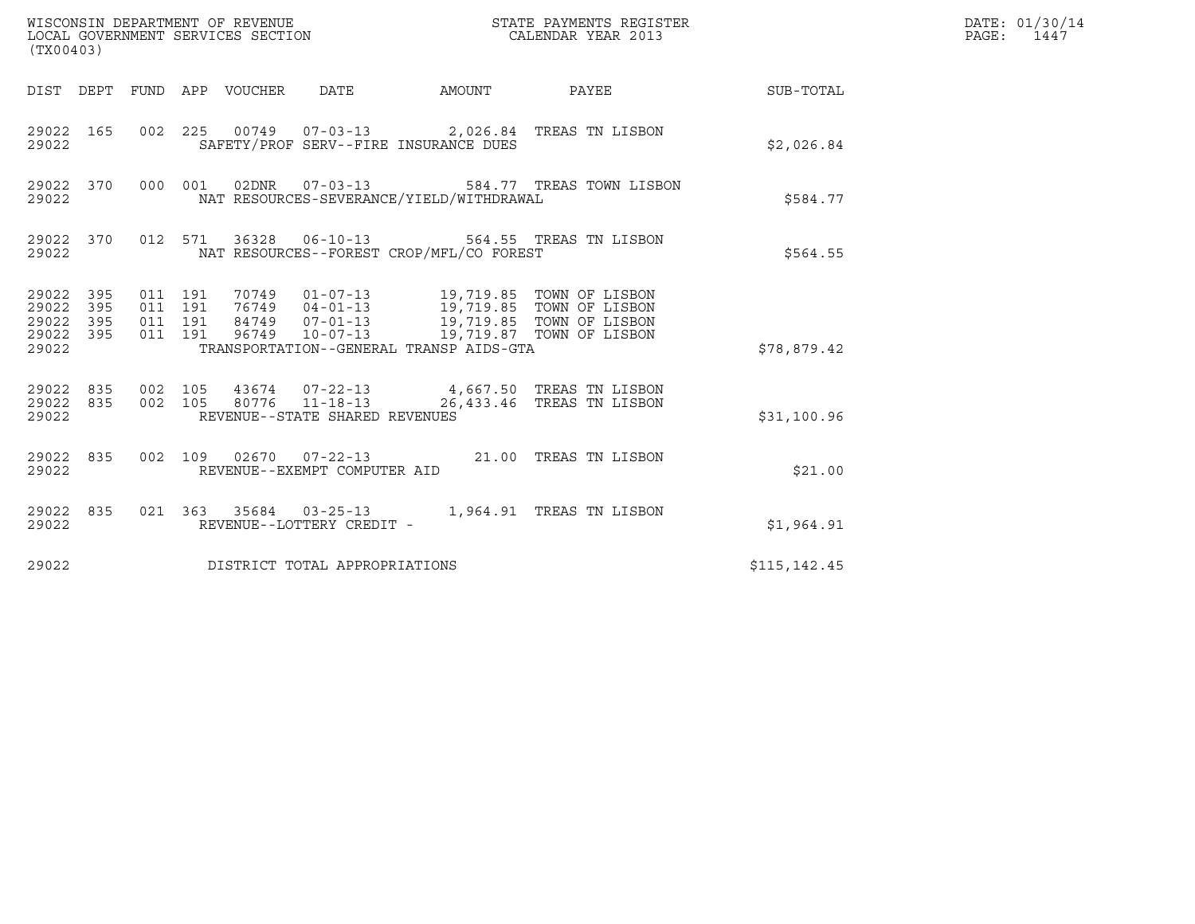WISCONSIN DEPARTMENT OF REVENUE
LOCAL GOVERNMENT SERVICES SECTION
(TX00403)

STATE PAYMENTS REGISTER
CALENDAR YEAR 2013

DATE: 01/30/14
PAGE: 1447

| DIST | DEPT | FUND | APP | VOUCHER | DATE | AMOUNT | PAYEE | SUB-TOTAL |
|---|---|---|---|---|---|---|---|---|
| 29022 | 165 | 002 | 225 | 00749 | 07-03-13 | 2,026.84 | TREAS TN LISBON | |
| 29022 | | | | SAFETY/PROF SERV--FIRE INSURANCE DUES | | | | $2,026.84 |
| 29022 | 370 | 000 | 001 | 02DNR | 07-03-13 | 584.77 | TREAS TOWN LISBON | |
| 29022 | | | | NAT RESOURCES-SEVERANCE/YIELD/WITHDRAWAL | | | | $584.77 |
| 29022 | 370 | 012 | 571 | 36328 | 06-10-13 | 564.55 | TREAS TN LISBON | |
| 29022 | | | | NAT RESOURCES--FOREST CROP/MFL/CO FOREST | | | | $564.55 |
| 29022 | 395 | 011 | 191 | 70749 | 01-07-13 | 19,719.85 | TOWN OF LISBON | |
| 29022 | 395 | 011 | 191 | 76749 | 04-01-13 | 19,719.85 | TOWN OF LISBON | |
| 29022 | 395 | 011 | 191 | 84749 | 07-01-13 | 19,719.85 | TOWN OF LISBON | |
| 29022 | 395 | 011 | 191 | 96749 | 10-07-13 | 19,719.87 | TOWN OF LISBON | |
| 29022 | | | | TRANSPORTATION--GENERAL TRANSP AIDS-GTA | | | | $78,879.42 |
| 29022 | 835 | 002 | 105 | 43674 | 07-22-13 | 4,667.50 | TREAS TN LISBON | |
| 29022 | 835 | 002 | 105 | 80776 | 11-18-13 | 26,433.46 | TREAS TN LISBON | |
| 29022 | | | | REVENUE--STATE SHARED REVENUES | | | | $31,100.96 |
| 29022 | 835 | 002 | 109 | 02670 | 07-22-13 | 21.00 | TREAS TN LISBON | |
| 29022 | | | | REVENUE--EXEMPT COMPUTER AID | | | | $21.00 |
| 29022 | 835 | 021 | 363 | 35684 | 03-25-13 | 1,964.91 | TREAS TN LISBON | |
| 29022 | | | | REVENUE--LOTTERY CREDIT - | | | | $1,964.91 |
| 29022 | | | | DISTRICT TOTAL APPROPRIATIONS | | | | $115,142.45 |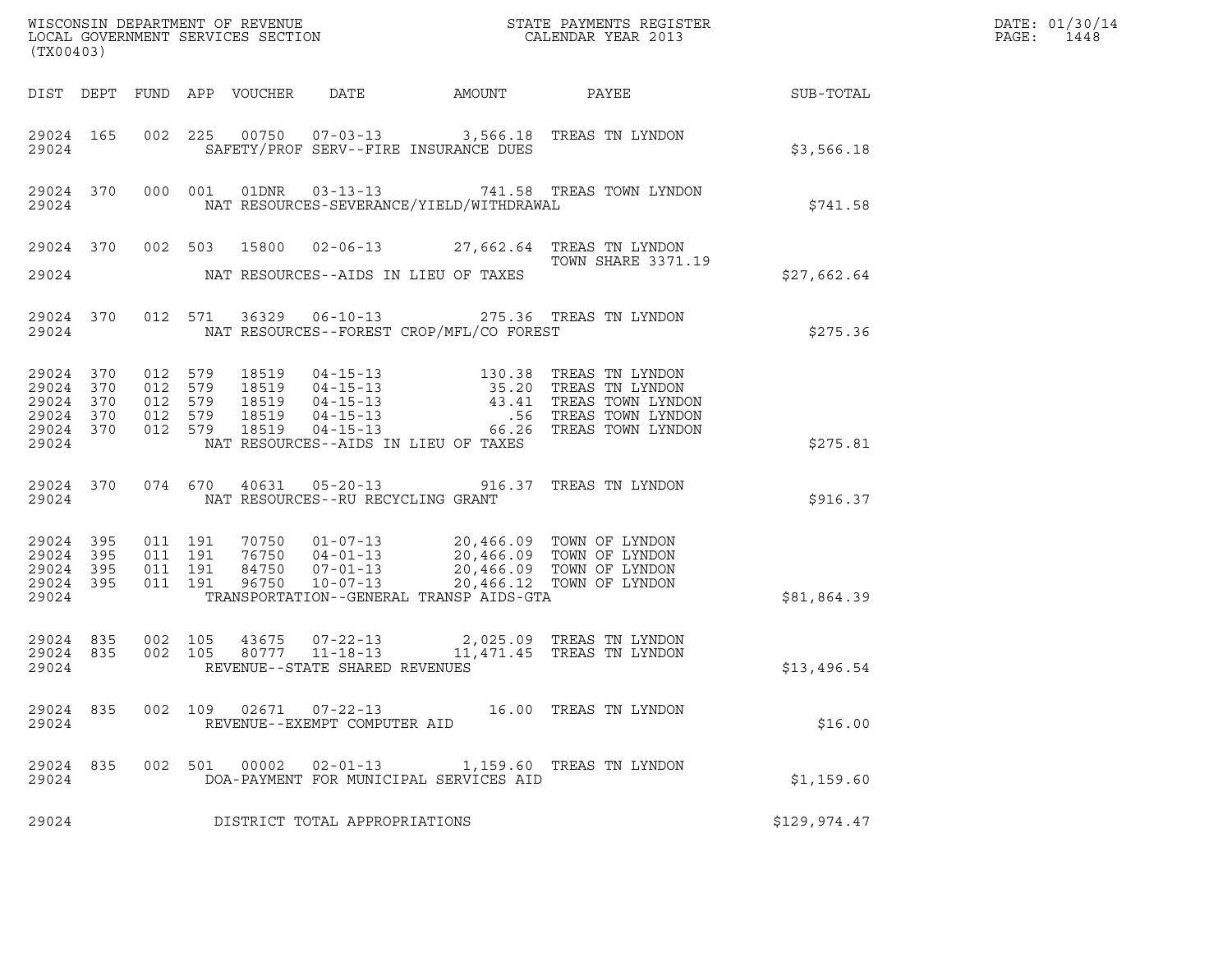WISCONSIN DEPARTMENT OF REVENUE
LOCAL GOVERNMENT SERVICES SECTION
(TX00403)

STATE PAYMENTS REGISTER
CALENDAR YEAR 2013

DATE: 01/30/14
PAGE: 1448

| DIST | DEPT | FUND | APP | VOUCHER | DATE | AMOUNT | PAYEE | SUB-TOTAL |
|---|---|---|---|---|---|---|---|---|
| 29024 | 165 | 002 | 225 | 00750 | 07-03-13 | 3,566.18 | TREAS TN LYNDON | |
| 29024 | | | | SAFETY/PROF SERV--FIRE INSURANCE DUES | | | | $3,566.18 |
| 29024 | 370 | 000 | 001 | 01DNR | 03-13-13 | 741.58 | TREAS TOWN LYNDON | |
| 29024 | | | | NAT RESOURCES-SEVERANCE/YIELD/WITHDRAWAL | | | | $741.58 |
| 29024 | 370 | 002 | 503 | 15800 | 02-06-13 | 27,662.64 | TREAS TN LYNDON TOWN SHARE 3371.19 | |
| 29024 | | | | NAT RESOURCES--AIDS IN LIEU OF TAXES | | | | $27,662.64 |
| 29024 | 370 | 012 | 571 | 36329 | 06-10-13 | 275.36 | TREAS TN LYNDON | |
| 29024 | | | | NAT RESOURCES--FOREST CROP/MFL/CO FOREST | | | | $275.36 |
| 29024 | 370 | 012 | 579 | 18519 | 04-15-13 | 130.38 | TREAS TN LYNDON | |
| 29024 | 370 | 012 | 579 | 18519 | 04-15-13 | 35.20 | TREAS TN LYNDON | |
| 29024 | 370 | 012 | 579 | 18519 | 04-15-13 | 43.41 | TREAS TOWN LYNDON | |
| 29024 | 370 | 012 | 579 | 18519 | 04-15-13 | .56 | TREAS TOWN LYNDON | |
| 29024 | 370 | 012 | 579 | 18519 | 04-15-13 | 66.26 | TREAS TOWN LYNDON | |
| 29024 | | | | NAT RESOURCES--AIDS IN LIEU OF TAXES | | | | $275.81 |
| 29024 | 370 | 074 | 670 | 40631 | 05-20-13 | 916.37 | TREAS TN LYNDON | |
| 29024 | | | | NAT RESOURCES--RU RECYCLING GRANT | | | | $916.37 |
| 29024 | 395 | 011 | 191 | 70750 | 01-07-13 | 20,466.09 | TOWN OF LYNDON | |
| 29024 | 395 | 011 | 191 | 76750 | 04-01-13 | 20,466.09 | TOWN OF LYNDON | |
| 29024 | 395 | 011 | 191 | 84750 | 07-01-13 | 20,466.09 | TOWN OF LYNDON | |
| 29024 | 395 | 011 | 191 | 96750 | 10-07-13 | 20,466.12 | TOWN OF LYNDON | |
| 29024 | | | | TRANSPORTATION--GENERAL TRANSP AIDS-GTA | | | | $81,864.39 |
| 29024 | 835 | 002 | 105 | 43675 | 07-22-13 | 2,025.09 | TREAS TN LYNDON | |
| 29024 | 835 | 002 | 105 | 80777 | 11-18-13 | 11,471.45 | TREAS TN LYNDON | |
| 29024 | | | | REVENUE--STATE SHARED REVENUES | | | | $13,496.54 |
| 29024 | 835 | 002 | 109 | 02671 | 07-22-13 | 16.00 | TREAS TN LYNDON | |
| 29024 | | | | REVENUE--EXEMPT COMPUTER AID | | | | $16.00 |
| 29024 | 835 | 002 | 501 | 00002 | 02-01-13 | 1,159.60 | TREAS TN LYNDON | |
| 29024 | | | | DOA-PAYMENT FOR MUNICIPAL SERVICES AID | | | | $1,159.60 |
| 29024 | | | | DISTRICT TOTAL APPROPRIATIONS | | | | $129,974.47 |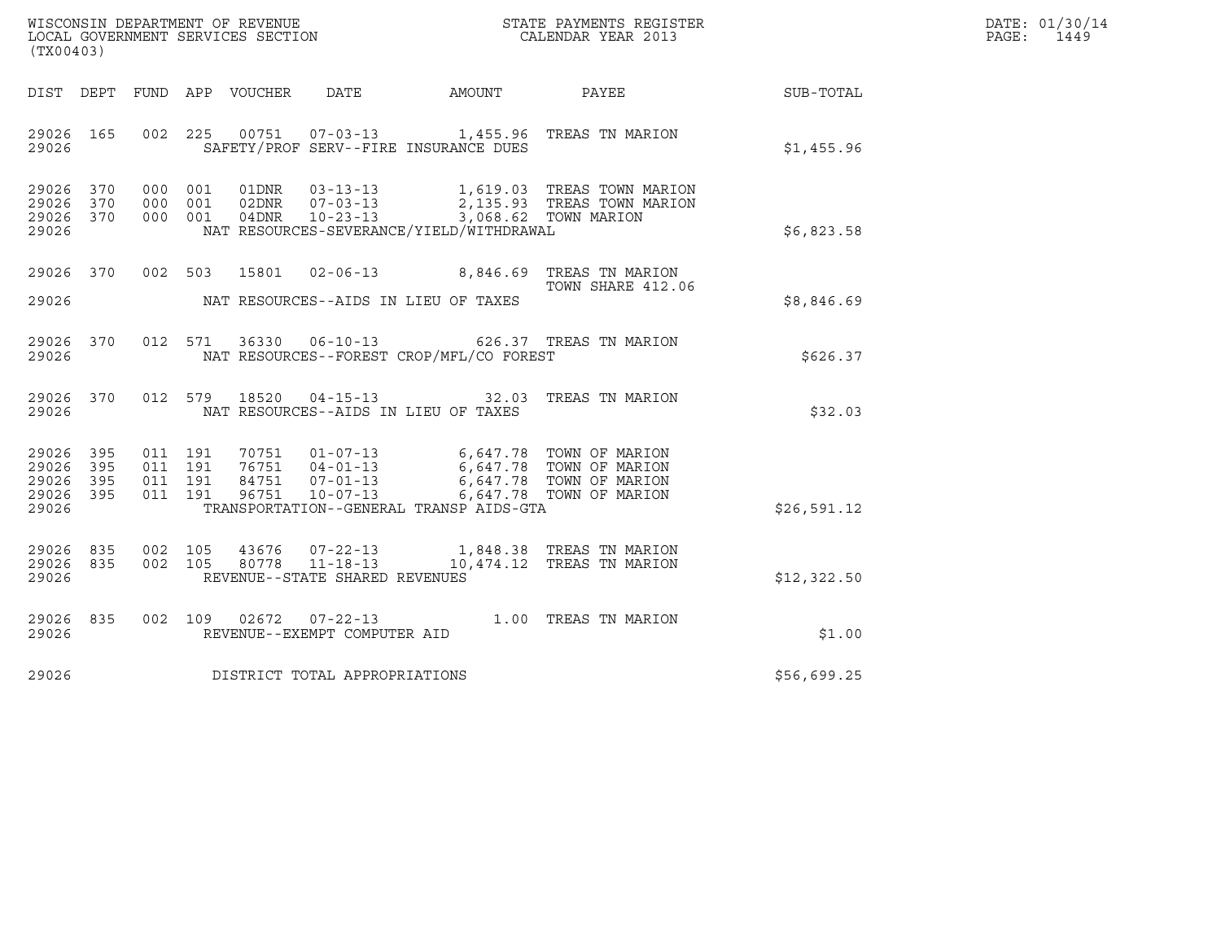WISCONSIN DEPARTMENT OF REVENUE
LOCAL GOVERNMENT SERVICES SECTION
(TX00403)

STATE PAYMENTS REGISTER
CALENDAR YEAR 2013

DATE: 01/30/14
PAGE: 1449

| DIST | DEPT | FUND | APP | VOUCHER | DATE | AMOUNT | PAYEE | SUB-TOTAL |
|---|---|---|---|---|---|---|---|---|
| 29026 | 165 | 002 | 225 | 00751 | 07-03-13 | 1,455.96 | TREAS TN MARION | |
| 29026 | | | | SAFETY/PROF SERV--FIRE INSURANCE DUES | | | | $1,455.96 |
| 29026 | 370 | 000 | 001 | 01DNR | 03-13-13 | 1,619.03 | TREAS TOWN MARION | |
| 29026 | 370 | 000 | 001 | 02DNR | 07-03-13 | 2,135.93 | TREAS TOWN MARION | |
| 29026 | 370 | 000 | 001 | 04DNR | 10-23-13 | 3,068.62 | TOWN MARION | |
| 29026 | | | | NAT RESOURCES-SEVERANCE/YIELD/WITHDRAWAL | | | | $6,823.58 |
| 29026 | 370 | 002 | 503 | 15801 | 02-06-13 | 8,846.69 | TREAS TN MARION<br>TOWN SHARE 412.06 | |
| 29026 | | | | NAT RESOURCES--AIDS IN LIEU OF TAXES | | | | $8,846.69 |
| 29026 | 370 | 012 | 571 | 36330 | 06-10-13 | 626.37 | TREAS TN MARION | |
| 29026 | | | | NAT RESOURCES--FOREST CROP/MFL/CO FOREST | | | | $626.37 |
| 29026 | 370 | 012 | 579 | 18520 | 04-15-13 | 32.03 | TREAS TN MARION | |
| 29026 | | | | NAT RESOURCES--AIDS IN LIEU OF TAXES | | | | $32.03 |
| 29026 | 395 | 011 | 191 | 70751 | 01-07-13 | 6,647.78 | TOWN OF MARION | |
| 29026 | 395 | 011 | 191 | 76751 | 04-01-13 | 6,647.78 | TOWN OF MARION | |
| 29026 | 395 | 011 | 191 | 84751 | 07-01-13 | 6,647.78 | TOWN OF MARION | |
| 29026 | 395 | 011 | 191 | 96751 | 10-07-13 | 6,647.78 | TOWN OF MARION | |
| 29026 | | | | TRANSPORTATION--GENERAL TRANSP AIDS-GTA | | | | $26,591.12 |
| 29026 | 835 | 002 | 105 | 43676 | 07-22-13 | 1,848.38 | TREAS TN MARION | |
| 29026 | 835 | 002 | 105 | 80778 | 11-18-13 | 10,474.12 | TREAS TN MARION | |
| 29026 | | | | REVENUE--STATE SHARED REVENUES | | | | $12,322.50 |
| 29026 | 835 | 002 | 109 | 02672 | 07-22-13 | 1.00 | TREAS TN MARION | |
| 29026 | | | | REVENUE--EXEMPT COMPUTER AID | | | | $1.00 |
| 29026 | | | | DISTRICT TOTAL APPROPRIATIONS | | | | $56,699.25 |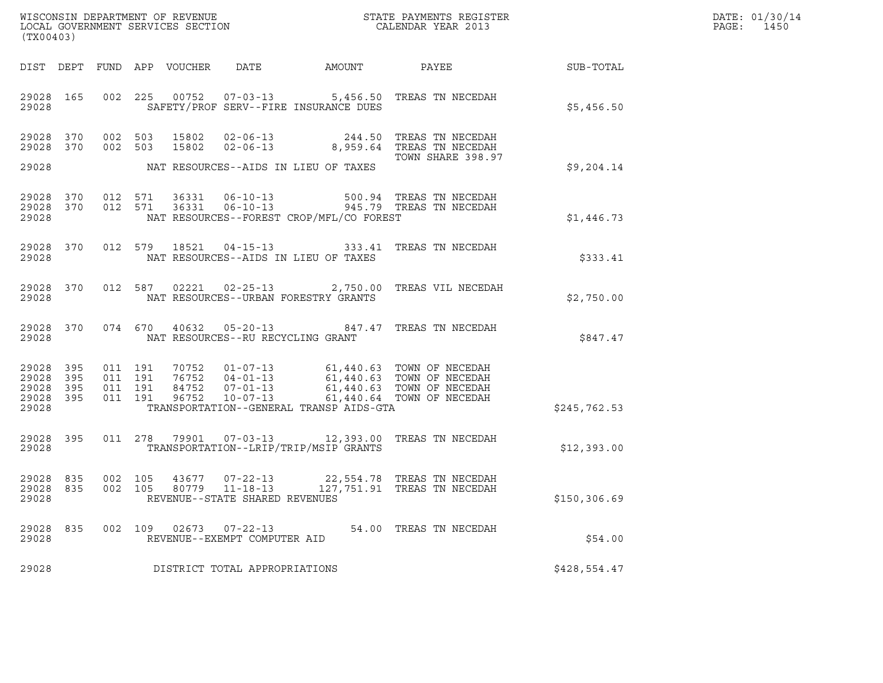WISCONSIN DEPARTMENT OF REVENUE
LOCAL GOVERNMENT SERVICES SECTION
(TX00403)

STATE PAYMENTS REGISTER
CALENDAR YEAR 2013

DATE: 01/30/14
PAGE: 1450

| DIST | DEPT | FUND | APP | VOUCHER | DATE | AMOUNT | PAYEE | SUB-TOTAL |
|---|---|---|---|---|---|---|---|---|
| 29028 | 165 | 002 | 225 | 00752 | 07-03-13 | 5,456.50 | TREAS TN NECEDAH | |
| 29028 | | | | SAFETY/PROF SERV--FIRE INSURANCE DUES | | | | $5,456.50 |
| 29028 | 370 | 002 | 503 | 15802 | 02-06-13 | 244.50 | TREAS TN NECEDAH | |
| 29028 | 370 | 002 | 503 | 15802 | 02-06-13 | 8,959.64 | TREAS TN NECEDAH TOWN SHARE 398.97 | |
| 29028 | | | | NAT RESOURCES--AIDS IN LIEU OF TAXES | | | | $9,204.14 |
| 29028 | 370 | 012 | 571 | 36331 | 06-10-13 | 500.94 | TREAS TN NECEDAH | |
| 29028 | 370 | 012 | 571 | 36331 | 06-10-13 | 945.79 | TREAS TN NECEDAH | |
| 29028 | | | | NAT RESOURCES--FOREST CROP/MFL/CO FOREST | | | | $1,446.73 |
| 29028 | 370 | 012 | 579 | 18521 | 04-15-13 | 333.41 | TREAS TN NECEDAH | |
| 29028 | | | | NAT RESOURCES--AIDS IN LIEU OF TAXES | | | | $333.41 |
| 29028 | 370 | 012 | 587 | 02221 | 02-25-13 | 2,750.00 | TREAS VIL NECEDAH | |
| 29028 | | | | NAT RESOURCES--URBAN FORESTRY GRANTS | | | | $2,750.00 |
| 29028 | 370 | 074 | 670 | 40632 | 05-20-13 | 847.47 | TREAS TN NECEDAH | |
| 29028 | | | | NAT RESOURCES--RU RECYCLING GRANT | | | | $847.47 |
| 29028 | 395 | 011 | 191 | 70752 | 01-07-13 | 61,440.63 | TOWN OF NECEDAH | |
| 29028 | 395 | 011 | 191 | 76752 | 04-01-13 | 61,440.63 | TOWN OF NECEDAH | |
| 29028 | 395 | 011 | 191 | 84752 | 07-01-13 | 61,440.63 | TOWN OF NECEDAH | |
| 29028 | 395 | 011 | 191 | 96752 | 10-07-13 | 61,440.64 | TOWN OF NECEDAH | |
| 29028 | | | | TRANSPORTATION--GENERAL TRANSP AIDS-GTA | | | | $245,762.53 |
| 29028 | 395 | 011 | 278 | 79901 | 07-03-13 | 12,393.00 | TREAS TN NECEDAH | |
| 29028 | | | | TRANSPORTATION--LRIP/TRIP/MSIP GRANTS | | | | $12,393.00 |
| 29028 | 835 | 002 | 105 | 43677 | 07-22-13 | 22,554.78 | TREAS TN NECEDAH | |
| 29028 | 835 | 002 | 105 | 80779 | 11-18-13 | 127,751.91 | TREAS TN NECEDAH | |
| 29028 | | | | REVENUE--STATE SHARED REVENUES | | | | $150,306.69 |
| 29028 | 835 | 002 | 109 | 02673 | 07-22-13 | 54.00 | TREAS TN NECEDAH | |
| 29028 | | | | REVENUE--EXEMPT COMPUTER AID | | | | $54.00 |
| 29028 | | | | DISTRICT TOTAL APPROPRIATIONS | | | | $428,554.47 |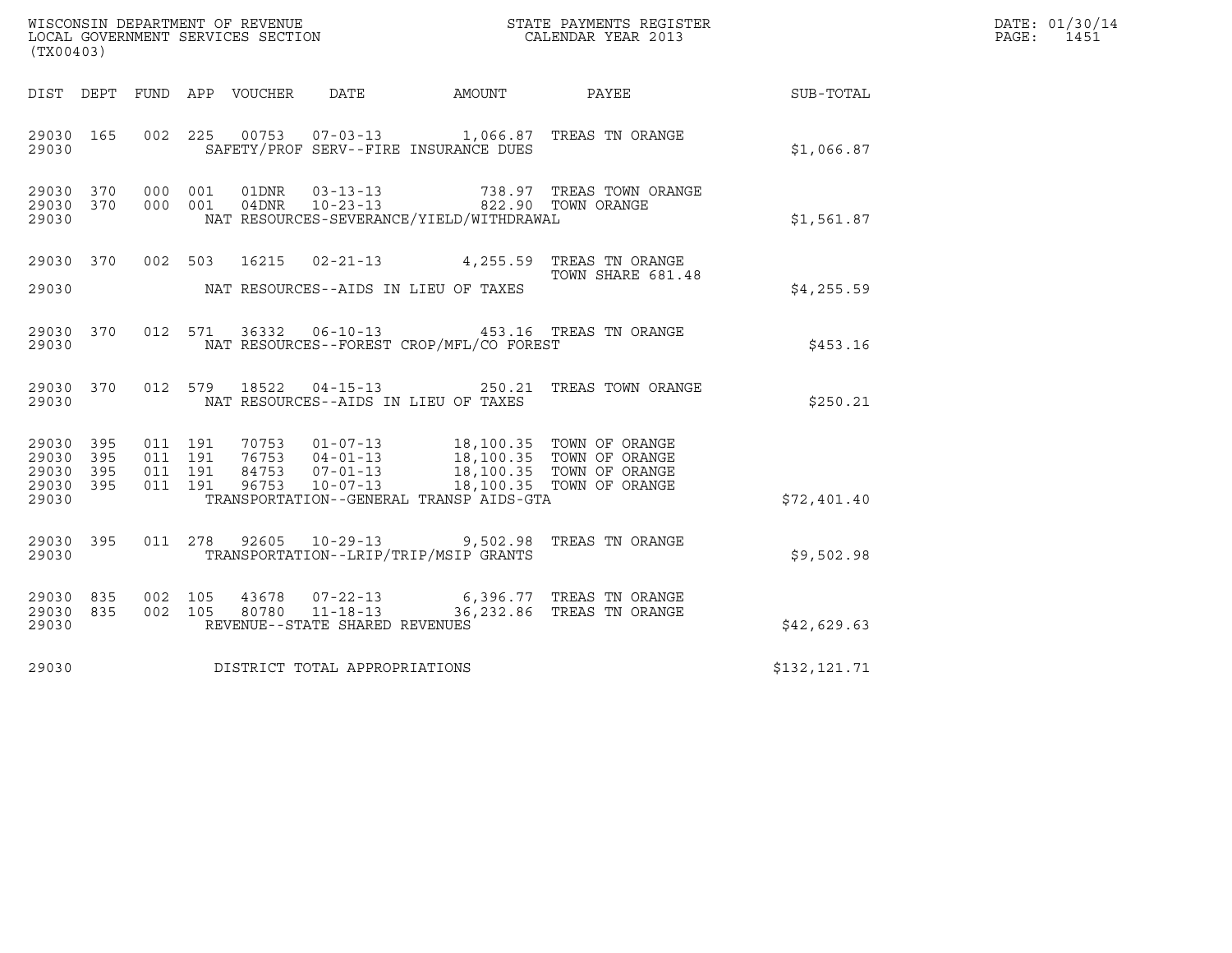WISCONSIN DEPARTMENT OF REVENUE
LOCAL GOVERNMENT SERVICES SECTION
(TX00403)

STATE PAYMENTS REGISTER
CALENDAR YEAR 2013

DATE: 01/30/14
PAGE: 1451

| DIST | DEPT | FUND | APP | VOUCHER | DATE | AMOUNT | PAYEE | SUB-TOTAL |
|---|---|---|---|---|---|---|---|---|
| 29030 | 165 | 002 | 225 | 00753 | 07-03-13 | 1,066.87 | TREAS TN ORANGE | |
| 29030 | | | | SAFETY/PROF SERV--FIRE INSURANCE DUES | | | | $1,066.87 |
| 29030 | 370 | 000 | 001 | 01DNR | 03-13-13 | 738.97 | TREAS TOWN ORANGE | |
| 29030 | 370 | 000 | 001 | 04DNR | 10-23-13 | 822.90 | TOWN ORANGE | |
| 29030 | | | | NAT RESOURCES-SEVERANCE/YIELD/WITHDRAWAL | | | | $1,561.87 |
| 29030 | 370 | 002 | 503 | 16215 | 02-21-13 | 4,255.59 | TREAS TN ORANGE TOWN SHARE 681.48 | |
| 29030 | | | | NAT RESOURCES--AIDS IN LIEU OF TAXES | | | | $4,255.59 |
| 29030 | 370 | 012 | 571 | 36332 | 06-10-13 | 453.16 | TREAS TN ORANGE | |
| 29030 | | | | NAT RESOURCES--FOREST CROP/MFL/CO FOREST | | | | $453.16 |
| 29030 | 370 | 012 | 579 | 18522 | 04-15-13 | 250.21 | TREAS TOWN ORANGE | |
| 29030 | | | | NAT RESOURCES--AIDS IN LIEU OF TAXES | | | | $250.21 |
| 29030 | 395 | 011 | 191 | 70753 | 01-07-13 | 18,100.35 | TOWN OF ORANGE | |
| 29030 | 395 | 011 | 191 | 76753 | 04-01-13 | 18,100.35 | TOWN OF ORANGE | |
| 29030 | 395 | 011 | 191 | 84753 | 07-01-13 | 18,100.35 | TOWN OF ORANGE | |
| 29030 | 395 | 011 | 191 | 96753 | 10-07-13 | 18,100.35 | TOWN OF ORANGE | |
| 29030 | | | | TRANSPORTATION--GENERAL TRANSP AIDS-GTA | | | | $72,401.40 |
| 29030 | 395 | 011 | 278 | 92605 | 10-29-13 | 9,502.98 | TREAS TN ORANGE | |
| 29030 | | | | TRANSPORTATION--LRIP/TRIP/MSIP GRANTS | | | | $9,502.98 |
| 29030 | 835 | 002 | 105 | 43678 | 07-22-13 | 6,396.77 | TREAS TN ORANGE | |
| 29030 | 835 | 002 | 105 | 80780 | 11-18-13 | 36,232.86 | TREAS TN ORANGE | |
| 29030 | | | | REVENUE--STATE SHARED REVENUES | | | | $42,629.63 |
| 29030 | | | | DISTRICT TOTAL APPROPRIATIONS | | | | $132,121.71 |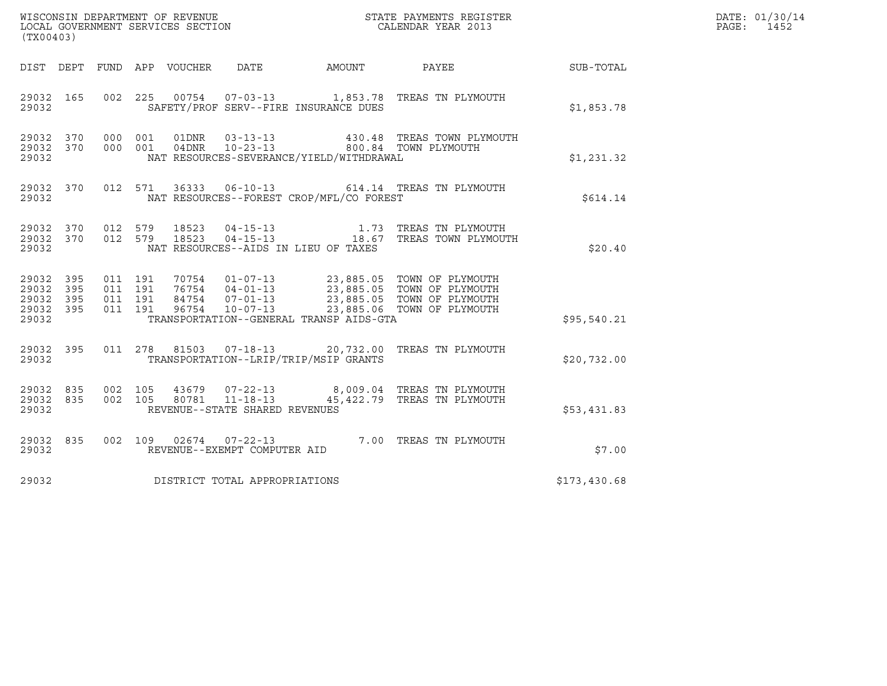WISCONSIN DEPARTMENT OF REVENUE
LOCAL GOVERNMENT SERVICES SECTION
(TX00403)

STATE PAYMENTS REGISTER
CALENDAR YEAR 2013

DATE: 01/30/14
PAGE: 1452

| DIST | DEPT | FUND | APP | VOUCHER | DATE | AMOUNT | PAYEE | SUB-TOTAL |
|---|---|---|---|---|---|---|---|---|
| 29032 | 165 | 002 | 225 | 00754 | 07-03-13 | 1,853.78 | TREAS TN PLYMOUTH | |
| 29032 | | | | SAFETY/PROF SERV--FIRE INSURANCE DUES | | | | $1,853.78 |
| 29032 | 370 | 000 | 001 | 01DNR | 03-13-13 | 430.48 | TREAS TOWN PLYMOUTH | |
| 29032 | 370 | 000 | 001 | 04DNR | 10-23-13 | 800.84 | TOWN PLYMOUTH | |
| 29032 | | | | NAT RESOURCES-SEVERANCE/YIELD/WITHDRAWAL | | | | $1,231.32 |
| 29032 | 370 | 012 | 571 | 36333 | 06-10-13 | 614.14 | TREAS TN PLYMOUTH | |
| 29032 | | | | NAT RESOURCES--FOREST CROP/MFL/CO FOREST | | | | $614.14 |
| 29032 | 370 | 012 | 579 | 18523 | 04-15-13 | 1.73 | TREAS TN PLYMOUTH | |
| 29032 | 370 | 012 | 579 | 18523 | 04-15-13 | 18.67 | TREAS TOWN PLYMOUTH | |
| 29032 | | | | NAT RESOURCES--AIDS IN LIEU OF TAXES | | | | $20.40 |
| 29032 | 395 | 011 | 191 | 70754 | 01-07-13 | 23,885.05 | TOWN OF PLYMOUTH | |
| 29032 | 395 | 011 | 191 | 76754 | 04-01-13 | 23,885.05 | TOWN OF PLYMOUTH | |
| 29032 | 395 | 011 | 191 | 84754 | 07-01-13 | 23,885.05 | TOWN OF PLYMOUTH | |
| 29032 | 395 | 011 | 191 | 96754 | 10-07-13 | 23,885.06 | TOWN OF PLYMOUTH | |
| 29032 | | | | TRANSPORTATION--GENERAL TRANSP AIDS-GTA | | | | $95,540.21 |
| 29032 | 395 | 011 | 278 | 81503 | 07-18-13 | 20,732.00 | TREAS TN PLYMOUTH | |
| 29032 | | | | TRANSPORTATION--LRIP/TRIP/MSIP GRANTS | | | | $20,732.00 |
| 29032 | 835 | 002 | 105 | 43679 | 07-22-13 | 8,009.04 | TREAS TN PLYMOUTH | |
| 29032 | 835 | 002 | 105 | 80781 | 11-18-13 | 45,422.79 | TREAS TN PLYMOUTH | |
| 29032 | | | | REVENUE--STATE SHARED REVENUES | | | | $53,431.83 |
| 29032 | 835 | 002 | 109 | 02674 | 07-22-13 | 7.00 | TREAS TN PLYMOUTH | |
| 29032 | | | | REVENUE--EXEMPT COMPUTER AID | | | | $7.00 |
| 29032 | | | | DISTRICT TOTAL APPROPRIATIONS | | | | $173,430.68 |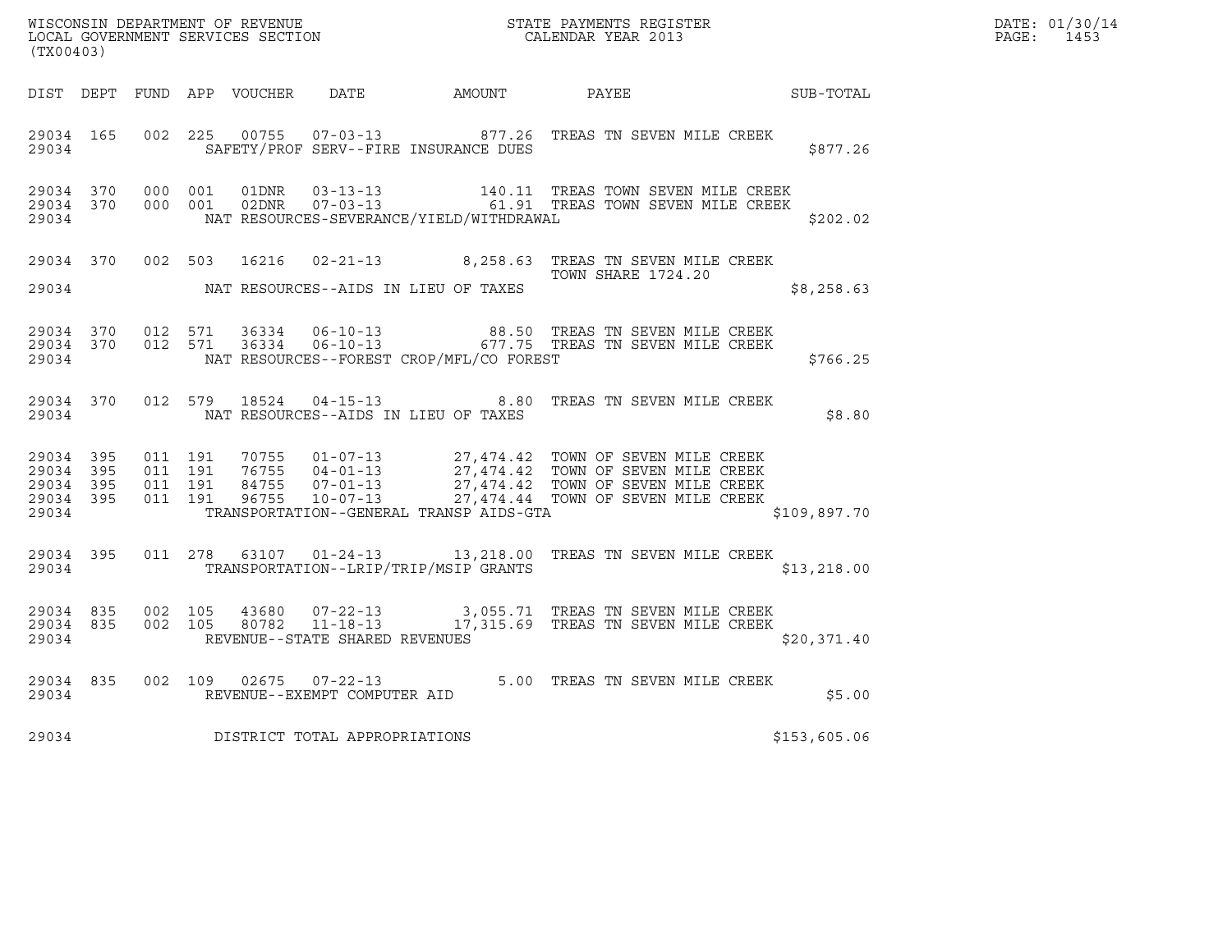WISCONSIN DEPARTMENT OF REVENUE
LOCAL GOVERNMENT SERVICES SECTION
(TX00403)

STATE PAYMENTS REGISTER
CALENDAR YEAR 2013

DATE: 01/30/14
PAGE: 1453

| DIST | DEPT | FUND | APP | VOUCHER | DATE | AMOUNT | PAYEE | SUB-TOTAL |
|---|---|---|---|---|---|---|---|---|
| 29034 | 165 | 002 | 225 | 00755 | 07-03-13 | 877.26 | TREAS TN SEVEN MILE CREEK | |
| 29034 | | | | | SAFETY/PROF SERV--FIRE INSURANCE DUES | | | $877.26 |
| 29034 | 370 | 000 | 001 | 01DNR | 03-13-13 | 140.11 | TREAS TOWN SEVEN MILE CREEK | |
| 29034 | 370 | 000 | 001 | 02DNR | 07-03-13 | 61.91 | TREAS TOWN SEVEN MILE CREEK | |
| 29034 | | | | | NAT RESOURCES-SEVERANCE/YIELD/WITHDRAWAL | | | $202.02 |
| 29034 | 370 | 002 | 503 | 16216 | 02-21-13 | 8,258.63 | TREAS TN SEVEN MILE CREEK TOWN SHARE 1724.20 | |
| 29034 | | | | | NAT RESOURCES--AIDS IN LIEU OF TAXES | | | $8,258.63 |
| 29034 | 370 | 012 | 571 | 36334 | 06-10-13 | 88.50 | TREAS TN SEVEN MILE CREEK | |
| 29034 | 370 | 012 | 571 | 36334 | 06-10-13 | 677.75 | TREAS TN SEVEN MILE CREEK | |
| 29034 | | | | | NAT RESOURCES--FOREST CROP/MFL/CO FOREST | | | $766.25 |
| 29034 | 370 | 012 | 579 | 18524 | 04-15-13 | 8.80 | TREAS TN SEVEN MILE CREEK | |
| 29034 | | | | | NAT RESOURCES--AIDS IN LIEU OF TAXES | | | $8.80 |
| 29034 | 395 | 011 | 191 | 70755 | 01-07-13 | 27,474.42 | TOWN OF SEVEN MILE CREEK | |
| 29034 | 395 | 011 | 191 | 76755 | 04-01-13 | 27,474.42 | TOWN OF SEVEN MILE CREEK | |
| 29034 | 395 | 011 | 191 | 84755 | 07-01-13 | 27,474.42 | TOWN OF SEVEN MILE CREEK | |
| 29034 | 395 | 011 | 191 | 96755 | 10-07-13 | 27,474.44 | TOWN OF SEVEN MILE CREEK | |
| 29034 | | | | | TRANSPORTATION--GENERAL TRANSP AIDS-GTA | | | $109,897.70 |
| 29034 | 395 | 011 | 278 | 63107 | 01-24-13 | 13,218.00 | TREAS TN SEVEN MILE CREEK | |
| 29034 | | | | | TRANSPORTATION--LRIP/TRIP/MSIP GRANTS | | | $13,218.00 |
| 29034 | 835 | 002 | 105 | 43680 | 07-22-13 | 3,055.71 | TREAS TN SEVEN MILE CREEK | |
| 29034 | 835 | 002 | 105 | 80782 | 11-18-13 | 17,315.69 | TREAS TN SEVEN MILE CREEK | |
| 29034 | | | | | REVENUE--STATE SHARED REVENUES | | | $20,371.40 |
| 29034 | 835 | 002 | 109 | 02675 | 07-22-13 | 5.00 | TREAS TN SEVEN MILE CREEK | |
| 29034 | | | | | REVENUE--EXEMPT COMPUTER AID | | | $5.00 |
| 29034 | | | | | DISTRICT TOTAL APPROPRIATIONS | | | $153,605.06 |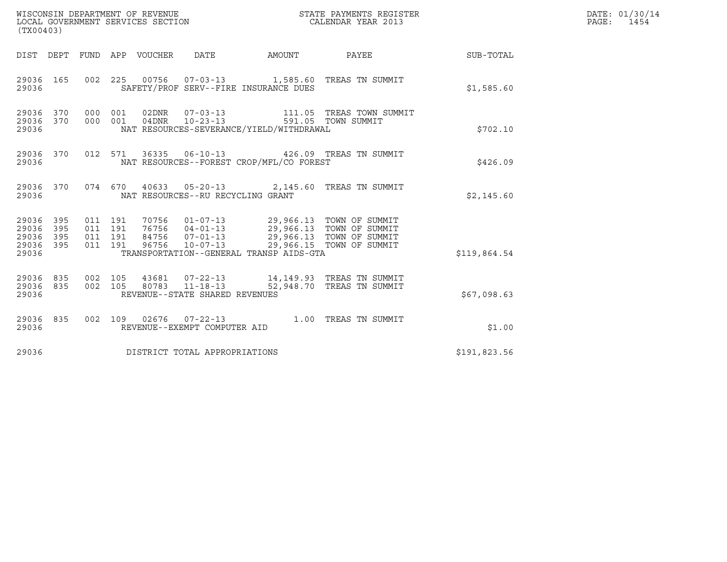WISCONSIN DEPARTMENT OF REVENUE
LOCAL GOVERNMENT SERVICES SECTION
(TX00403)

STATE PAYMENTS REGISTER
CALENDAR YEAR 2013

DATE: 01/30/14
PAGE: 1454

| DIST | DEPT | FUND | APP | VOUCHER | DATE | AMOUNT | PAYEE | SUB-TOTAL |
|---|---|---|---|---|---|---|---|---|
| 29036 | 165 | 002 | 225 | 00756 | 07-03-13 | 1,585.60 | TREAS TN SUMMIT | |
| 29036 | | | | SAFETY/PROF SERV--FIRE INSURANCE DUES | | | | $1,585.60 |
| 29036 | 370 | 000 | 001 | 02DNR | 07-03-13 | 111.05 | TREAS TOWN SUMMIT | |
| 29036 | 370 | 000 | 001 | 04DNR | 10-23-13 | 591.05 | TOWN SUMMIT | |
| 29036 | | | | NAT RESOURCES-SEVERANCE/YIELD/WITHDRAWAL | | | | $702.10 |
| 29036 | 370 | 012 | 571 | 36335 | 06-10-13 | 426.09 | TREAS TN SUMMIT | |
| 29036 | | | | NAT RESOURCES--FOREST CROP/MFL/CO FOREST | | | | $426.09 |
| 29036 | 370 | 074 | 670 | 40633 | 05-20-13 | 2,145.60 | TREAS TN SUMMIT | |
| 29036 | | | | NAT RESOURCES--RU RECYCLING GRANT | | | | $2,145.60 |
| 29036 | 395 | 011 | 191 | 70756 | 01-07-13 | 29,966.13 | TOWN OF SUMMIT | |
| 29036 | 395 | 011 | 191 | 76756 | 04-01-13 | 29,966.13 | TOWN OF SUMMIT | |
| 29036 | 395 | 011 | 191 | 84756 | 07-01-13 | 29,966.13 | TOWN OF SUMMIT | |
| 29036 | 395 | 011 | 191 | 96756 | 10-07-13 | 29,966.15 | TOWN OF SUMMIT | |
| 29036 | | | | TRANSPORTATION--GENERAL TRANSP AIDS-GTA | | | | $119,864.54 |
| 29036 | 835 | 002 | 105 | 43681 | 07-22-13 | 14,149.93 | TREAS TN SUMMIT | |
| 29036 | 835 | 002 | 105 | 80783 | 11-18-13 | 52,948.70 | TREAS TN SUMMIT | |
| 29036 | | | | REVENUE--STATE SHARED REVENUES | | | | $67,098.63 |
| 29036 | 835 | 002 | 109 | 02676 | 07-22-13 | 1.00 | TREAS TN SUMMIT | |
| 29036 | | | | REVENUE--EXEMPT COMPUTER AID | | | | $1.00 |
| 29036 | | | | DISTRICT TOTAL APPROPRIATIONS | | | | $191,823.56 |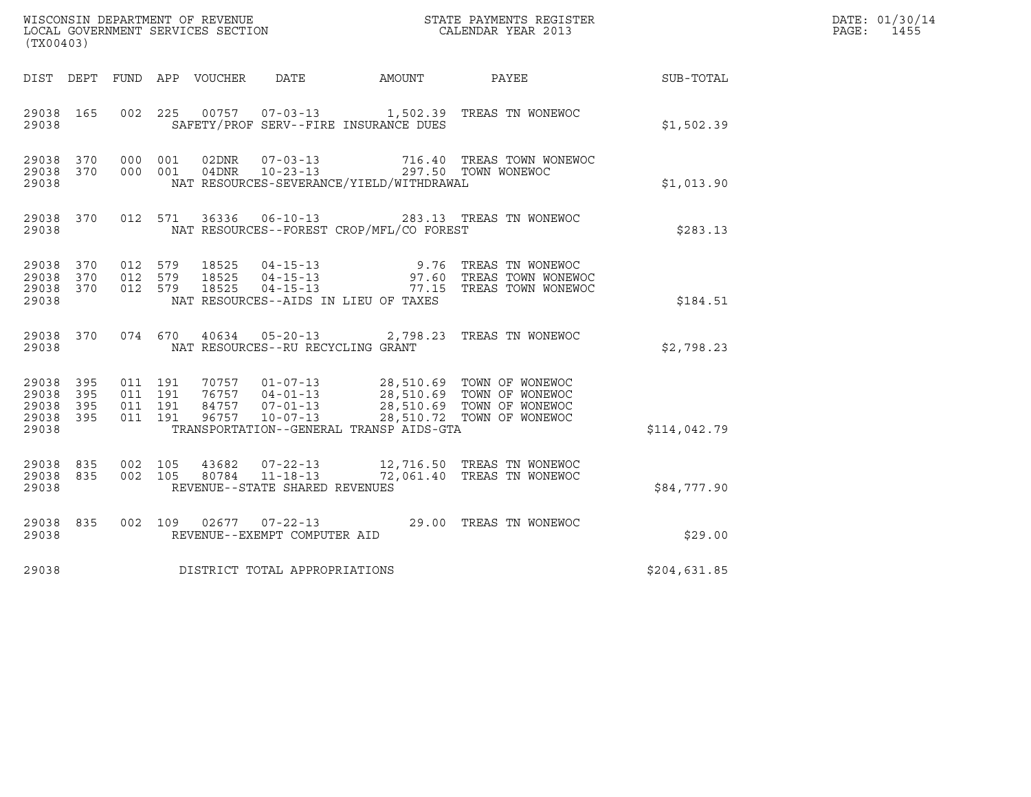WISCONSIN DEPARTMENT OF REVENUE
LOCAL GOVERNMENT SERVICES SECTION
(TX00403)

STATE PAYMENTS REGISTER
CALENDAR YEAR 2013

DATE: 01/30/14
PAGE: 1455

| DIST | DEPT | FUND | APP | VOUCHER | DATE | AMOUNT | PAYEE | SUB-TOTAL |
|---|---|---|---|---|---|---|---|---|
| 29038 | 165 | 002 | 225 | 00757 | 07-03-13 | 1,502.39 | TREAS TN WONEWOC | |
| 29038 | | | | SAFETY/PROF SERV--FIRE INSURANCE DUES | | | | $1,502.39 |
| 29038 | 370 | 000 | 001 | 02DNR | 07-03-13 | 716.40 | TREAS TOWN WONEWOC | |
| 29038 | 370 | 000 | 001 | 04DNR | 10-23-13 | 297.50 | TOWN WONEWOC | |
| 29038 | | | | NAT RESOURCES-SEVERANCE/YIELD/WITHDRAWAL | | | | $1,013.90 |
| 29038 | 370 | 012 | 571 | 36336 | 06-10-13 | 283.13 | TREAS TN WONEWOC | |
| 29038 | | | | NAT RESOURCES--FOREST CROP/MFL/CO FOREST | | | | $283.13 |
| 29038 | 370 | 012 | 579 | 18525 | 04-15-13 | 9.76 | TREAS TN WONEWOC | |
| 29038 | 370 | 012 | 579 | 18525 | 04-15-13 | 97.60 | TREAS TOWN WONEWOC | |
| 29038 | 370 | 012 | 579 | 18525 | 04-15-13 | 77.15 | TREAS TOWN WONEWOC | |
| 29038 | | | | NAT RESOURCES--AIDS IN LIEU OF TAXES | | | | $184.51 |
| 29038 | 370 | 074 | 670 | 40634 | 05-20-13 | 2,798.23 | TREAS TN WONEWOC | |
| 29038 | | | | NAT RESOURCES--RU RECYCLING GRANT | | | | $2,798.23 |
| 29038 | 395 | 011 | 191 | 70757 | 01-07-13 | 28,510.69 | TOWN OF WONEWOC | |
| 29038 | 395 | 011 | 191 | 76757 | 04-01-13 | 28,510.69 | TOWN OF WONEWOC | |
| 29038 | 395 | 011 | 191 | 84757 | 07-01-13 | 28,510.69 | TOWN OF WONEWOC | |
| 29038 | 395 | 011 | 191 | 96757 | 10-07-13 | 28,510.72 | TOWN OF WONEWOC | |
| 29038 | | | | TRANSPORTATION--GENERAL TRANSP AIDS-GTA | | | | $114,042.79 |
| 29038 | 835 | 002 | 105 | 43682 | 07-22-13 | 12,716.50 | TREAS TN WONEWOC | |
| 29038 | 835 | 002 | 105 | 80784 | 11-18-13 | 72,061.40 | TREAS TN WONEWOC | |
| 29038 | | | | REVENUE--STATE SHARED REVENUES | | | | $84,777.90 |
| 29038 | 835 | 002 | 109 | 02677 | 07-22-13 | 29.00 | TREAS TN WONEWOC | |
| 29038 | | | | REVENUE--EXEMPT COMPUTER AID | | | | $29.00 |
| 29038 | | | | DISTRICT TOTAL APPROPRIATIONS | | | | $204,631.85 |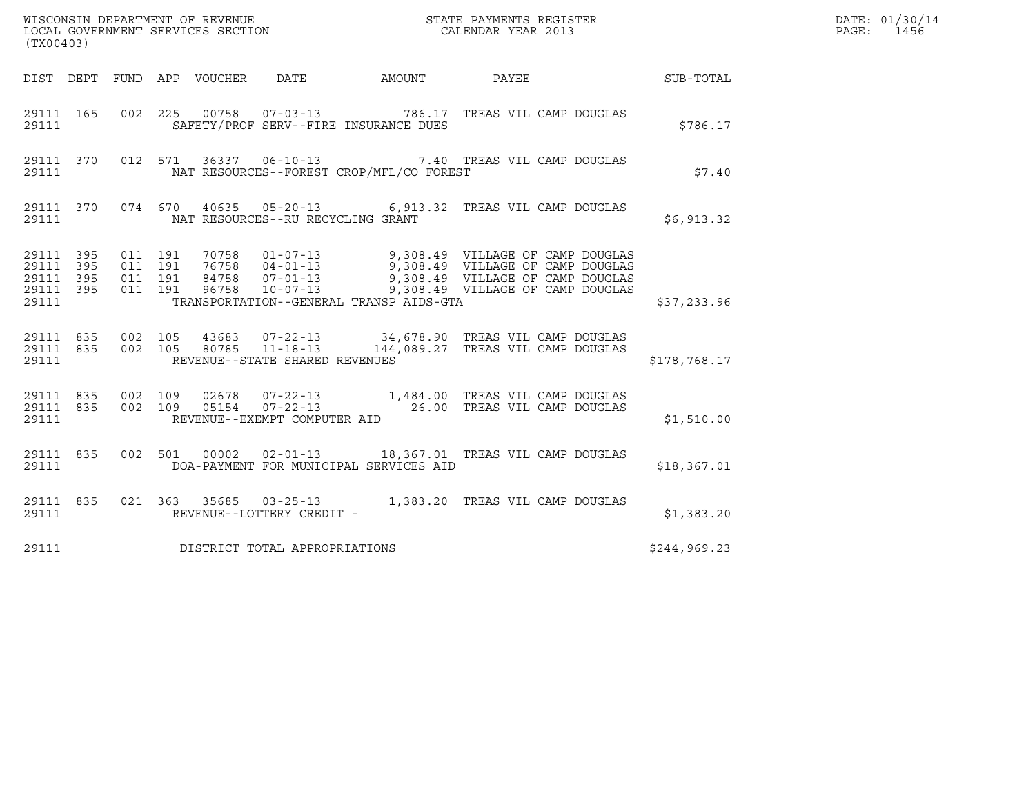WISCONSIN DEPARTMENT OF REVENUE
LOCAL GOVERNMENT SERVICES SECTION
(TX00403)

STATE PAYMENTS REGISTER
CALENDAR YEAR 2013

DATE: 01/30/14
PAGE: 1456

| DIST | DEPT | FUND | APP | VOUCHER | DATE | AMOUNT | PAYEE | SUB-TOTAL |
|---|---|---|---|---|---|---|---|---|
| 29111 | 165 | 002 | 225 | 00758 | 07-03-13 | 786.17 | TREAS VIL CAMP DOUGLAS | |
| 29111 | | | | SAFETY/PROF SERV--FIRE INSURANCE DUES | | | | $786.17 |
| 29111 | 370 | 012 | 571 | 36337 | 06-10-13 | 7.40 | TREAS VIL CAMP DOUGLAS | |
| 29111 | | | | NAT RESOURCES--FOREST CROP/MFL/CO FOREST | | | | $7.40 |
| 29111 | 370 | 074 | 670 | 40635 | 05-20-13 | 6,913.32 | TREAS VIL CAMP DOUGLAS | |
| 29111 | | | | NAT RESOURCES--RU RECYCLING GRANT | | | | $6,913.32 |
| 29111 | 395 | 011 | 191 | 70758 | 01-07-13 | 9,308.49 | VILLAGE OF CAMP DOUGLAS | |
| 29111 | 395 | 011 | 191 | 76758 | 04-01-13 | 9,308.49 | VILLAGE OF CAMP DOUGLAS | |
| 29111 | 395 | 011 | 191 | 84758 | 07-01-13 | 9,308.49 | VILLAGE OF CAMP DOUGLAS | |
| 29111 | 395 | 011 | 191 | 96758 | 10-07-13 | 9,308.49 | VILLAGE OF CAMP DOUGLAS | |
| 29111 | | | | TRANSPORTATION--GENERAL TRANSP AIDS-GTA | | | | $37,233.96 |
| 29111 | 835 | 002 | 105 | 43683 | 07-22-13 | 34,678.90 | TREAS VIL CAMP DOUGLAS | |
| 29111 | 835 | 002 | 105 | 80785 | 11-18-13 | 144,089.27 | TREAS VIL CAMP DOUGLAS | |
| 29111 | | | | REVENUE--STATE SHARED REVENUES | | | | $178,768.17 |
| 29111 | 835 | 002 | 109 | 02678 | 07-22-13 | 1,484.00 | TREAS VIL CAMP DOUGLAS | |
| 29111 | 835 | 002 | 109 | 05154 | 07-22-13 | 26.00 | TREAS VIL CAMP DOUGLAS | |
| 29111 | | | | REVENUE--EXEMPT COMPUTER AID | | | | $1,510.00 |
| 29111 | 835 | 002 | 501 | 00002 | 02-01-13 | 18,367.01 | TREAS VIL CAMP DOUGLAS | |
| 29111 | | | | DOA-PAYMENT FOR MUNICIPAL SERVICES AID | | | | $18,367.01 |
| 29111 | 835 | 021 | 363 | 35685 | 03-25-13 | 1,383.20 | TREAS VIL CAMP DOUGLAS | |
| 29111 | | | | REVENUE--LOTTERY CREDIT - | | | | $1,383.20 |
| 29111 | | | | DISTRICT TOTAL APPROPRIATIONS | | | | $244,969.23 |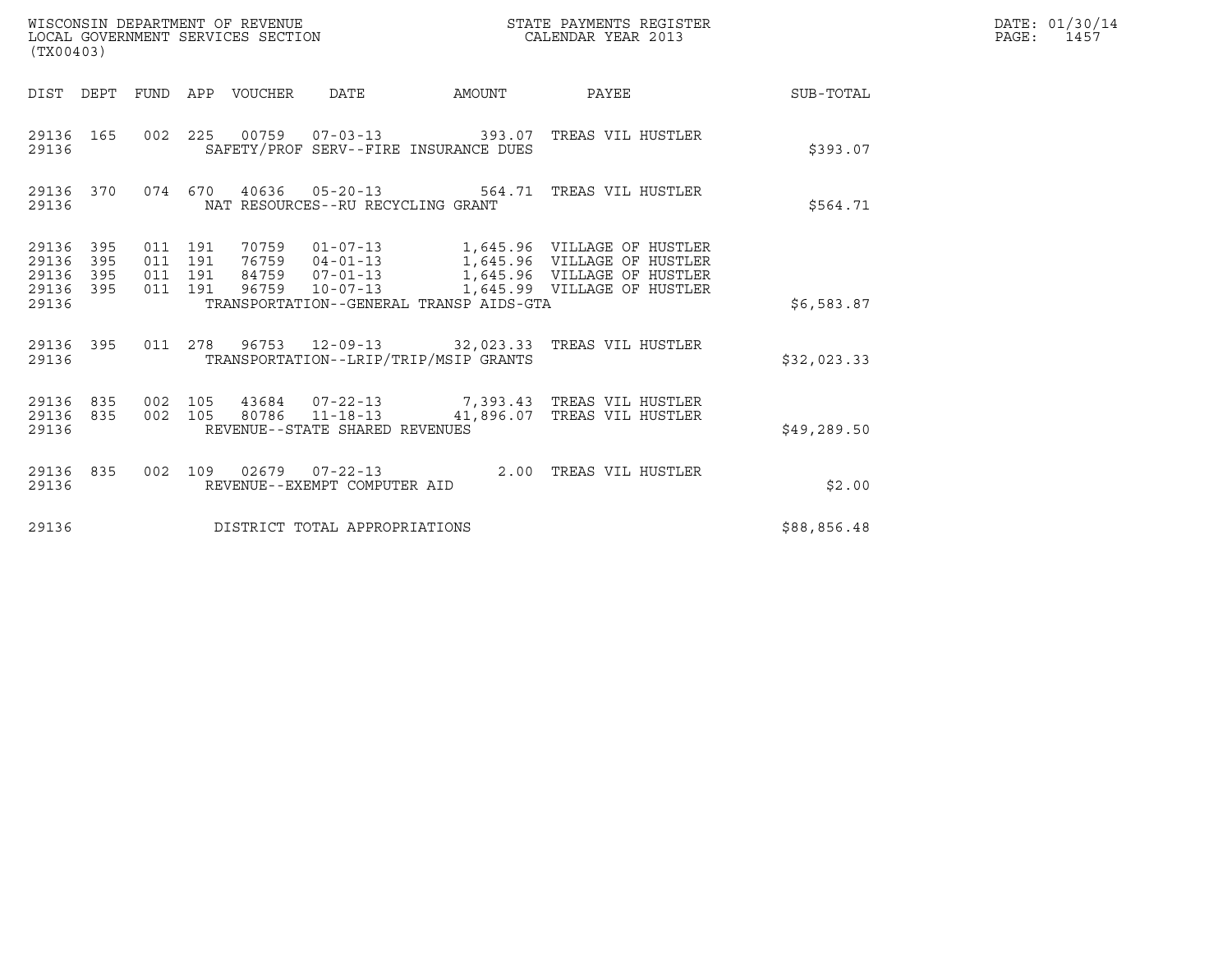WISCONSIN DEPARTMENT OF REVENUE
LOCAL GOVERNMENT SERVICES SECTION
(TX00403)

STATE PAYMENTS REGISTER
CALENDAR YEAR 2013

DATE: 01/30/14
PAGE: 1457

| DIST | DEPT | FUND | APP | VOUCHER | DATE | AMOUNT | PAYEE | SUB-TOTAL |
|---|---|---|---|---|---|---|---|---|
| 29136 | 165 | 002 | 225 | 00759 | 07-03-13 | 393.07 | TREAS VIL HUSTLER | |
| 29136 | | | | SAFETY/PROF SERV--FIRE INSURANCE DUES | | | | $393.07 |
| 29136 | 370 | 074 | 670 | 40636 | 05-20-13 | 564.71 | TREAS VIL HUSTLER | |
| 29136 | | | | NAT RESOURCES--RU RECYCLING GRANT | | | | $564.71 |
| 29136 | 395 | 011 | 191 | 70759 | 01-07-13 | 1,645.96 | VILLAGE OF HUSTLER | |
| 29136 | 395 | 011 | 191 | 76759 | 04-01-13 | 1,645.96 | VILLAGE OF HUSTLER | |
| 29136 | 395 | 011 | 191 | 84759 | 07-01-13 | 1,645.96 | VILLAGE OF HUSTLER | |
| 29136 | 395 | 011 | 191 | 96759 | 10-07-13 | 1,645.99 | VILLAGE OF HUSTLER | |
| 29136 | | | | TRANSPORTATION--GENERAL TRANSP AIDS-GTA | | | | $6,583.87 |
| 29136 | 395 | 011 | 278 | 96753 | 12-09-13 | 32,023.33 | TREAS VIL HUSTLER | |
| 29136 | | | | TRANSPORTATION--LRIP/TRIP/MSIP GRANTS | | | | $32,023.33 |
| 29136 | 835 | 002 | 105 | 43684 | 07-22-13 | 7,393.43 | TREAS VIL HUSTLER | |
| 29136 | 835 | 002 | 105 | 80786 | 11-18-13 | 41,896.07 | TREAS VIL HUSTLER | |
| 29136 | | | | REVENUE--STATE SHARED REVENUES | | | | $49,289.50 |
| 29136 | 835 | 002 | 109 | 02679 | 07-22-13 | 2.00 | TREAS VIL HUSTLER | |
| 29136 | | | | REVENUE--EXEMPT COMPUTER AID | | | | $2.00 |
| 29136 | | | | DISTRICT TOTAL APPROPRIATIONS | | | | $88,856.48 |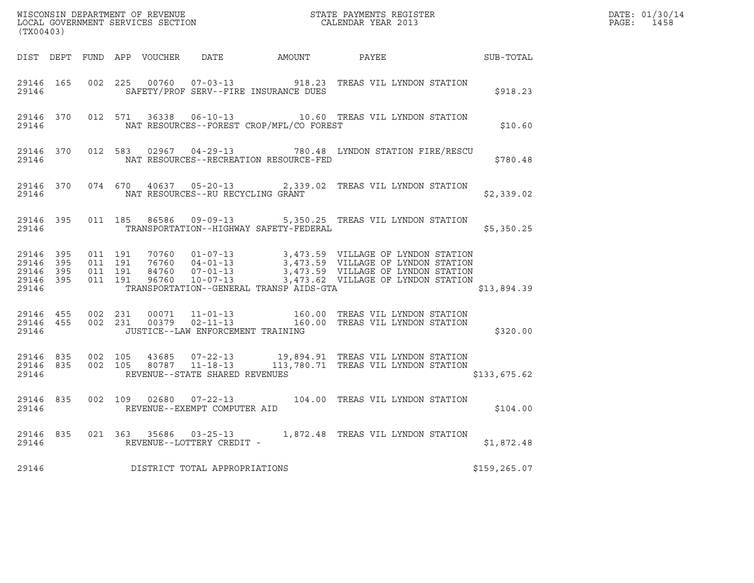WISCONSIN DEPARTMENT OF REVENUE
LOCAL GOVERNMENT SERVICES SECTION
(TX00403)

STATE PAYMENTS REGISTER
CALENDAR YEAR 2013

DATE: 01/30/14
PAGE: 1458

| DIST | DEPT | FUND | APP | VOUCHER | DATE | AMOUNT | PAYEE | SUB-TOTAL |
|---|---|---|---|---|---|---|---|---|
| 29146 | 165 | 002 | 225 | 00760 | 07-03-13 | 918.23 | TREAS VIL LYNDON STATION | |
| 29146 | | | | SAFETY/PROF SERV--FIRE INSURANCE DUES | | | | $918.23 |
| 29146 | 370 | 012 | 571 | 36338 | 06-10-13 | 10.60 | TREAS VIL LYNDON STATION | |
| 29146 | | | | NAT RESOURCES--FOREST CROP/MFL/CO FOREST | | | | $10.60 |
| 29146 | 370 | 012 | 583 | 02967 | 04-29-13 | 780.48 | LYNDON STATION FIRE/RESCU | |
| 29146 | | | | NAT RESOURCES--RECREATION RESOURCE-FED | | | | $780.48 |
| 29146 | 370 | 074 | 670 | 40637 | 05-20-13 | 2,339.02 | TREAS VIL LYNDON STATION | |
| 29146 | | | | NAT RESOURCES--RU RECYCLING GRANT | | | | $2,339.02 |
| 29146 | 395 | 011 | 185 | 86586 | 09-09-13 | 5,350.25 | TREAS VIL LYNDON STATION | |
| 29146 | | | | TRANSPORTATION--HIGHWAY SAFETY-FEDERAL | | | | $5,350.25 |
| 29146 | 395 | 011 | 191 | 70760 | 01-07-13 | 3,473.59 | VILLAGE OF LYNDON STATION | |
| 29146 | 395 | 011 | 191 | 76760 | 04-01-13 | 3,473.59 | VILLAGE OF LYNDON STATION | |
| 29146 | 395 | 011 | 191 | 84760 | 07-01-13 | 3,473.59 | VILLAGE OF LYNDON STATION | |
| 29146 | 395 | 011 | 191 | 96760 | 10-07-13 | 3,473.62 | VILLAGE OF LYNDON STATION | |
| 29146 | | | | TRANSPORTATION--GENERAL TRANSP AIDS-GTA | | | | $13,894.39 |
| 29146 | 455 | 002 | 231 | 00071 | 11-01-13 | 160.00 | TREAS VIL LYNDON STATION | |
| 29146 | 455 | 002 | 231 | 00379 | 02-11-13 | 160.00 | TREAS VIL LYNDON STATION | |
| 29146 | | | | JUSTICE--LAW ENFORCEMENT TRAINING | | | | $320.00 |
| 29146 | 835 | 002 | 105 | 43685 | 07-22-13 | 19,894.91 | TREAS VIL LYNDON STATION | |
| 29146 | 835 | 002 | 105 | 80787 | 11-18-13 | 113,780.71 | TREAS VIL LYNDON STATION | |
| 29146 | | | | REVENUE--STATE SHARED REVENUES | | | | $133,675.62 |
| 29146 | 835 | 002 | 109 | 02680 | 07-22-13 | 104.00 | TREAS VIL LYNDON STATION | |
| 29146 | | | | REVENUE--EXEMPT COMPUTER AID | | | | $104.00 |
| 29146 | 835 | 021 | 363 | 35686 | 03-25-13 | 1,872.48 | TREAS VIL LYNDON STATION | |
| 29146 | | | | REVENUE--LOTTERY CREDIT - | | | | $1,872.48 |
| 29146 | | | | DISTRICT TOTAL APPROPRIATIONS | | | | $159,265.07 |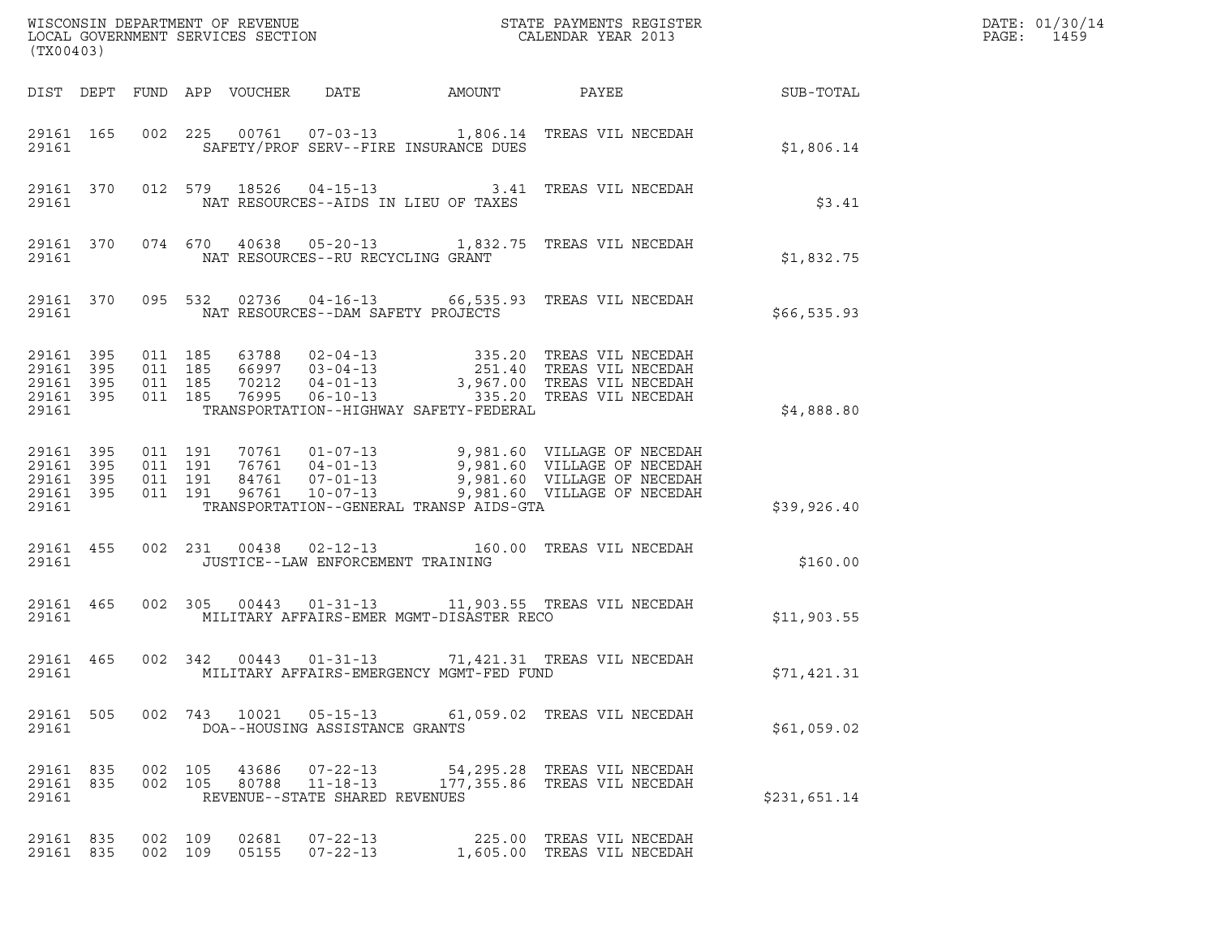WISCONSIN DEPARTMENT OF REVENUE
LOCAL GOVERNMENT SERVICES SECTION
(TX00403)

STATE PAYMENTS REGISTER
CALENDAR YEAR 2013

DATE: 01/30/14
PAGE: 1459

| DIST | DEPT | FUND | APP | VOUCHER | DATE | AMOUNT | PAYEE | SUB-TOTAL |
|---|---|---|---|---|---|---|---|---|
| 29161 | 165 | 002 | 225 | 00761 | 07-03-13 | 1,806.14 | TREAS VIL NECEDAH | |
| 29161 | | | | | SAFETY/PROF SERV--FIRE INSURANCE DUES | | | $1,806.14 |
| 29161 | 370 | 012 | 579 | 18526 | 04-15-13 | 3.41 | TREAS VIL NECEDAH | |
| 29161 | | | | | NAT RESOURCES--AIDS IN LIEU OF TAXES | | | $3.41 |
| 29161 | 370 | 074 | 670 | 40638 | 05-20-13 | 1,832.75 | TREAS VIL NECEDAH | |
| 29161 | | | | | NAT RESOURCES--RU RECYCLING GRANT | | | $1,832.75 |
| 29161 | 370 | 095 | 532 | 02736 | 04-16-13 | 66,535.93 | TREAS VIL NECEDAH | |
| 29161 | | | | | NAT RESOURCES--DAM SAFETY PROJECTS | | | $66,535.93 |
| 29161 | 395 | 011 | 185 | 63788 | 02-04-13 | 335.20 | TREAS VIL NECEDAH | |
| 29161 | 395 | 011 | 185 | 66997 | 03-04-13 | 251.40 | TREAS VIL NECEDAH | |
| 29161 | 395 | 011 | 185 | 70212 | 04-01-13 | 3,967.00 | TREAS VIL NECEDAH | |
| 29161 | 395 | 011 | 185 | 76995 | 06-10-13 | 335.20 | TREAS VIL NECEDAH | |
| 29161 | | | | | TRANSPORTATION--HIGHWAY SAFETY-FEDERAL | | | $4,888.80 |
| 29161 | 395 | 011 | 191 | 70761 | 01-07-13 | 9,981.60 | VILLAGE OF NECEDAH | |
| 29161 | 395 | 011 | 191 | 76761 | 04-01-13 | 9,981.60 | VILLAGE OF NECEDAH | |
| 29161 | 395 | 011 | 191 | 84761 | 07-01-13 | 9,981.60 | VILLAGE OF NECEDAH | |
| 29161 | 395 | 011 | 191 | 96761 | 10-07-13 | 9,981.60 | VILLAGE OF NECEDAH | |
| 29161 | | | | | TRANSPORTATION--GENERAL TRANSP AIDS-GTA | | | $39,926.40 |
| 29161 | 455 | 002 | 231 | 00438 | 02-12-13 | 160.00 | TREAS VIL NECEDAH | |
| 29161 | | | | | JUSTICE--LAW ENFORCEMENT TRAINING | | | $160.00 |
| 29161 | 465 | 002 | 305 | 00443 | 01-31-13 | 11,903.55 | TREAS VIL NECEDAH | |
| 29161 | | | | | MILITARY AFFAIRS-EMER MGMT-DISASTER RECO | | | $11,903.55 |
| 29161 | 465 | 002 | 342 | 00443 | 01-31-13 | 71,421.31 | TREAS VIL NECEDAH | |
| 29161 | | | | | MILITARY AFFAIRS-EMERGENCY MGMT-FED FUND | | | $71,421.31 |
| 29161 | 505 | 002 | 743 | 10021 | 05-15-13 | 61,059.02 | TREAS VIL NECEDAH | |
| 29161 | | | | | DOA--HOUSING ASSISTANCE GRANTS | | | $61,059.02 |
| 29161 | 835 | 002 | 105 | 43686 | 07-22-13 | 54,295.28 | TREAS VIL NECEDAH | |
| 29161 | 835 | 002 | 105 | 80788 | 11-18-13 | 177,355.86 | TREAS VIL NECEDAH | |
| 29161 | | | | | REVENUE--STATE SHARED REVENUES | | | $231,651.14 |
| 29161 | 835 | 002 | 109 | 02681 | 07-22-13 | 225.00 | TREAS VIL NECEDAH | |
| 29161 | 835 | 002 | 109 | 05155 | 07-22-13 | 1,605.00 | TREAS VIL NECEDAH | |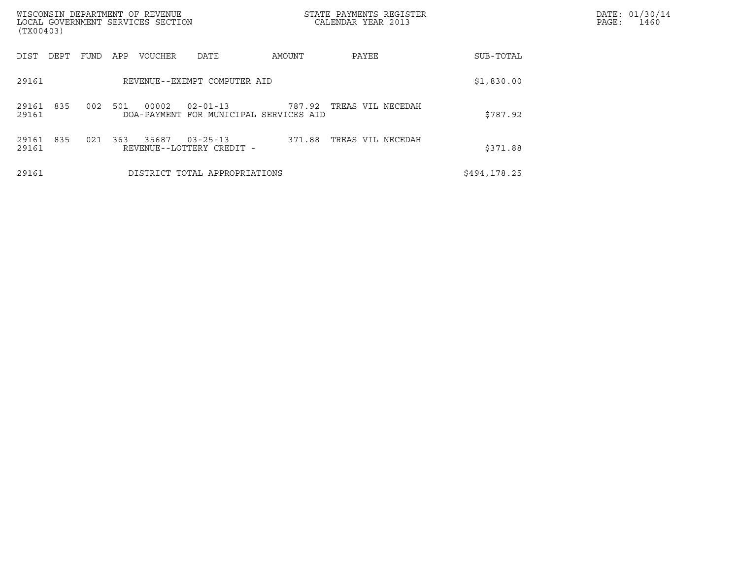| DIST | DEPT | FUND | APP | VOUCHER | DATE | AMOUNT | PAYEE | SUB-TOTAL |
|---|---|---|---|---|---|---|---|---|
| 29161 | | | | REVENUE--EXEMPT COMPUTER AID | | | | $1,830.00 |
| 29161 | 835 | 002 | 501 | 00002 | 02-01-13 | 787.92 | TREAS VIL NECEDAH | |
| 29161 | | | | DOA-PAYMENT FOR MUNICIPAL SERVICES AID | | | | $787.92 |
| 29161 | 835 | 021 | 363 | 35687 | 03-25-13 | 371.88 | TREAS VIL NECEDAH | |
| 29161 | | | | REVENUE--LOTTERY CREDIT - | | | | $371.88 |
| 29161 | | | | DISTRICT TOTAL APPROPRIATIONS | | | | $494,178.25 |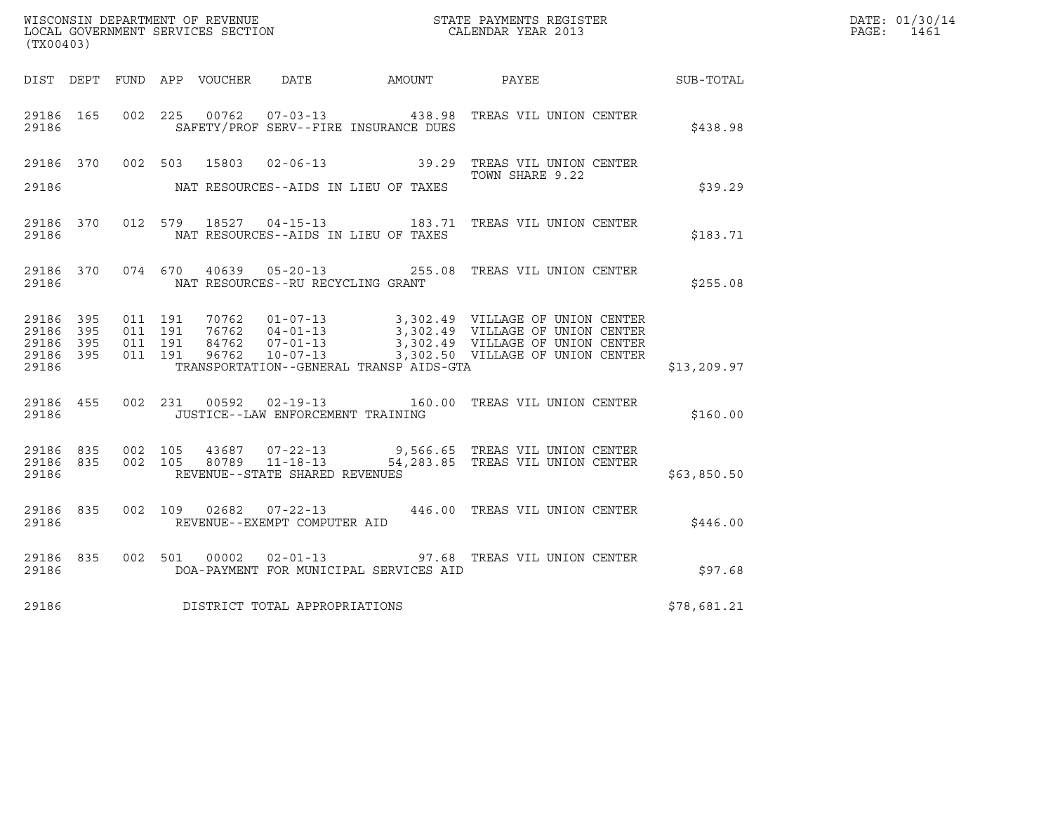WISCONSIN DEPARTMENT OF REVENUE
LOCAL GOVERNMENT SERVICES SECTION
(TX00403)

STATE PAYMENTS REGISTER
CALENDAR YEAR 2013

DATE: 01/30/14
PAGE: 1461

| DIST | DEPT | FUND | APP | VOUCHER | DATE | AMOUNT | PAYEE | SUB-TOTAL |
|---|---|---|---|---|---|---|---|---|
| 29186 | 165 | 002 | 225 | 00762 | 07-03-13 | 438.98 | TREAS VIL UNION CENTER | |
| 29186 | | | | | SAFETY/PROF SERV--FIRE INSURANCE DUES | | | $438.98 |
| 29186 | 370 | 002 | 503 | 15803 | 02-06-13 | 39.29 | TREAS VIL UNION CENTER TOWN SHARE 9.22 | |
| 29186 | | | | | NAT RESOURCES--AIDS IN LIEU OF TAXES | | | $39.29 |
| 29186 | 370 | 012 | 579 | 18527 | 04-15-13 | 183.71 | TREAS VIL UNION CENTER | |
| 29186 | | | | | NAT RESOURCES--AIDS IN LIEU OF TAXES | | | $183.71 |
| 29186 | 370 | 074 | 670 | 40639 | 05-20-13 | 255.08 | TREAS VIL UNION CENTER | |
| 29186 | | | | | NAT RESOURCES--RU RECYCLING GRANT | | | $255.08 |
| 29186 | 395 | 011 | 191 | 70762 | 01-07-13 | 3,302.49 | VILLAGE OF UNION CENTER | |
| 29186 | 395 | 011 | 191 | 76762 | 04-01-13 | 3,302.49 | VILLAGE OF UNION CENTER | |
| 29186 | 395 | 011 | 191 | 84762 | 07-01-13 | 3,302.49 | VILLAGE OF UNION CENTER | |
| 29186 | 395 | 011 | 191 | 96762 | 10-07-13 | 3,302.50 | VILLAGE OF UNION CENTER | |
| 29186 | | | | | TRANSPORTATION--GENERAL TRANSP AIDS-GTA | | | $13,209.97 |
| 29186 | 455 | 002 | 231 | 00592 | 02-19-13 | 160.00 | TREAS VIL UNION CENTER | |
| 29186 | | | | | JUSTICE--LAW ENFORCEMENT TRAINING | | | $160.00 |
| 29186 | 835 | 002 | 105 | 43687 | 07-22-13 | 9,566.65 | TREAS VIL UNION CENTER | |
| 29186 | 835 | 002 | 105 | 80789 | 11-18-13 | 54,283.85 | TREAS VIL UNION CENTER | |
| 29186 | | | | | REVENUE--STATE SHARED REVENUES | | | $63,850.50 |
| 29186 | 835 | 002 | 109 | 02682 | 07-22-13 | 446.00 | TREAS VIL UNION CENTER | |
| 29186 | | | | | REVENUE--EXEMPT COMPUTER AID | | | $446.00 |
| 29186 | 835 | 002 | 501 | 00002 | 02-01-13 | 97.68 | TREAS VIL UNION CENTER | |
| 29186 | | | | | DOA-PAYMENT FOR MUNICIPAL SERVICES AID | | | $97.68 |
| 29186 | | | | | DISTRICT TOTAL APPROPRIATIONS | | | $78,681.21 |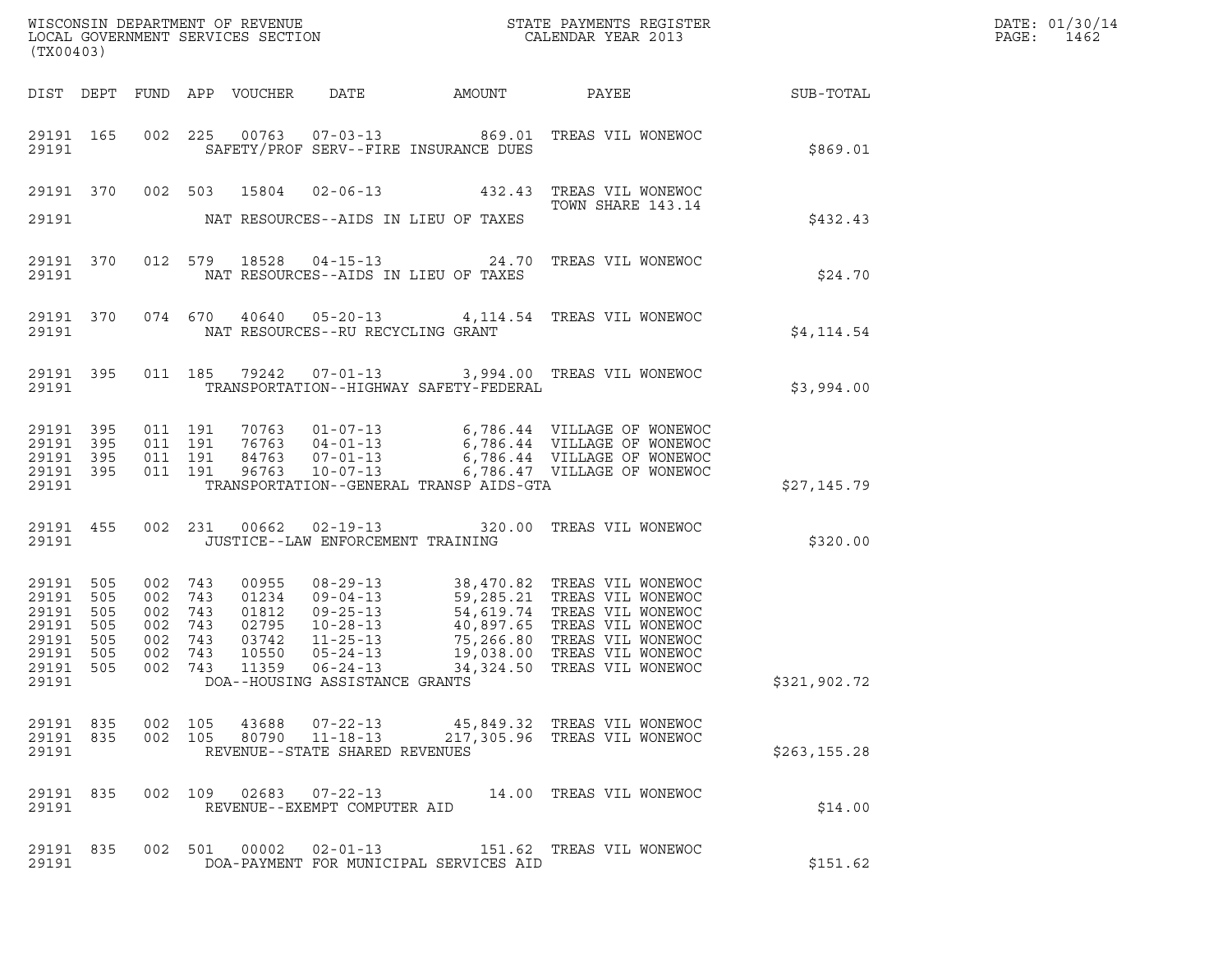WISCONSIN DEPARTMENT OF REVENUE
LOCAL GOVERNMENT SERVICES SECTION
(TX00403)

STATE PAYMENTS REGISTER
CALENDAR YEAR 2013

DATE: 01/30/14
PAGE: 1462

| DIST | DEPT | FUND | APP | VOUCHER | DATE | AMOUNT | PAYEE | SUB-TOTAL |
|---|---|---|---|---|---|---|---|---|
| 29191 | 165 | 002 | 225 | 00763 | 07-03-13 | 869.01 | TREAS VIL WONEWOC | |
| 29191 | | | | | SAFETY/PROF SERV--FIRE INSURANCE DUES | | | $869.01 |
| 29191 | 370 | 002 | 503 | 15804 | 02-06-13 | 432.43 | TREAS VIL WONEWOC TOWN SHARE 143.14 | |
| 29191 | | | | | NAT RESOURCES--AIDS IN LIEU OF TAXES | | | $432.43 |
| 29191 | 370 | 012 | 579 | 18528 | 04-15-13 | 24.70 | TREAS VIL WONEWOC | |
| 29191 | | | | | NAT RESOURCES--AIDS IN LIEU OF TAXES | | | $24.70 |
| 29191 | 370 | 074 | 670 | 40640 | 05-20-13 | 4,114.54 | TREAS VIL WONEWOC | |
| 29191 | | | | | NAT RESOURCES--RU RECYCLING GRANT | | | $4,114.54 |
| 29191 | 395 | 011 | 185 | 79242 | 07-01-13 | 3,994.00 | TREAS VIL WONEWOC | |
| 29191 | | | | | TRANSPORTATION--HIGHWAY SAFETY-FEDERAL | | | $3,994.00 |
| 29191 | 395 | 011 | 191 | 70763 | 01-07-13 | 6,786.44 | VILLAGE OF WONEWOC | |
| 29191 | 395 | 011 | 191 | 76763 | 04-01-13 | 6,786.44 | VILLAGE OF WONEWOC | |
| 29191 | 395 | 011 | 191 | 84763 | 07-01-13 | 6,786.44 | VILLAGE OF WONEWOC | |
| 29191 | 395 | 011 | 191 | 96763 | 10-07-13 | 6,786.47 | VILLAGE OF WONEWOC | |
| 29191 | | | | | TRANSPORTATION--GENERAL TRANSP AIDS-GTA | | | $27,145.79 |
| 29191 | 455 | 002 | 231 | 00662 | 02-19-13 | 320.00 | TREAS VIL WONEWOC | |
| 29191 | | | | | JUSTICE--LAW ENFORCEMENT TRAINING | | | $320.00 |
| 29191 | 505 | 002 | 743 | 00955 | 08-29-13 | 38,470.82 | TREAS VIL WONEWOC | |
| 29191 | 505 | 002 | 743 | 01234 | 09-04-13 | 59,285.21 | TREAS VIL WONEWOC | |
| 29191 | 505 | 002 | 743 | 01812 | 09-25-13 | 54,619.74 | TREAS VIL WONEWOC | |
| 29191 | 505 | 002 | 743 | 02795 | 10-28-13 | 40,897.65 | TREAS VIL WONEWOC | |
| 29191 | 505 | 002 | 743 | 03742 | 11-25-13 | 75,266.80 | TREAS VIL WONEWOC | |
| 29191 | 505 | 002 | 743 | 10550 | 05-24-13 | 19,038.00 | TREAS VIL WONEWOC | |
| 29191 | 505 | 002 | 743 | 11359 | 06-24-13 | 34,324.50 | TREAS VIL WONEWOC | |
| 29191 | | | | | DOA--HOUSING ASSISTANCE GRANTS | | | $321,902.72 |
| 29191 | 835 | 002 | 105 | 43688 | 07-22-13 | 45,849.32 | TREAS VIL WONEWOC | |
| 29191 | 835 | 002 | 105 | 80790 | 11-18-13 | 217,305.96 | TREAS VIL WONEWOC | |
| 29191 | | | | | REVENUE--STATE SHARED REVENUES | | | $263,155.28 |
| 29191 | 835 | 002 | 109 | 02683 | 07-22-13 | 14.00 | TREAS VIL WONEWOC | |
| 29191 | | | | | REVENUE--EXEMPT COMPUTER AID | | | $14.00 |
| 29191 | 835 | 002 | 501 | 00002 | 02-01-13 | 151.62 | TREAS VIL WONEWOC | |
| 29191 | | | | | DOA-PAYMENT FOR MUNICIPAL SERVICES AID | | | $151.62 |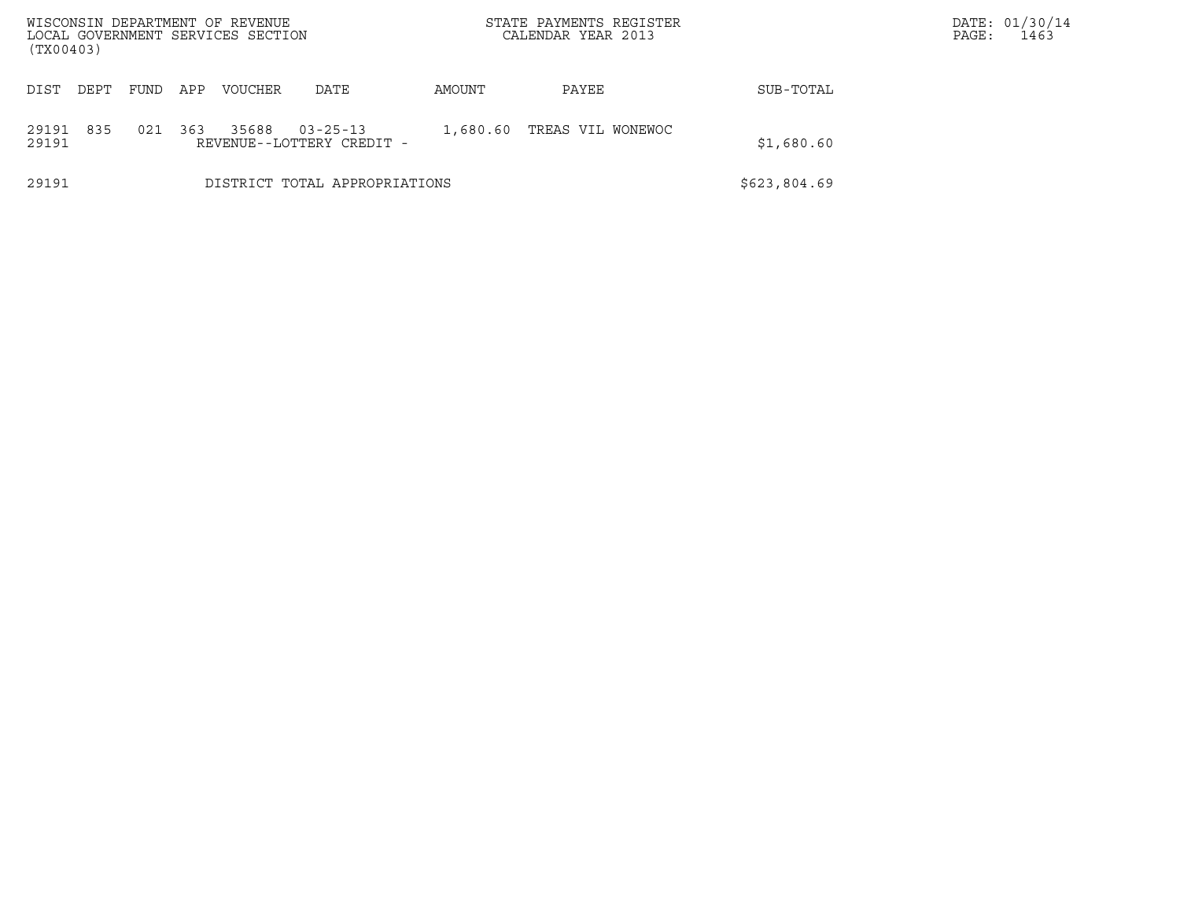WISCONSIN DEPARTMENT OF REVENUE
LOCAL GOVERNMENT SERVICES SECTION
(TX00403)

STATE PAYMENTS REGISTER
CALENDAR YEAR 2013

DATE: 01/30/14
PAGE: 1463

| DIST | DEPT | FUND | APP | VOUCHER | DATE | AMOUNT | PAYEE | SUB-TOTAL |
|---|---|---|---|---|---|---|---|---|
| 29191 | 835 | 021 | 363 | 35688 | 03-25-13 | 1,680.60 | TREAS VIL WONEWOC | |
| 29191 | | | | REVENUE--LOTTERY CREDIT - | | | | $1,680.60 |
| 29191 | | | | DISTRICT TOTAL APPROPRIATIONS | | | | $623,804.69 |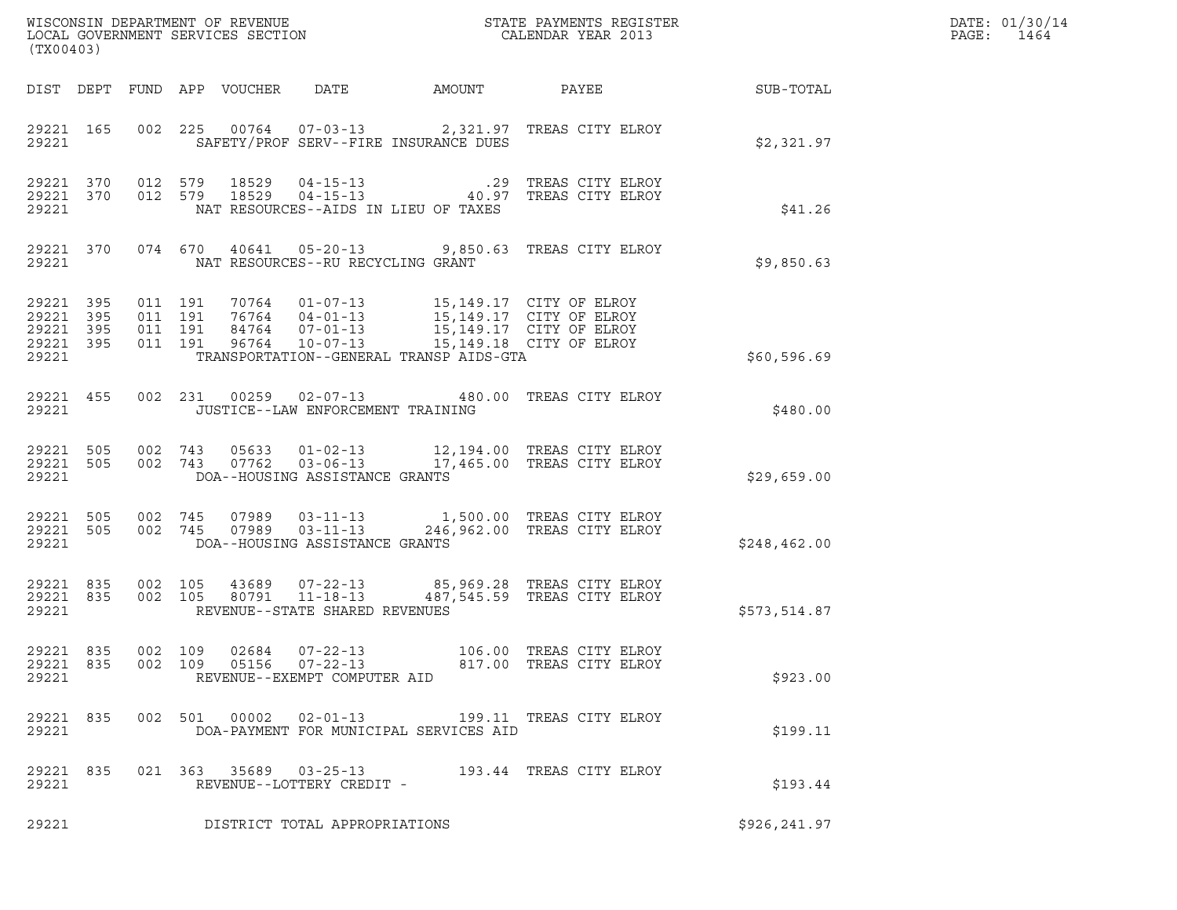WISCONSIN DEPARTMENT OF REVENUE
LOCAL GOVERNMENT SERVICES SECTION
(TX00403)

STATE PAYMENTS REGISTER
CALENDAR YEAR 2013

DATE: 01/30/14

| DIST | DEPT | FUND | APP | VOUCHER | DATE | AMOUNT | PAYEE | SUB-TOTAL |
|---|---|---|---|---|---|---|---|---|
| 29221 | 165 | 002 | 225 | 00764 | 07-03-13 | 2,321.97 | TREAS CITY ELROY | |
| 29221 | | | | SAFETY/PROF SERV--FIRE INSURANCE DUES | | | | $2,321.97 |
| 29221 | 370 | 012 | 579 | 18529 | 04-15-13 | .29 | TREAS CITY ELROY | |
| 29221 | 370 | 012 | 579 | 18529 | 04-15-13 | 40.97 | TREAS CITY ELROY | |
| 29221 | | | | NAT RESOURCES--AIDS IN LIEU OF TAXES | | | | $41.26 |
| 29221 | 370 | 074 | 670 | 40641 | 05-20-13 | 9,850.63 | TREAS CITY ELROY | |
| 29221 | | | | NAT RESOURCES--RU RECYCLING GRANT | | | | $9,850.63 |
| 29221 | 395 | 011 | 191 | 70764 | 01-07-13 | 15,149.17 | CITY OF ELROY | |
| 29221 | 395 | 011 | 191 | 76764 | 04-01-13 | 15,149.17 | CITY OF ELROY | |
| 29221 | 395 | 011 | 191 | 84764 | 07-01-13 | 15,149.17 | CITY OF ELROY | |
| 29221 | 395 | 011 | 191 | 96764 | 10-07-13 | 15,149.18 | CITY OF ELROY | |
| 29221 | | | | TRANSPORTATION--GENERAL TRANSP AIDS-GTA | | | | $60,596.69 |
| 29221 | 455 | 002 | 231 | 00259 | 02-07-13 | 480.00 | TREAS CITY ELROY | |
| 29221 | | | | JUSTICE--LAW ENFORCEMENT TRAINING | | | | $480.00 |
| 29221 | 505 | 002 | 743 | 05633 | 01-02-13 | 12,194.00 | TREAS CITY ELROY | |
| 29221 | 505 | 002 | 743 | 07762 | 03-06-13 | 17,465.00 | TREAS CITY ELROY | |
| 29221 | | | | DOA--HOUSING ASSISTANCE GRANTS | | | | $29,659.00 |
| 29221 | 505 | 002 | 745 | 07989 | 03-11-13 | 1,500.00 | TREAS CITY ELROY | |
| 29221 | 505 | 002 | 745 | 07989 | 03-11-13 | 246,962.00 | TREAS CITY ELROY | |
| 29221 | | | | DOA--HOUSING ASSISTANCE GRANTS | | | | $248,462.00 |
| 29221 | 835 | 002 | 105 | 43689 | 07-22-13 | 85,969.28 | TREAS CITY ELROY | |
| 29221 | 835 | 002 | 105 | 80791 | 11-18-13 | 487,545.59 | TREAS CITY ELROY | |
| 29221 | | | | REVENUE--STATE SHARED REVENUES | | | | $573,514.87 |
| 29221 | 835 | 002 | 109 | 02684 | 07-22-13 | 106.00 | TREAS CITY ELROY | |
| 29221 | 835 | 002 | 109 | 05156 | 07-22-13 | 817.00 | TREAS CITY ELROY | |
| 29221 | | | | REVENUE--EXEMPT COMPUTER AID | | | | $923.00 |
| 29221 | 835 | 002 | 501 | 00002 | 02-01-13 | 199.11 | TREAS CITY ELROY | |
| 29221 | | | | DOA-PAYMENT FOR MUNICIPAL SERVICES AID | | | | $199.11 |
| 29221 | 835 | 021 | 363 | 35689 | 03-25-13 | 193.44 | TREAS CITY ELROY | |
| 29221 | | | | REVENUE--LOTTERY CREDIT - | | | | $193.44 |
| 29221 | | | | DISTRICT TOTAL APPROPRIATIONS | | | | $926,241.97 |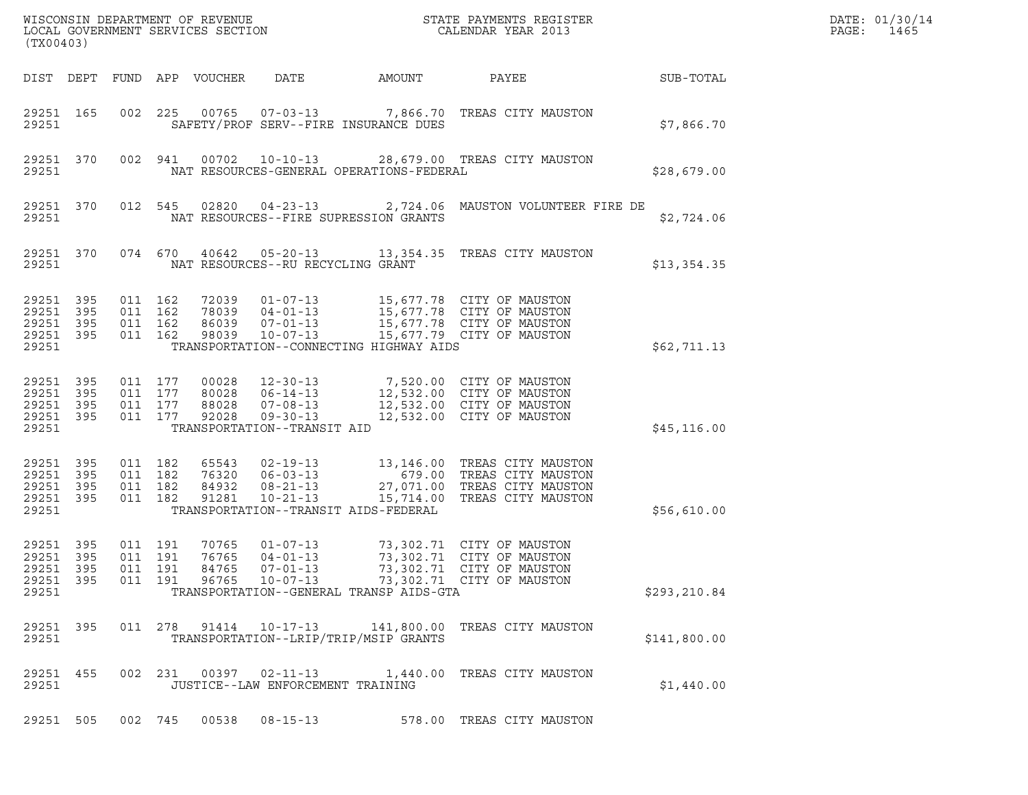| DIST | DEPT | FUND | APP | VOUCHER | DATE | AMOUNT | PAYEE | SUB-TOTAL |
|---|---|---|---|---|---|---|---|---|
| 29251 | 165 | 002 | 225 | 00765 | 07-03-13 | 7,866.70 | TREAS CITY MAUSTON | |
| 29251 | | | | | SAFETY/PROF SERV--FIRE INSURANCE DUES | | | $7,866.70 |
| 29251 | 370 | 002 | 941 | 00702 | 10-10-13 | 28,679.00 | TREAS CITY MAUSTON | |
| 29251 | | | | | NAT RESOURCES-GENERAL OPERATIONS-FEDERAL | | | $28,679.00 |
| 29251 | 370 | 012 | 545 | 02820 | 04-23-13 | 2,724.06 | MAUSTON VOLUNTEER FIRE DE | |
| 29251 | | | | | NAT RESOURCES--FIRE SUPRESSION GRANTS | | | $2,724.06 |
| 29251 | 370 | 074 | 670 | 40642 | 05-20-13 | 13,354.35 | TREAS CITY MAUSTON | |
| 29251 | | | | | NAT RESOURCES--RU RECYCLING GRANT | | | $13,354.35 |
| 29251 | 395 | 011 | 162 | 72039 | 01-07-13 | 15,677.78 | CITY OF MAUSTON | |
| 29251 | 395 | 011 | 162 | 78039 | 04-01-13 | 15,677.78 | CITY OF MAUSTON | |
| 29251 | 395 | 011 | 162 | 86039 | 07-01-13 | 15,677.78 | CITY OF MAUSTON | |
| 29251 | 395 | 011 | 162 | 98039 | 10-07-13 | 15,677.79 | CITY OF MAUSTON | |
| 29251 | | | | | TRANSPORTATION--CONNECTING HIGHWAY AIDS | | | $62,711.13 |
| 29251 | 395 | 011 | 177 | 00028 | 12-30-13 | 7,520.00 | CITY OF MAUSTON | |
| 29251 | 395 | 011 | 177 | 80028 | 06-14-13 | 12,532.00 | CITY OF MAUSTON | |
| 29251 | 395 | 011 | 177 | 88028 | 07-08-13 | 12,532.00 | CITY OF MAUSTON | |
| 29251 | 395 | 011 | 177 | 92028 | 09-30-13 | 12,532.00 | CITY OF MAUSTON | |
| 29251 | | | | | TRANSPORTATION--TRANSIT AID | | | $45,116.00 |
| 29251 | 395 | 011 | 182 | 65543 | 02-19-13 | 13,146.00 | TREAS CITY MAUSTON | |
| 29251 | 395 | 011 | 182 | 76320 | 06-03-13 | 679.00 | TREAS CITY MAUSTON | |
| 29251 | 395 | 011 | 182 | 84932 | 08-21-13 | 27,071.00 | TREAS CITY MAUSTON | |
| 29251 | 395 | 011 | 182 | 91281 | 10-21-13 | 15,714.00 | TREAS CITY MAUSTON | |
| 29251 | | | | | TRANSPORTATION--TRANSIT AIDS-FEDERAL | | | $56,610.00 |
| 29251 | 395 | 011 | 191 | 70765 | 01-07-13 | 73,302.71 | CITY OF MAUSTON | |
| 29251 | 395 | 011 | 191 | 76765 | 04-01-13 | 73,302.71 | CITY OF MAUSTON | |
| 29251 | 395 | 011 | 191 | 84765 | 07-01-13 | 73,302.71 | CITY OF MAUSTON | |
| 29251 | 395 | 011 | 191 | 96765 | 10-07-13 | 73,302.71 | CITY OF MAUSTON | |
| 29251 | | | | | TRANSPORTATION--GENERAL TRANSP AIDS-GTA | | | $293,210.84 |
| 29251 | 395 | 011 | 278 | 91414 | 10-17-13 | 141,800.00 | TREAS CITY MAUSTON | |
| 29251 | | | | | TRANSPORTATION--LRIP/TRIP/MSIP GRANTS | | | $141,800.00 |
| 29251 | 455 | 002 | 231 | 00397 | 02-11-13 | 1,440.00 | TREAS CITY MAUSTON | |
| 29251 | | | | | JUSTICE--LAW ENFORCEMENT TRAINING | | | $1,440.00 |
| 29251 | 505 | 002 | 745 | 00538 | 08-15-13 | 578.00 | TREAS CITY MAUSTON | |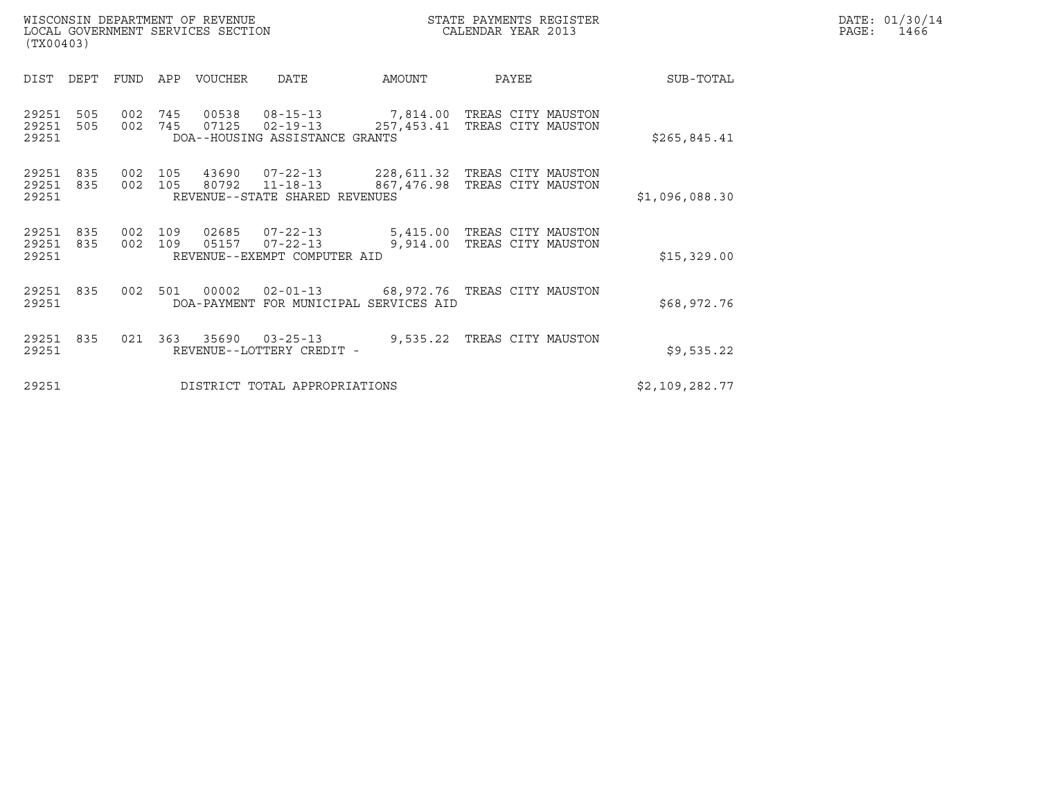WISCONSIN DEPARTMENT OF REVENUE
LOCAL GOVERNMENT SERVICES SECTION
(TX00403)

STATE PAYMENTS REGISTER
CALENDAR YEAR 2013

DATE: 01/30/14
PAGE: 1466

| DIST | DEPT | FUND | APP | VOUCHER | DATE | AMOUNT | PAYEE | SUB-TOTAL |
|---|---|---|---|---|---|---|---|---|
| 29251 | 505 | 002 | 745 | 00538 | 08-15-13 | 7,814.00 | TREAS CITY MAUSTON | |
| 29251 | 505 | 002 | 745 | 07125 | 02-19-13 | 257,453.41 | TREAS CITY MAUSTON | |
| 29251 | | | | DOA--HOUSING ASSISTANCE GRANTS | | | | $265,845.41 |
| 29251 | 835 | 002 | 105 | 43690 | 07-22-13 | 228,611.32 | TREAS CITY MAUSTON | |
| 29251 | 835 | 002 | 105 | 80792 | 11-18-13 | 867,476.98 | TREAS CITY MAUSTON | |
| 29251 | | | | REVENUE--STATE SHARED REVENUES | | | | $1,096,088.30 |
| 29251 | 835 | 002 | 109 | 02685 | 07-22-13 | 5,415.00 | TREAS CITY MAUSTON | |
| 29251 | 835 | 002 | 109 | 05157 | 07-22-13 | 9,914.00 | TREAS CITY MAUSTON | |
| 29251 | | | | REVENUE--EXEMPT COMPUTER AID | | | | $15,329.00 |
| 29251 | 835 | 002 | 501 | 00002 | 02-01-13 | 68,972.76 | TREAS CITY MAUSTON | |
| 29251 | | | | DOA-PAYMENT FOR MUNICIPAL SERVICES AID | | | | $68,972.76 |
| 29251 | 835 | 021 | 363 | 35690 | 03-25-13 | 9,535.22 | TREAS CITY MAUSTON | |
| 29251 | | | | REVENUE--LOTTERY CREDIT - | | | | $9,535.22 |
| 29251 | | | | DISTRICT TOTAL APPROPRIATIONS | | | | $2,109,282.77 |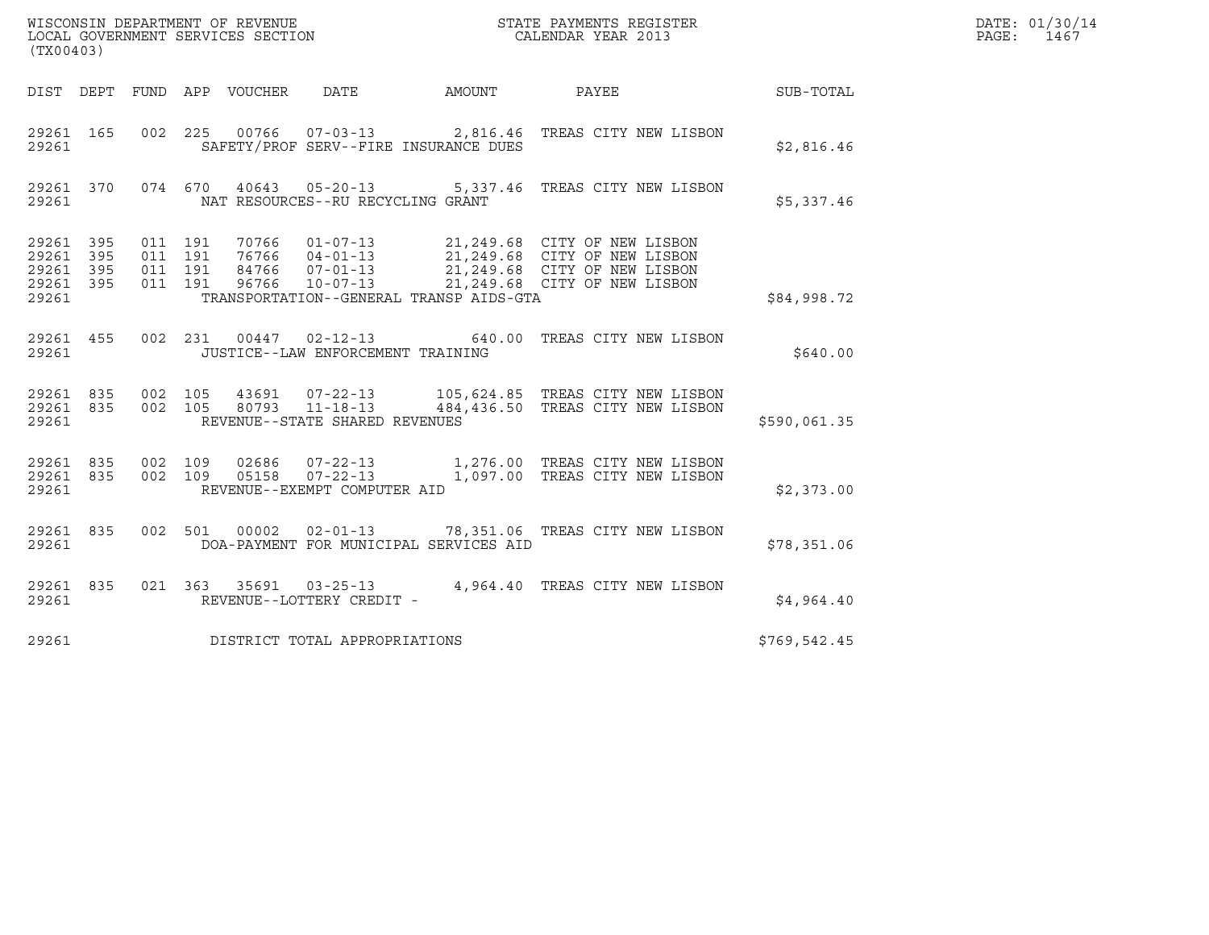WISCONSIN DEPARTMENT OF REVENUE
LOCAL GOVERNMENT SERVICES SECTION
(TX00403)

STATE PAYMENTS REGISTER
CALENDAR YEAR 2013

DATE: 01/30/14
PAGE: 1467

| DIST | DEPT | FUND | APP | VOUCHER | DATE | AMOUNT | PAYEE | SUB-TOTAL |
|---|---|---|---|---|---|---|---|---|
| 29261 | 165 | 002 | 225 | 00766 | 07-03-13 | 2,816.46 | TREAS CITY NEW LISBON | |
| 29261 | | | | SAFETY/PROF SERV--FIRE INSURANCE DUES | | | | $2,816.46 |
| 29261 | 370 | 074 | 670 | 40643 | 05-20-13 | 5,337.46 | TREAS CITY NEW LISBON | |
| 29261 | | | | NAT RESOURCES--RU RECYCLING GRANT | | | | $5,337.46 |
| 29261 | 395 | 011 | 191 | 70766 | 01-07-13 | 21,249.68 | CITY OF NEW LISBON | |
| 29261 | 395 | 011 | 191 | 76766 | 04-01-13 | 21,249.68 | CITY OF NEW LISBON | |
| 29261 | 395 | 011 | 191 | 84766 | 07-01-13 | 21,249.68 | CITY OF NEW LISBON | |
| 29261 | 395 | 011 | 191 | 96766 | 10-07-13 | 21,249.68 | CITY OF NEW LISBON | |
| 29261 | | | | TRANSPORTATION--GENERAL TRANSP AIDS-GTA | | | | $84,998.72 |
| 29261 | 455 | 002 | 231 | 00447 | 02-12-13 | 640.00 | TREAS CITY NEW LISBON | |
| 29261 | | | | JUSTICE--LAW ENFORCEMENT TRAINING | | | | $640.00 |
| 29261 | 835 | 002 | 105 | 43691 | 07-22-13 | 105,624.85 | TREAS CITY NEW LISBON | |
| 29261 | 835 | 002 | 105 | 80793 | 11-18-13 | 484,436.50 | TREAS CITY NEW LISBON | |
| 29261 | | | | REVENUE--STATE SHARED REVENUES | | | | $590,061.35 |
| 29261 | 835 | 002 | 109 | 02686 | 07-22-13 | 1,276.00 | TREAS CITY NEW LISBON | |
| 29261 | 835 | 002 | 109 | 05158 | 07-22-13 | 1,097.00 | TREAS CITY NEW LISBON | |
| 29261 | | | | REVENUE--EXEMPT COMPUTER AID | | | | $2,373.00 |
| 29261 | 835 | 002 | 501 | 00002 | 02-01-13 | 78,351.06 | TREAS CITY NEW LISBON | |
| 29261 | | | | DOA-PAYMENT FOR MUNICIPAL SERVICES AID | | | | $78,351.06 |
| 29261 | 835 | 021 | 363 | 35691 | 03-25-13 | 4,964.40 | TREAS CITY NEW LISBON | |
| 29261 | | | | REVENUE--LOTTERY CREDIT - | | | | $4,964.40 |
| 29261 | | | | DISTRICT TOTAL APPROPRIATIONS | | | | $769,542.45 |